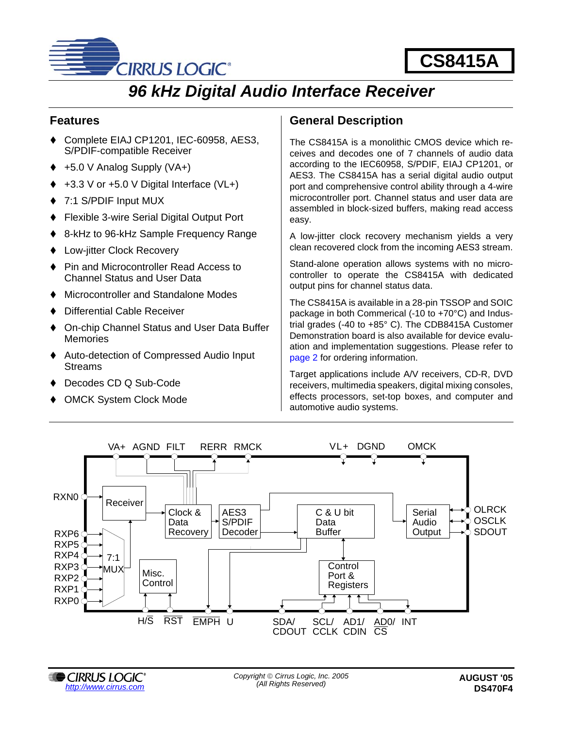# CS8415A

## 96 kHz Digital Audio Interface Receiver

### Features

- Complete EIAJ CP1201, IEC-60958, AES3, S/PDIF-compatible Receiver
- +5.0 V Analog Supply (VA+)
- +3.3 V or +5.0 V Digital Interface (VL+)
- 7:1 S/PDIF Input MUX
- Flexible 3-wire Serial Digital Output Port
- 8-kHz to 96-kHz Sample Frequency Range
- Low-jitter Clock Recovery
- Pin and Microcontroller Read Access to Channel Status and User Data
- Microcontroller and Standalone Modes
- Differential Cable Receiver
- On-chip Channel Status and User Data Buffer Memories
- Auto-detection of Compressed Audio Input Streams
- Decodes CD Q Sub-Code
- OMCK System Clock Mode

### General Description

The CS8415A is a monolithic CMOS device which receives and decodes one of 7 channels of audio data according to the IEC60958, S/PDIF, EIAJ CP1201, or AES3. The CS8415A has a serial digital audio output port and comprehensive control ability through a 4-wire microcontroller port. Channel status and user data are assembled in block-sized buffers, making read access easy.

A low-jitter clock recovery mechanism yields a very clean recovered clock from the incoming AES3 stream.

Stand-alone operation allows systems with no microcontroller to operate the CS8415A with dedicated output pins for channel status data.

The CS8415A is available in a 28-pin TSSOP and SOIC package in both Commercial (-10 to +70°C) and Industrial grades (-40 to +85° C). The CDB8415A Customer Demonstration board is also available for device evaluation and implementation suggestions. Please refer to page 2 for ordering information.

Target applications include A/V receivers, CD-R, DVD receivers, multimedia speakers, digital mixing consoles, effects processors, set-top boxes, and computer and automotive audio systems.

VA+ AGND FILT RERR RMCK VL+ DGND OMCK

RXN0, RXP6, RXP5, RXP4, RXP3, RXP2, RXP1, RXP0

Receiver | 7:1 MUX | Clock & Data Recovery | AES3 S/PDIF Decoder | C & U bit Data Buffer | Serial Audio Output | Misc. Control | Control Port & Registers

OLRCK OSCLK SDOUT

H/S RST EMPH U SDA/CDOUT SCL/CCLK AD1/CDIN AD0/CS INT

Copyright © Cirrus Logic, Inc. 2005 (All Rights Reserved)

http://www.cirrus.com

AUGUST '05
DS470F4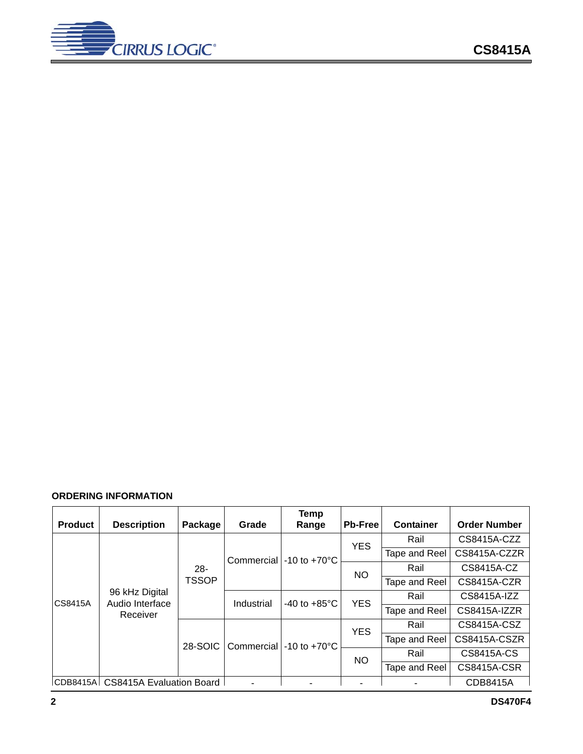## ORDERING INFORMATION

| Product | Description | Package | Grade | Temp Range | Pb-Free | Container | Order Number |
|---|---|---|---|---|---|---|---|
| CS8415A | 96 kHz Digital Audio Interface Receiver | 28-TSSOP | Commercial | -10 to +70°C | YES | Rail | CS8415A-CZZ |
| | | | | | | Tape and Reel | CS8415A-CZZR |
| | | | | | NO | Rail | CS8415A-CZ |
| | | | | | | Tape and Reel | CS8415A-CZR |
| | | | Industrial | -40 to +85°C | YES | Rail | CS8415A-IZZ |
| | | | | | | Tape and Reel | CS8415A-IZZR |
| | | 28-SOIC | Commercial | -10 to +70°C | YES | Rail | CS8415A-CSZ |
| | | | | | | Tape and Reel | CS8415A-CSZR |
| | | | | | NO | Rail | CS8415A-CS |
| | | | | | | Tape and Reel | CS8415A-CSR |
| CDB8415A | CS8415A Evaluation Board | | - | - | - | - | CDB8415A |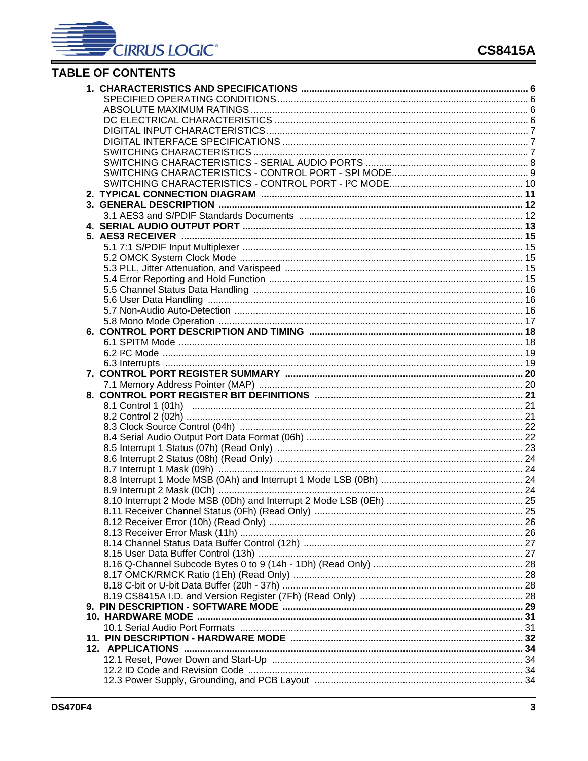## TABLE OF CONTENTS

**1. CHARACTERISTICS AND SPECIFICATIONS .......... 6**
- SPECIFIED OPERATING CONDITIONS .......... 6
- ABSOLUTE MAXIMUM RATINGS .......... 6
- DC ELECTRICAL CHARACTERISTICS .......... 6
- DIGITAL INPUT CHARACTERISTICS .......... 7
- DIGITAL INTERFACE SPECIFICATIONS .......... 7
- SWITCHING CHARACTERISTICS .......... 7
- SWITCHING CHARACTERISTICS - SERIAL AUDIO PORTS .......... 8
- SWITCHING CHARACTERISTICS - CONTROL PORT - SPI MODE .......... 9
- SWITCHING CHARACTERISTICS - CONTROL PORT - I²C MODE .......... 10

**2. TYPICAL CONNECTION DIAGRAM .......... 11**

**3. GENERAL DESCRIPTION .......... 12**
- 3.1 AES3 and S/PDIF Standards Documents .......... 12

**4. SERIAL AUDIO OUTPUT PORT .......... 13**

**5. AES3 RECEIVER .......... 15**
- 5.1 7:1 S/PDIF Input Multiplexer .......... 15
- 5.2 OMCK System Clock Mode .......... 15
- 5.3 PLL, Jitter Attenuation, and Varispeed .......... 15
- 5.4 Error Reporting and Hold Function .......... 15
- 5.5 Channel Status Data Handling .......... 16
- 5.6 User Data Handling .......... 16
- 5.7 Non-Audio Auto-Detection .......... 16
- 5.8 Mono Mode Operation .......... 17

**6. CONTROL PORT DESCRIPTION AND TIMING .......... 18**
- 6.1 SPITM Mode .......... 18
- 6.2 I²C Mode .......... 19
- 6.3 Interrupts .......... 19

**7. CONTROL PORT REGISTER SUMMARY .......... 20**
- 7.1 Memory Address Pointer (MAP) .......... 20

**8. CONTROL PORT REGISTER BIT DEFINITIONS .......... 21**
- 8.1 Control 1 (01h) .......... 21
- 8.2 Control 2 (02h) .......... 21
- 8.3 Clock Source Control (04h) .......... 22
- 8.4 Serial Audio Output Port Data Format (06h) .......... 22
- 8.5 Interrupt 1 Status (07h) (Read Only) .......... 23
- 8.6 Interrupt 2 Status (08h) (Read Only) .......... 24
- 8.7 Interrupt 1 Mask (09h) .......... 24
- 8.8 Interrupt 1 Mode MSB (0Ah) and Interrupt 1 Mode LSB (0Bh) .......... 24
- 8.9 Interrupt 2 Mask (0Ch) .......... 24
- 8.10 Interrupt 2 Mode MSB (0Dh) and Interrupt 2 Mode LSB (0Eh) .......... 25
- 8.11 Receiver Channel Status (0Fh) (Read Only) .......... 25
- 8.12 Receiver Error (10h) (Read Only) .......... 26
- 8.13 Receiver Error Mask (11h) .......... 26
- 8.14 Channel Status Data Buffer Control (12h) .......... 27
- 8.15 User Data Buffer Control (13h) .......... 27
- 8.16 Q-Channel Subcode Bytes 0 to 9 (14h - 1Dh) (Read Only) .......... 28
- 8.17 OMCK/RMCK Ratio (1Eh) (Read Only) .......... 28
- 8.18 C-bit or U-bit Data Buffer (20h - 37h) .......... 28
- 8.19 CS8415A I.D. and Version Register (7Fh) (Read Only) .......... 28

**9. PIN DESCRIPTION - SOFTWARE MODE .......... 29**

**10. HARDWARE MODE .......... 31**
- 10.1 Serial Audio Port Formats .......... 31

**11. PIN DESCRIPTION - HARDWARE MODE .......... 32**

**12. APPLICATIONS .......... 34**
- 12.1 Reset, Power Down and Start-Up .......... 34
- 12.2 ID Code and Revision Code .......... 34
- 12.3 Power Supply, Grounding, and PCB Layout .......... 34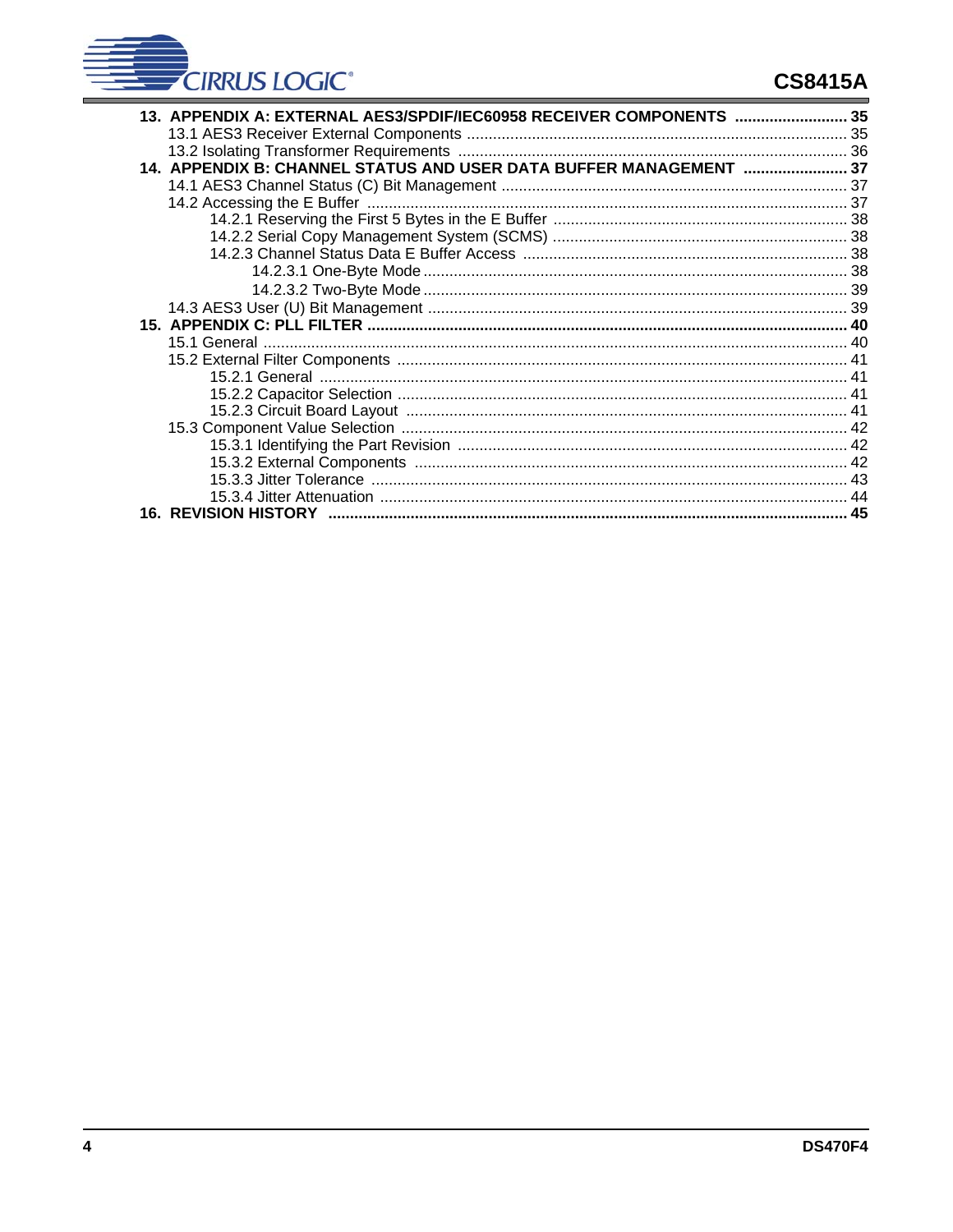**13. APPENDIX A: EXTERNAL AES3/SPDIF/IEC60958 RECEIVER COMPONENTS .......................... 35**
13.1 AES3 Receiver External Components ....................................................................................... 35
13.2 Isolating Transformer Requirements ......................................................................................... 36
**14. APPENDIX B: CHANNEL STATUS AND USER DATA BUFFER MANAGEMENT ........................ 37**
14.1 AES3 Channel Status (C) Bit Management ............................................................................... 37
14.2 Accessing the E Buffer .............................................................................................................. 37
14.2.1 Reserving the First 5 Bytes in the E Buffer ................................................................... 38
14.2.2 Serial Copy Management System (SCMS) .................................................................... 38
14.2.3 Channel Status Data E Buffer Access .......................................................................... 38
14.2.3.1 One-Byte Mode ................................................................................................ 38
14.2.3.2 Two-Byte Mode ................................................................................................ 39
14.3 AES3 User (U) Bit Management ............................................................................................... 39
**15. APPENDIX C: PLL FILTER ............................................................................................................. 40**
15.1 General ...................................................................................................................................... 40
15.2 External Filter Components ...................................................................................................... 41
15.2.1 General ......................................................................................................................... 41
15.2.2 Capacitor Selection ...................................................................................................... 41
15.2.3 Circuit Board Layout ..................................................................................................... 41
15.3 Component Value Selection ..................................................................................................... 42
15.3.1 Identifying the Part Revision ......................................................................................... 42
15.3.2 External Components ................................................................................................... 42
15.3.3 Jitter Tolerance ............................................................................................................. 43
15.3.4 Jitter Attenuation ........................................................................................................... 44
**16. REVISION HISTORY ...................................................................................................................... 45**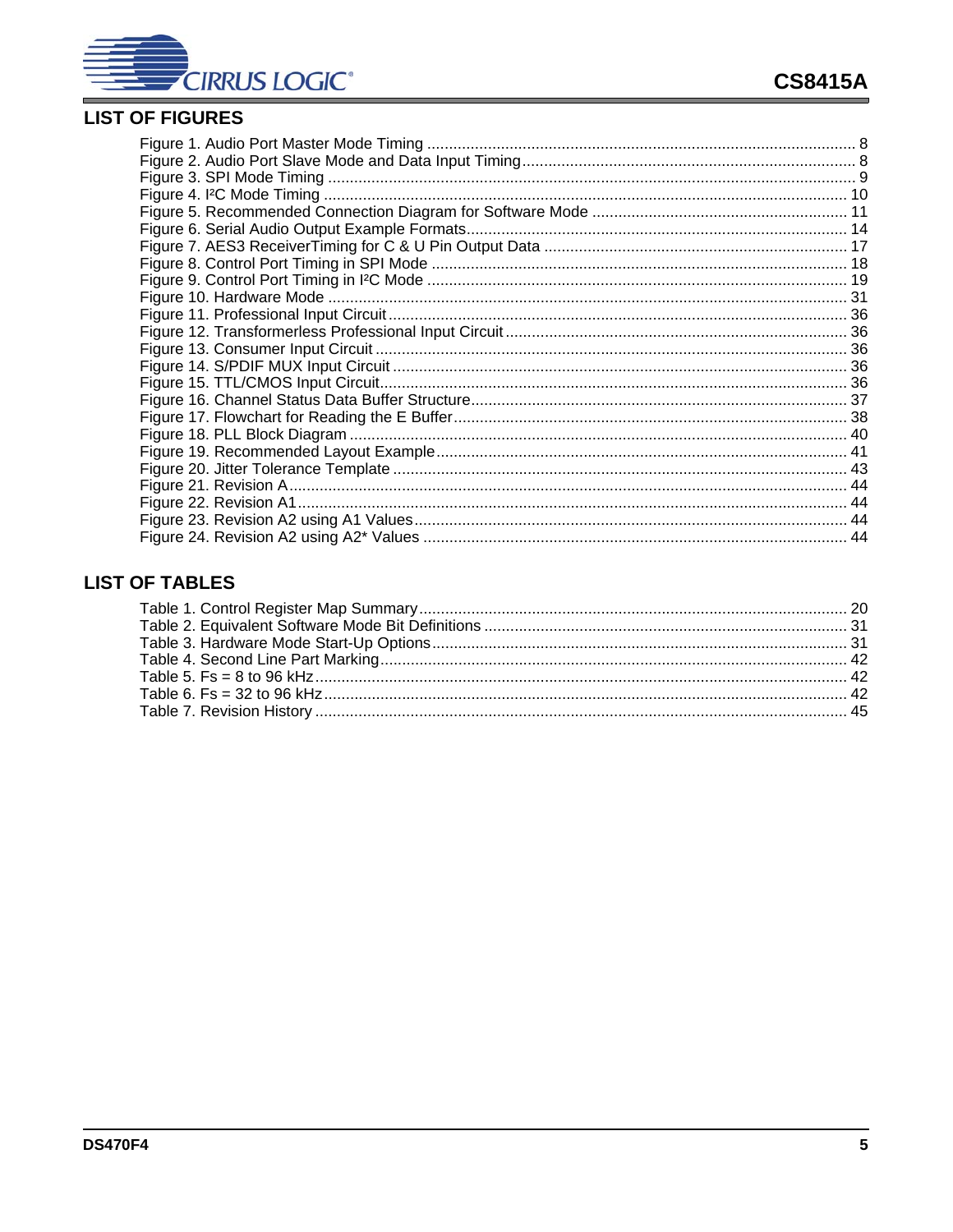## LIST OF FIGURES

Figure 1. Audio Port Master Mode Timing .................................................................................................. 8
Figure 2. Audio Port Slave Mode and Data Input Timing............................................................................ 8
Figure 3. SPI Mode Timing ......................................................................................................................... 9
Figure 4. I²C Mode Timing ........................................................................................................................ 10
Figure 5. Recommended Connection Diagram for Software Mode ........................................................... 11
Figure 6. Serial Audio Output Example Formats....................................................................................... 14
Figure 7. AES3 ReceiverTiming for C & U Pin Output Data ...................................................................... 17
Figure 8. Control Port Timing in SPI Mode ............................................................................................... 18
Figure 9. Control Port Timing in I²C Mode ................................................................................................ 19
Figure 10. Hardware Mode ....................................................................................................................... 31
Figure 11. Professional Input Circuit......................................................................................................... 36
Figure 12. Transformerless Professional Input Circuit.............................................................................. 36
Figure 13. Consumer Input Circuit ............................................................................................................ 36
Figure 14. S/PDIF MUX Input Circuit ........................................................................................................ 36
Figure 15. TTL/CMOS Input Circuit........................................................................................................... 36
Figure 16. Channel Status Data Buffer Structure...................................................................................... 37
Figure 17. Flowchart for Reading the E Buffer.......................................................................................... 38
Figure 18. PLL Block Diagram .................................................................................................................. 40
Figure 19. Recommended Layout Example.............................................................................................. 41
Figure 20. Jitter Tolerance Template ........................................................................................................ 43
Figure 21. Revision A................................................................................................................................ 44
Figure 22. Revision A1.............................................................................................................................. 44
Figure 23. Revision A2 using A1 Values................................................................................................... 44
Figure 24. Revision A2 using A2* Values ................................................................................................. 44

## LIST OF TABLES

Table 1. Control Register Map Summary.................................................................................................. 20
Table 2. Equivalent Software Mode Bit Definitions ................................................................................... 31
Table 3. Hardware Mode Start-Up Options............................................................................................... 31
Table 4. Second Line Part Marking........................................................................................................... 42
Table 5. Fs = 8 to 96 kHz.......................................................................................................................... 42
Table 6. Fs = 32 to 96 kHz........................................................................................................................ 42
Table 7. Revision History .......................................................................................................................... 45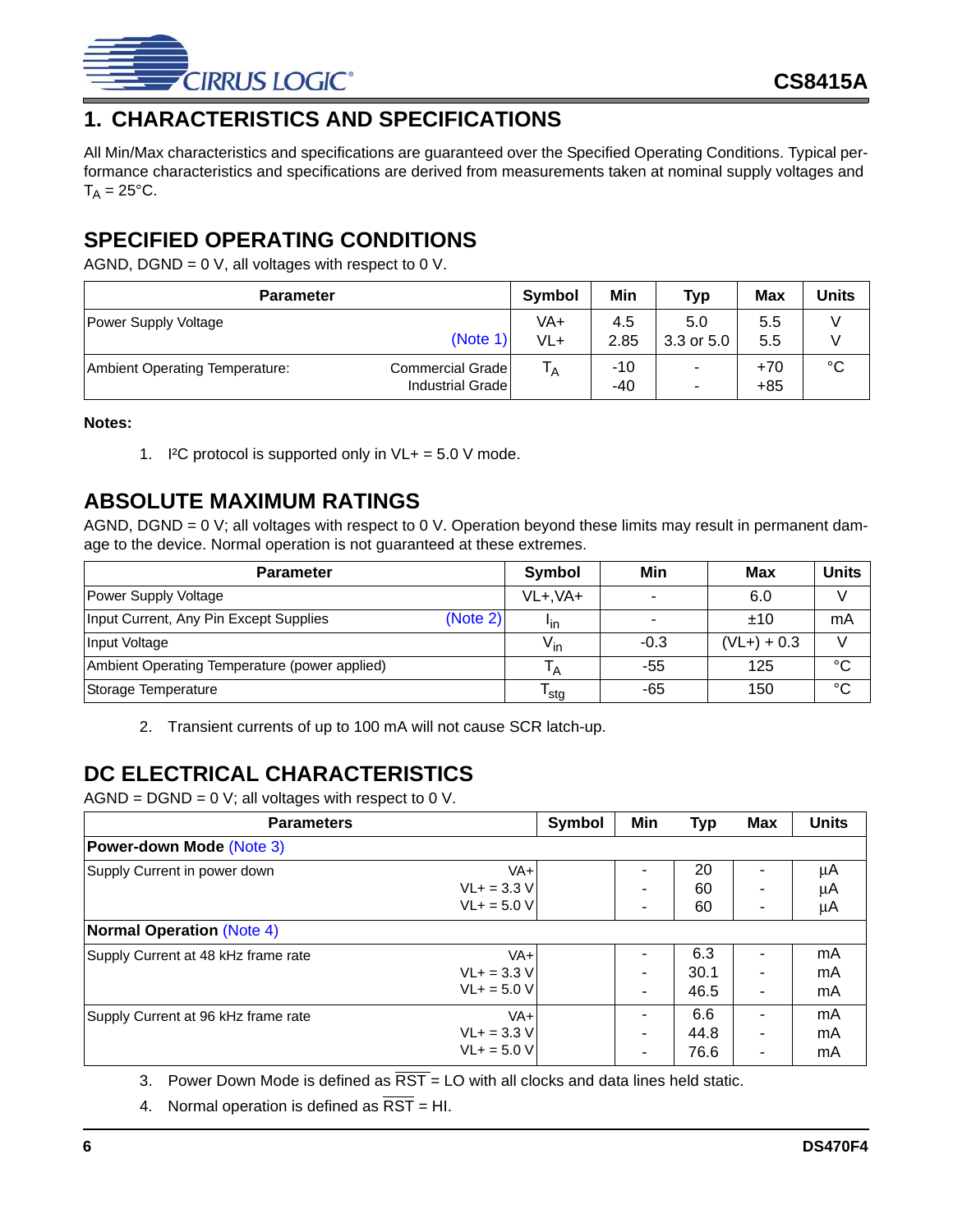# 1. CHARACTERISTICS AND SPECIFICATIONS

All Min/Max characteristics and specifications are guaranteed over the Specified Operating Conditions. Typical performance characteristics and specifications are derived from measurements taken at nominal supply voltages and $T_A$ = 25°C.

## SPECIFIED OPERATING CONDITIONS

AGND, DGND = 0 V, all voltages with respect to 0 V.

| Parameter | | Symbol | Min | Typ | Max | Units |
|---|---|---|---|---|---|---|
| Power Supply Voltage | (Note 1) | VA+<br>VL+ | 4.5<br>2.85 | 5.0<br>3.3 or 5.0 | 5.5<br>5.5 | V<br>V |
| Ambient Operating Temperature: | Commercial Grade<br>Industrial Grade | $T_A$ | -10<br>-40 | -<br>- | +70<br>+85 | °C |

**Notes:**

1. I²C protocol is supported only in VL+ = 5.0 V mode.

## ABSOLUTE MAXIMUM RATINGS

AGND, DGND = 0 V; all voltages with respect to 0 V. Operation beyond these limits may result in permanent damage to the device. Normal operation is not guaranteed at these extremes.

| Parameter | | Symbol | Min | Max | Units |
|---|---|---|---|---|---|
| Power Supply Voltage | | VL+,VA+ | - | 6.0 | V |
| Input Current, Any Pin Except Supplies | (Note 2) | $I_{in}$ | - | ±10 | mA |
| Input Voltage | | $V_{in}$ | -0.3 | (VL+) + 0.3 | V |
| Ambient Operating Temperature (power applied) | | $T_A$ | -55 | 125 | °C |
| Storage Temperature | | $T_{stg}$ | -65 | 150 | °C |

2. Transient currents of up to 100 mA will not cause SCR latch-up.

## DC ELECTRICAL CHARACTERISTICS

AGND = DGND = 0 V; all voltages with respect to 0 V.

| Parameters | | Symbol | Min | Typ | Max | Units |
|---|---|---|---|---|---|---|
| **Power-down Mode** (Note 3) | | | | | | |
| Supply Current in power down | VA+<br>VL+ = 3.3 V<br>VL+ = 5.0 V | | -<br>-<br>- | 20<br>60<br>60 | -<br>-<br>- | µA<br>µA<br>µA |
| **Normal Operation** (Note 4) | | | | | | |
| Supply Current at 48 kHz frame rate | VA+<br>VL+ = 3.3 V<br>VL+ = 5.0 V | | -<br>-<br>- | 6.3<br>30.1<br>46.5 | -<br>-<br>- | mA<br>mA<br>mA |
| Supply Current at 96 kHz frame rate | VA+<br>VL+ = 3.3 V<br>VL+ = 5.0 V | | -<br>-<br>- | 6.6<br>44.8<br>76.6 | -<br>-<br>- | mA<br>mA<br>mA |

3. Power Down Mode is defined as $\overline{RST}$ = LO with all clocks and data lines held static.

4. Normal operation is defined as $\overline{RST}$ = HI.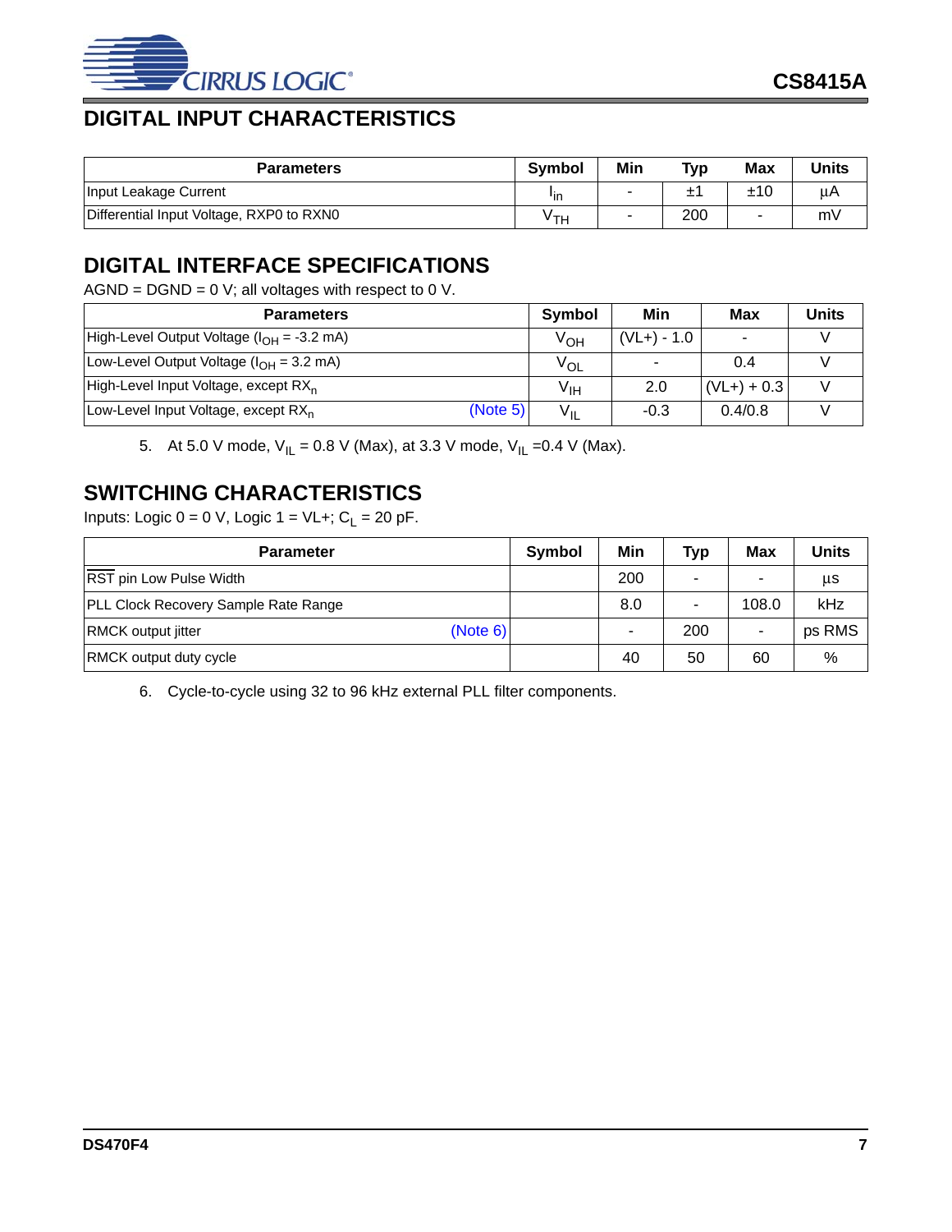## DIGITAL INPUT CHARACTERISTICS

| Parameters | Symbol | Min | Typ | Max | Units |
|---|---|---|---|---|---|
| Input Leakage Current | $I_{in}$ | - | ±1 | ±10 | µA |
| Differential Input Voltage, RXP0 to RXN0 | $V_{TH}$ | - | 200 | - | mV |

## DIGITAL INTERFACE SPECIFICATIONS

AGND = DGND = 0 V; all voltages with respect to 0 V.

| Parameters | Symbol | Min | Max | Units |
|---|---|---|---|---|
| High-Level Output Voltage ($I_{OH}$ = -3.2 mA) | $V_{OH}$ | (VL+) - 1.0 | - | V |
| Low-Level Output Voltage ($I_{OH}$ = 3.2 mA) | $V_{OL}$ | - | 0.4 | V |
| High-Level Input Voltage, except $RX_n$ | $V_{IH}$ | 2.0 | (VL+) + 0.3 | V |
| Low-Level Input Voltage, except $RX_n$ (Note 5) | $V_{IL}$ | -0.3 | 0.4/0.8 | V |

5. At 5.0 V mode, $V_{IL}$ = 0.8 V (Max), at 3.3 V mode, $V_{IL}$ =0.4 V (Max).

## SWITCHING CHARACTERISTICS

Inputs: Logic 0 = 0 V, Logic 1 = VL+; $C_L$ = 20 pF.

| Parameter | Symbol | Min | Typ | Max | Units |
|---|---|---|---|---|---|
| $\overline{\text{RST}}$ pin Low Pulse Width | | 200 | - | - | µs |
| PLL Clock Recovery Sample Rate Range | | 8.0 | - | 108.0 | kHz |
| RMCK output jitter (Note 6) | | - | 200 | - | ps RMS |
| RMCK output duty cycle | | 40 | 50 | 60 | % |

6. Cycle-to-cycle using 32 to 96 kHz external PLL filter components.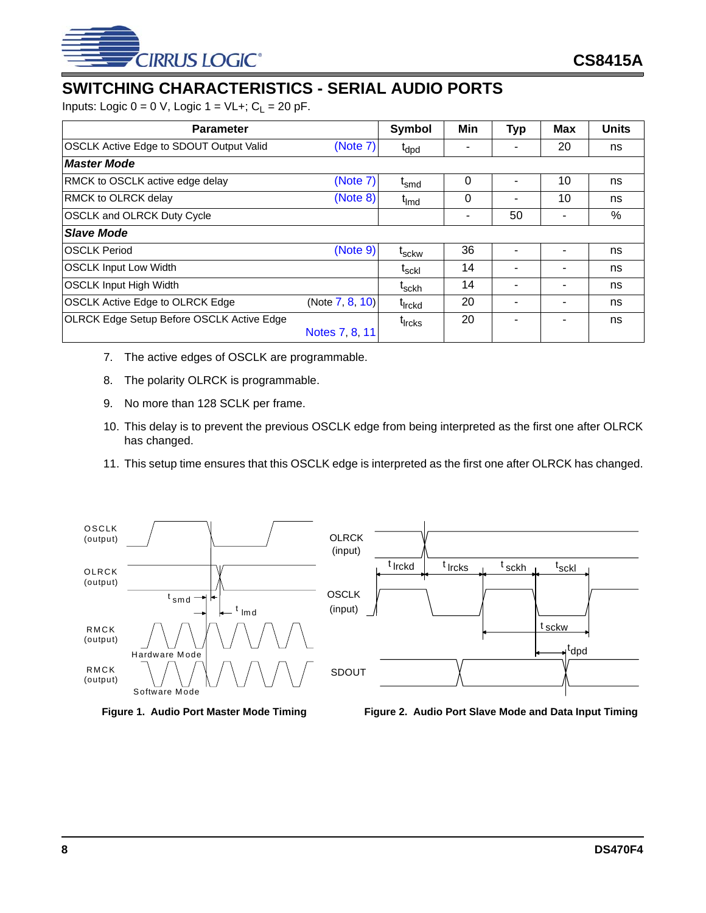## SWITCHING CHARACTERISTICS - SERIAL AUDIO PORTS

Inputs: Logic 0 = 0 V, Logic 1 = VL+; $C_L$ = 20 pF.

| Parameter | | Symbol | Min | Typ | Max | Units |
|---|---|---|---|---|---|---|
| OSCLK Active Edge to SDOUT Output Valid | (Note 7) | $t_{dpd}$ | - | - | 20 | ns |
| ***Master Mode*** | | | | | | |
| RMCK to OSCLK active edge delay | (Note 7) | $t_{smd}$ | 0 | - | 10 | ns |
| RMCK to OLRCK delay | (Note 8) | $t_{lmd}$ | 0 | - | 10 | ns |
| OSCLK and OLRCK Duty Cycle | | | - | 50 | - | % |
| ***Slave Mode*** | | | | | | |
| OSCLK Period | (Note 9) | $t_{sckw}$ | 36 | - | - | ns |
| OSCLK Input Low Width | | $t_{sckl}$ | 14 | - | - | ns |
| OSCLK Input High Width | | $t_{sckh}$ | 14 | - | - | ns |
| OSCLK Active Edge to OLRCK Edge | (Note 7, 8, 10) | $t_{lrckd}$ | 20 | - | - | ns |
| OLRCK Edge Setup Before OSCLK Active Edge | Notes 7, 8, 11 | $t_{lrcks}$ | 20 | - | - | ns |

7. The active edges of OSCLK are programmable.
8. The polarity OLRCK is programmable.
9. No more than 128 SCLK per frame.
10. This delay is to prevent the previous OSCLK edge from being interpreted as the first one after OLRCK has changed.
11. This setup time ensures that this OSCLK edge is interpreted as the first one after OLRCK has changed.

**Figure 1. Audio Port Master Mode Timing**

**Figure 2. Audio Port Slave Mode and Data Input Timing**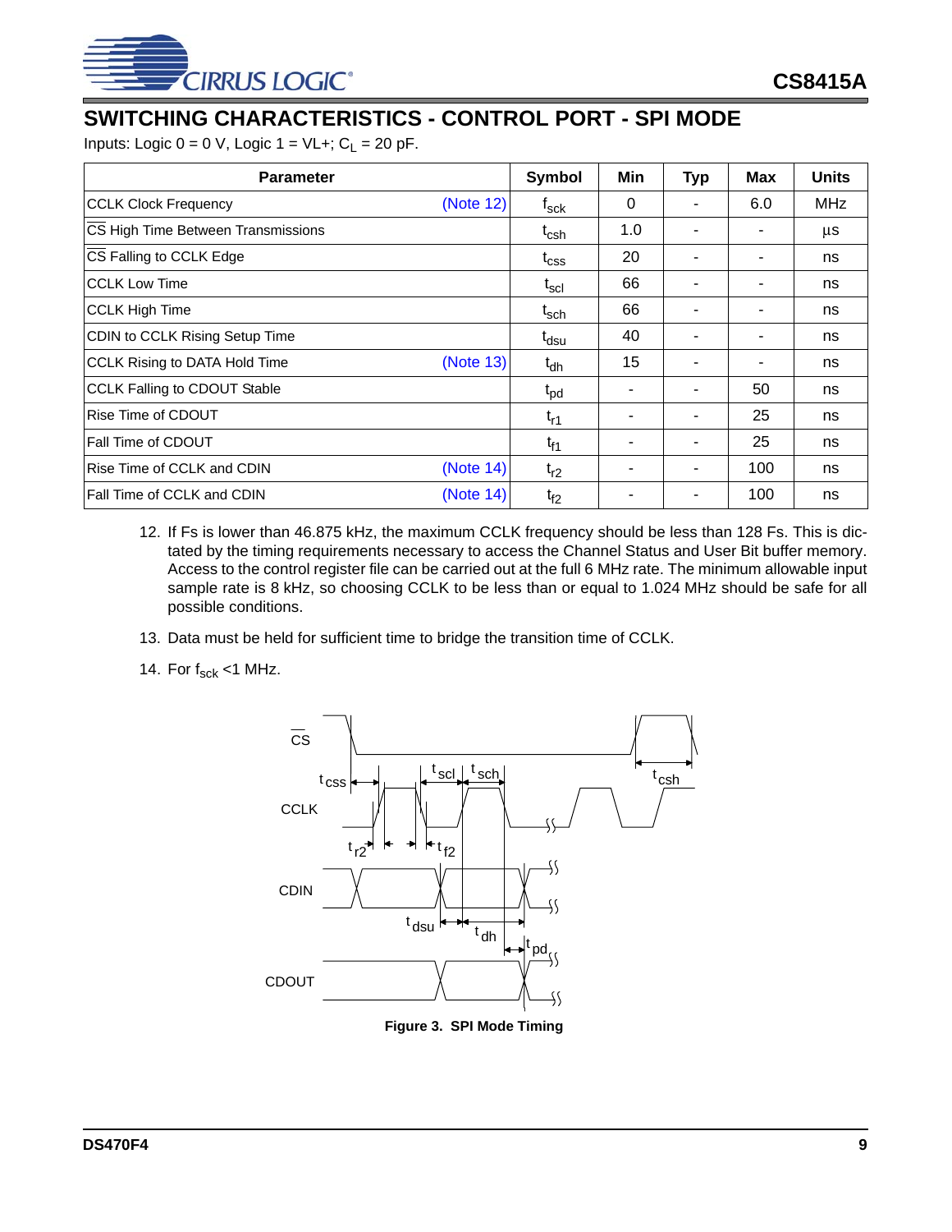## SWITCHING CHARACTERISTICS - CONTROL PORT - SPI MODE

Inputs: Logic 0 = 0 V, Logic 1 = VL+; $C_L$ = 20 pF.

| Parameter | Symbol | Min | Typ | Max | Units |
|---|---|---|---|---|---|
| CCLK Clock Frequency (Note 12) | $f_{sck}$ | 0 | - | 6.0 | MHz |
| $\overline{CS}$ High Time Between Transmissions | $t_{csh}$ | 1.0 | - | - | µs |
| $\overline{CS}$ Falling to CCLK Edge | $t_{css}$ | 20 | - | - | ns |
| CCLK Low Time | $t_{scl}$ | 66 | - | - | ns |
| CCLK High Time | $t_{sch}$ | 66 | - | - | ns |
| CDIN to CCLK Rising Setup Time | $t_{dsu}$ | 40 | - | - | ns |
| CCLK Rising to DATA Hold Time (Note 13) | $t_{dh}$ | 15 | - | - | ns |
| CCLK Falling to CDOUT Stable | $t_{pd}$ | - | - | 50 | ns |
| Rise Time of CDOUT | $t_{r1}$ | - | - | 25 | ns |
| Fall Time of CDOUT | $t_{f1}$ | - | - | 25 | ns |
| Rise Time of CCLK and CDIN (Note 14) | $t_{r2}$ | - | - | 100 | ns |
| Fall Time of CCLK and CDIN (Note 14) | $t_{f2}$ | - | - | 100 | ns |

12. If Fs is lower than 46.875 kHz, the maximum CCLK frequency should be less than 128 Fs. This is dictated by the timing requirements necessary to access the Channel Status and User Bit buffer memory. Access to the control register file can be carried out at the full 6 MHz rate. The minimum allowable input sample rate is 8 kHz, so choosing CCLK to be less than or equal to 1.024 MHz should be safe for all possible conditions.
13. Data must be held for sufficient time to bridge the transition time of CCLK.
14. For $f_{sck}$ <1 MHz.

Figure 3. SPI Mode Timing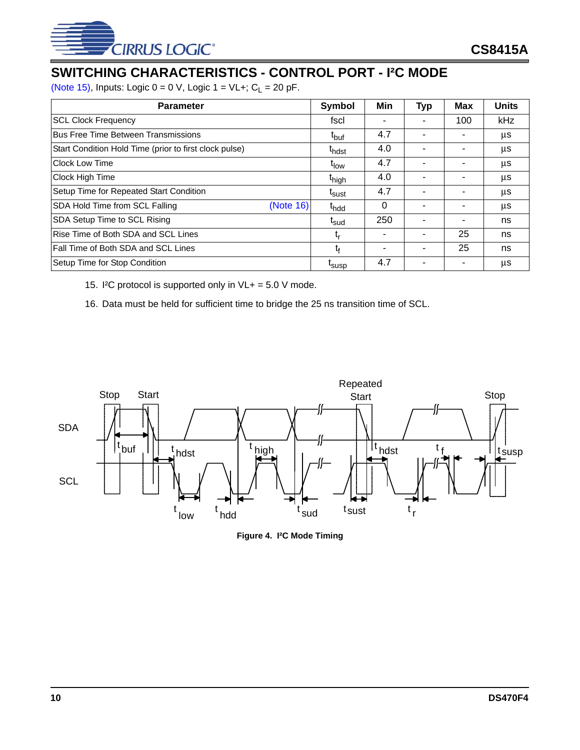## SWITCHING CHARACTERISTICS - CONTROL PORT - I²C MODE

(Note 15), Inputs: Logic 0 = 0 V, Logic 1 = VL+; $C_L$ = 20 pF.

| Parameter | Symbol | Min | Typ | Max | Units |
|---|---|---|---|---|---|
| SCL Clock Frequency | fscl | - | - | 100 | kHz |
| Bus Free Time Between Transmissions | $t_{buf}$ | 4.7 | - | - | µs |
| Start Condition Hold Time (prior to first clock pulse) | $t_{hdst}$ | 4.0 | - | - | µs |
| Clock Low Time | $t_{low}$ | 4.7 | - | - | µs |
| Clock High Time | $t_{high}$ | 4.0 | - | - | µs |
| Setup Time for Repeated Start Condition | $t_{sust}$ | 4.7 | - | - | µs |
| SDA Hold Time from SCL Falling (Note 16) | $t_{hdd}$ | 0 | - | - | µs |
| SDA Setup Time to SCL Rising | $t_{sud}$ | 250 | - | - | ns |
| Rise Time of Both SDA and SCL Lines | $t_r$ | - | - | 25 | ns |
| Fall Time of Both SDA and SCL Lines | $t_f$ | - | - | 25 | ns |
| Setup Time for Stop Condition | $t_{susp}$ | 4.7 | - | - | µs |

15. I²C protocol is supported only in VL+ = 5.0 V mode.

16. Data must be held for sufficient time to bridge the 25 ns transition time of SCL.

**Figure 4. I²C Mode Timing**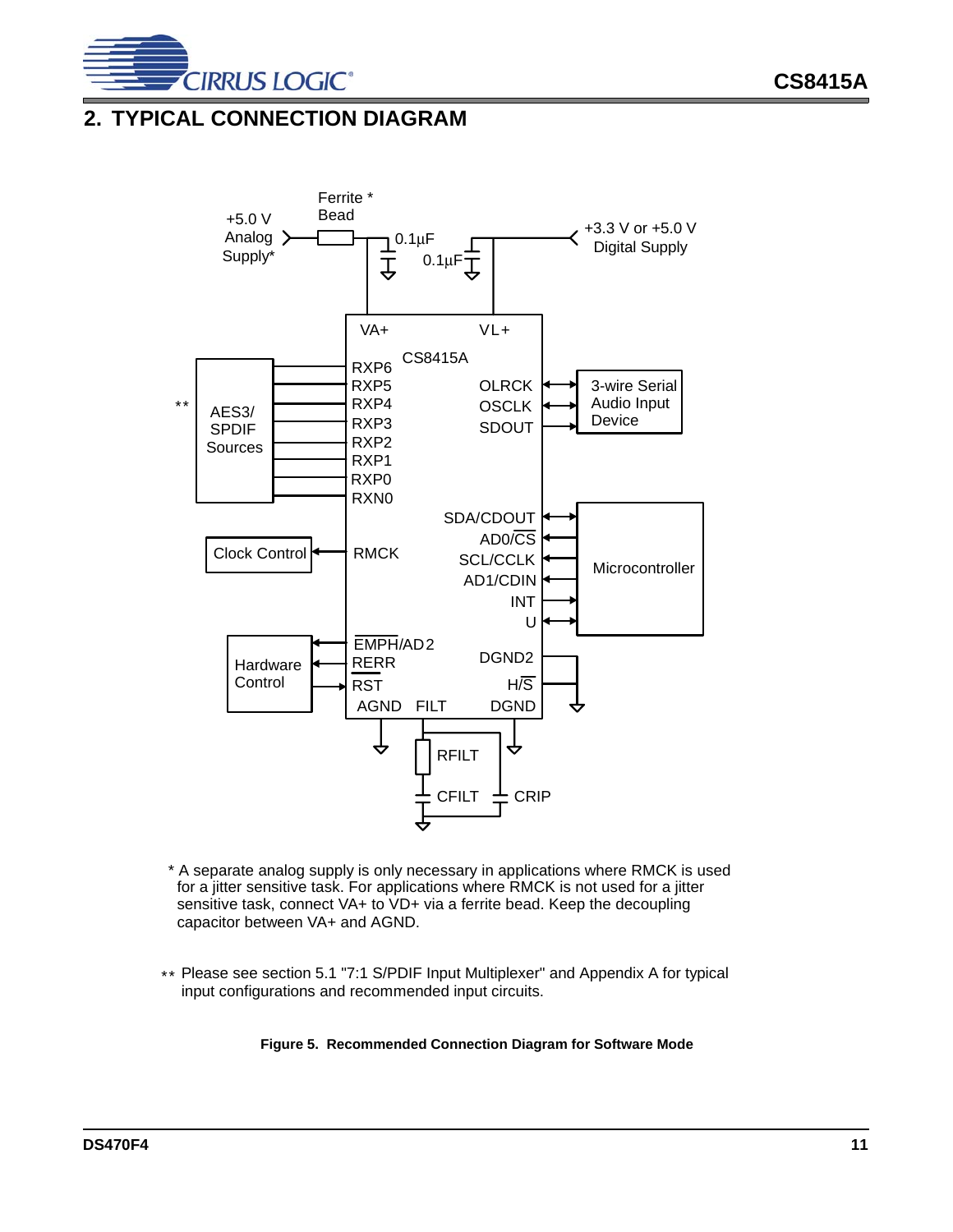## 2. TYPICAL CONNECTION DIAGRAM

\* A separate analog supply is only necessary in applications where RMCK is used for a jitter sensitive task. For applications where RMCK is not used for a jitter sensitive task, connect VA+ to VD+ via a ferrite bead. Keep the decoupling capacitor between VA+ and AGND.

\*\* Please see section 5.1 "7:1 S/PDIF Input Multiplexer" and Appendix A for typical input configurations and recommended input circuits.

**Figure 5. Recommended Connection Diagram for Software Mode**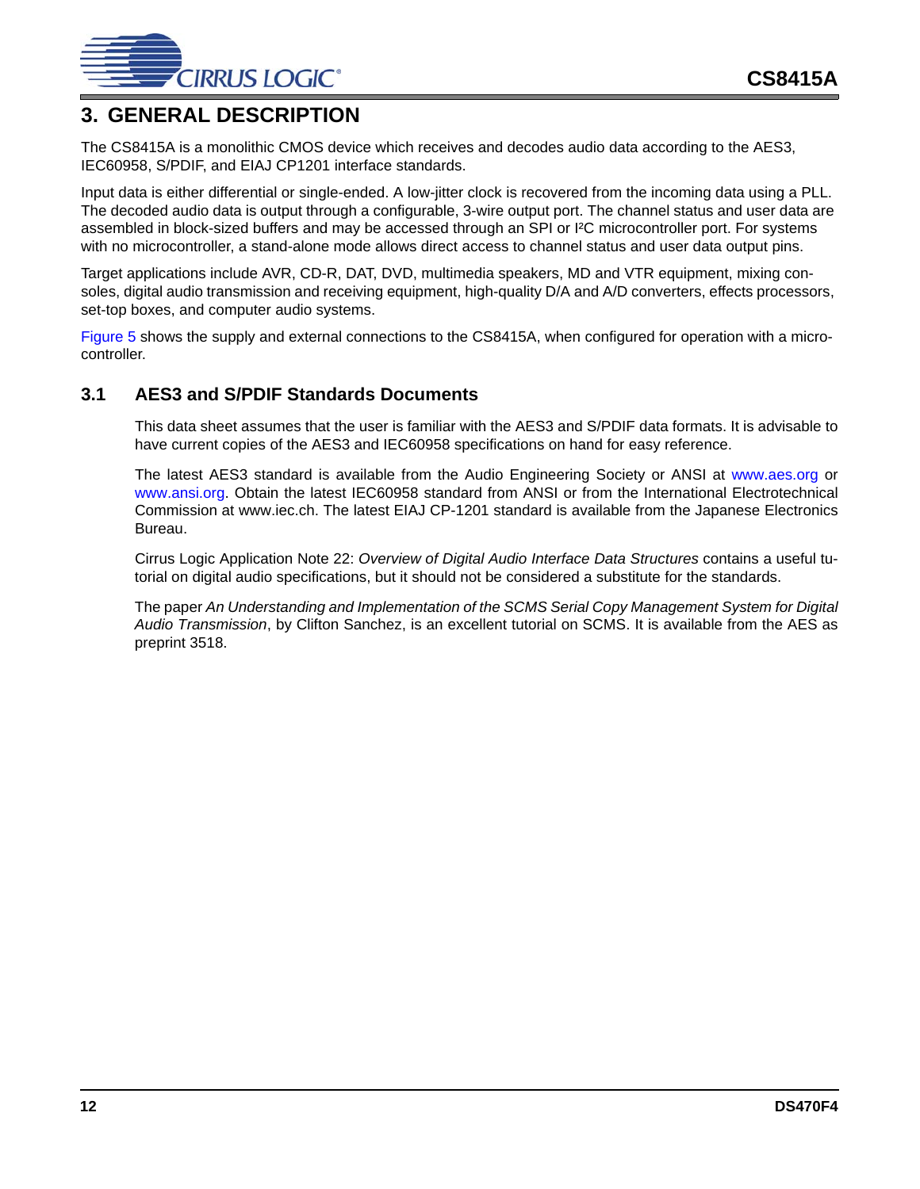# 3. GENERAL DESCRIPTION

The CS8415A is a monolithic CMOS device which receives and decodes audio data according to the AES3, IEC60958, S/PDIF, and EIAJ CP1201 interface standards.

Input data is either differential or single-ended. A low-jitter clock is recovered from the incoming data using a PLL. The decoded audio data is output through a configurable, 3-wire output port. The channel status and user data are assembled in block-sized buffers and may be accessed through an SPI or I²C microcontroller port. For systems with no microcontroller, a stand-alone mode allows direct access to channel status and user data output pins.

Target applications include AVR, CD-R, DAT, DVD, multimedia speakers, MD and VTR equipment, mixing consoles, digital audio transmission and receiving equipment, high-quality D/A and A/D converters, effects processors, set-top boxes, and computer audio systems.

Figure 5 shows the supply and external connections to the CS8415A, when configured for operation with a microcontroller.

## 3.1 AES3 and S/PDIF Standards Documents

This data sheet assumes that the user is familiar with the AES3 and S/PDIF data formats. It is advisable to have current copies of the AES3 and IEC60958 specifications on hand for easy reference.

The latest AES3 standard is available from the Audio Engineering Society or ANSI at www.aes.org or www.ansi.org. Obtain the latest IEC60958 standard from ANSI or from the International Electrotechnical Commission at www.iec.ch. The latest EIAJ CP-1201 standard is available from the Japanese Electronics Bureau.

Cirrus Logic Application Note 22: *Overview of Digital Audio Interface Data Structures* contains a useful tutorial on digital audio specifications, but it should not be considered a substitute for the standards.

The paper *An Understanding and Implementation of the SCMS Serial Copy Management System for Digital Audio Transmission*, by Clifton Sanchez, is an excellent tutorial on SCMS. It is available from the AES as preprint 3518.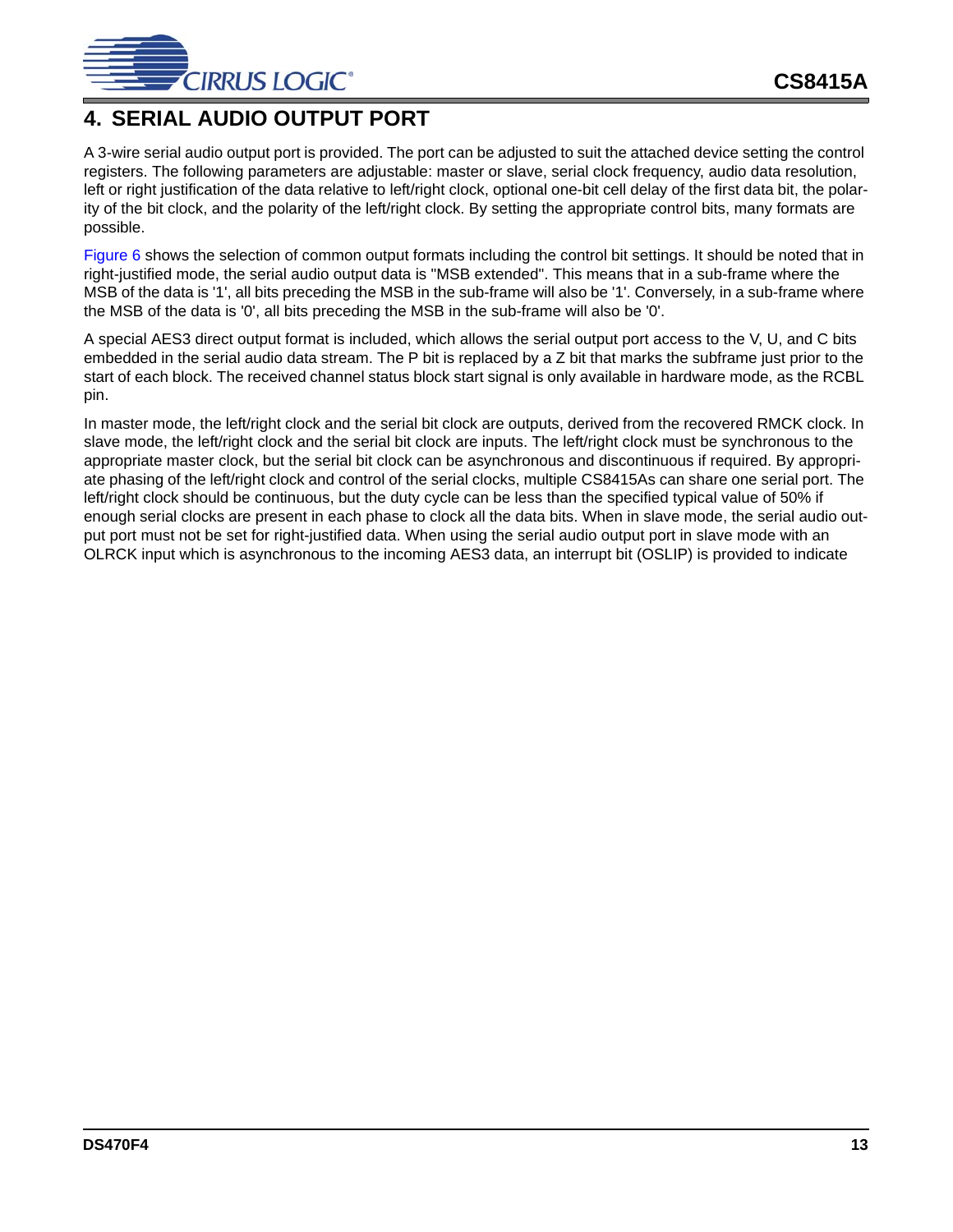# 4. SERIAL AUDIO OUTPUT PORT

A 3-wire serial audio output port is provided. The port can be adjusted to suit the attached device setting the control registers. The following parameters are adjustable: master or slave, serial clock frequency, audio data resolution, left or right justification of the data relative to left/right clock, optional one-bit cell delay of the first data bit, the polarity of the bit clock, and the polarity of the left/right clock. By setting the appropriate control bits, many formats are possible.

Figure 6 shows the selection of common output formats including the control bit settings. It should be noted that in right-justified mode, the serial audio output data is "MSB extended". This means that in a sub-frame where the MSB of the data is '1', all bits preceding the MSB in the sub-frame will also be '1'. Conversely, in a sub-frame where the MSB of the data is '0', all bits preceding the MSB in the sub-frame will also be '0'.

A special AES3 direct output format is included, which allows the serial output port access to the V, U, and C bits embedded in the serial audio data stream. The P bit is replaced by a Z bit that marks the subframe just prior to the start of each block. The received channel status block start signal is only available in hardware mode, as the RCBL pin.

In master mode, the left/right clock and the serial bit clock are outputs, derived from the recovered RMCK clock. In slave mode, the left/right clock and the serial bit clock are inputs. The left/right clock must be synchronous to the appropriate master clock, but the serial bit clock can be asynchronous and discontinuous if required. By appropriate phasing of the left/right clock and control of the serial clocks, multiple CS8415As can share one serial port. The left/right clock should be continuous, but the duty cycle can be less than the specified typical value of 50% if enough serial clocks are present in each phase to clock all the data bits. When in slave mode, the serial audio output port must not be set for right-justified data. When using the serial audio output port in slave mode with an OLRCK input which is asynchronous to the incoming AES3 data, an interrupt bit (OSLIP) is provided to indicate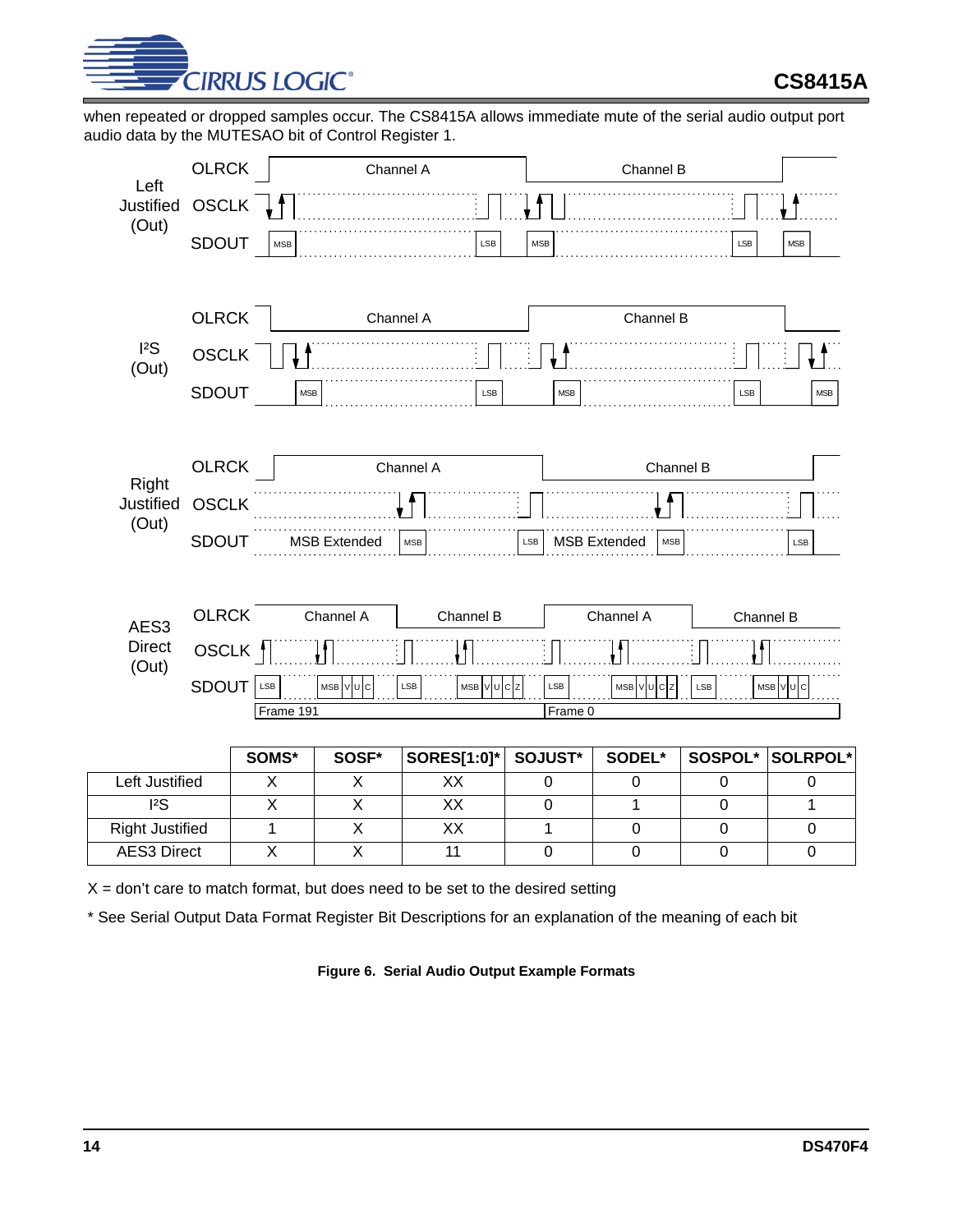when repeated or dropped samples occur. The CS8415A allows immediate mute of the serial audio output port audio data by the MUTESAO bit of Control Register 1.

|  | SOMS* | SOSF* | SORES[1:0]* | SOJUST* | SODEL* | SOSPOL* | SOLRPOL* |
|---|---|---|---|---|---|---|---|
| Left Justified | X | X | XX | 0 | 0 | 0 | 0 |
| I²S | X | X | XX | 0 | 1 | 0 | 1 |
| Right Justified | 1 | X | XX | 1 | 0 | 0 | 0 |
| AES3 Direct | X | X | 11 | 0 | 0 | 0 | 0 |

X = don't care to match format, but does need to be set to the desired setting

* See Serial Output Data Format Register Bit Descriptions for an explanation of the meaning of each bit

**Figure 6. Serial Audio Output Example Formats**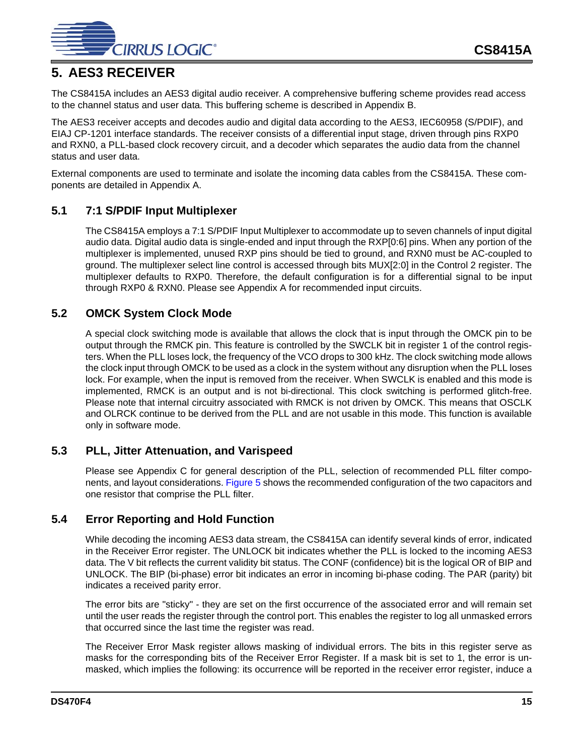# 5. AES3 RECEIVER

The CS8415A includes an AES3 digital audio receiver. A comprehensive buffering scheme provides read access to the channel status and user data. This buffering scheme is described in Appendix B.

The AES3 receiver accepts and decodes audio and digital data according to the AES3, IEC60958 (S/PDIF), and EIAJ CP-1201 interface standards. The receiver consists of a differential input stage, driven through pins RXP0 and RXN0, a PLL-based clock recovery circuit, and a decoder which separates the audio data from the channel status and user data.

External components are used to terminate and isolate the incoming data cables from the CS8415A. These components are detailed in Appendix A.

## 5.1 7:1 S/PDIF Input Multiplexer

The CS8415A employs a 7:1 S/PDIF Input Multiplexer to accommodate up to seven channels of input digital audio data. Digital audio data is single-ended and input through the RXP[0:6] pins. When any portion of the multiplexer is implemented, unused RXP pins should be tied to ground, and RXN0 must be AC-coupled to ground. The multiplexer select line control is accessed through bits MUX[2:0] in the Control 2 register. The multiplexer defaults to RXP0. Therefore, the default configuration is for a differential signal to be input through RXP0 & RXN0. Please see Appendix A for recommended input circuits.

## 5.2 OMCK System Clock Mode

A special clock switching mode is available that allows the clock that is input through the OMCK pin to be output through the RMCK pin. This feature is controlled by the SWCLK bit in register 1 of the control registers. When the PLL loses lock, the frequency of the VCO drops to 300 kHz. The clock switching mode allows the clock input through OMCK to be used as a clock in the system without any disruption when the PLL loses lock. For example, when the input is removed from the receiver. When SWCLK is enabled and this mode is implemented, RMCK is an output and is not bi-directional. This clock switching is performed glitch-free. Please note that internal circuitry associated with RMCK is not driven by OMCK. This means that OSCLK and OLRCK continue to be derived from the PLL and are not usable in this mode. This function is available only in software mode.

## 5.3 PLL, Jitter Attenuation, and Varispeed

Please see Appendix C for general description of the PLL, selection of recommended PLL filter components, and layout considerations. Figure 5 shows the recommended configuration of the two capacitors and one resistor that comprise the PLL filter.

## 5.4 Error Reporting and Hold Function

While decoding the incoming AES3 data stream, the CS8415A can identify several kinds of error, indicated in the Receiver Error register. The UNLOCK bit indicates whether the PLL is locked to the incoming AES3 data. The V bit reflects the current validity bit status. The CONF (confidence) bit is the logical OR of BIP and UNLOCK. The BIP (bi-phase) error bit indicates an error in incoming bi-phase coding. The PAR (parity) bit indicates a received parity error.

The error bits are "sticky" - they are set on the first occurrence of the associated error and will remain set until the user reads the register through the control port. This enables the register to log all unmasked errors that occurred since the last time the register was read.

The Receiver Error Mask register allows masking of individual errors. The bits in this register serve as masks for the corresponding bits of the Receiver Error Register. If a mask bit is set to 1, the error is unmasked, which implies the following: its occurrence will be reported in the receiver error register, induce a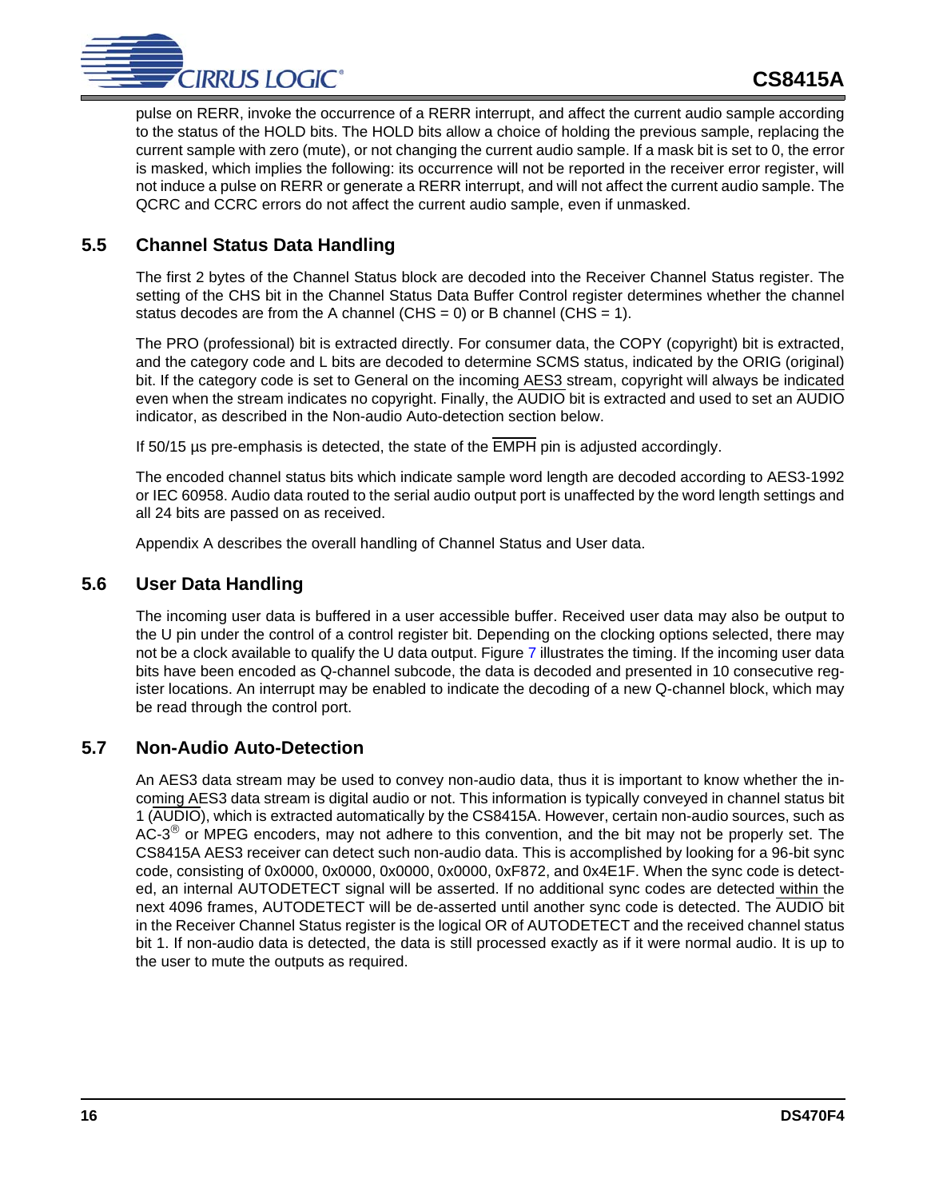pulse on RERR, invoke the occurrence of a RERR interrupt, and affect the current audio sample according to the status of the HOLD bits. The HOLD bits allow a choice of holding the previous sample, replacing the current sample with zero (mute), or not changing the current audio sample. If a mask bit is set to 0, the error is masked, which implies the following: its occurrence will not be reported in the receiver error register, will not induce a pulse on RERR or generate a RERR interrupt, and will not affect the current audio sample. The QCRC and CCRC errors do not affect the current audio sample, even if unmasked.

## 5.5 Channel Status Data Handling

The first 2 bytes of the Channel Status block are decoded into the Receiver Channel Status register. The setting of the CHS bit in the Channel Status Data Buffer Control register determines whether the channel status decodes are from the A channel (CHS = 0) or B channel (CHS = 1).

The PRO (professional) bit is extracted directly. For consumer data, the COPY (copyright) bit is extracted, and the category code and L bits are decoded to determine SCMS status, indicated by the ORIG (original) bit. If the category code is set to General on the incoming AES3 stream, copyright will always be indicated even when the stream indicates no copyright. Finally, the AUDIO bit is extracted and used to set an AUDIO indicator, as described in the Non-audio Auto-detection section below.

If 50/15 µs pre-emphasis is detected, the state of the EMPH pin is adjusted accordingly.

The encoded channel status bits which indicate sample word length are decoded according to AES3-1992 or IEC 60958. Audio data routed to the serial audio output port is unaffected by the word length settings and all 24 bits are passed on as received.

Appendix A describes the overall handling of Channel Status and User data.

## 5.6 User Data Handling

The incoming user data is buffered in a user accessible buffer. Received user data may also be output to the U pin under the control of a control register bit. Depending on the clocking options selected, there may not be a clock available to qualify the U data output. Figure 7 illustrates the timing. If the incoming user data bits have been encoded as Q-channel subcode, the data is decoded and presented in 10 consecutive register locations. An interrupt may be enabled to indicate the decoding of a new Q-channel block, which may be read through the control port.

## 5.7 Non-Audio Auto-Detection

An AES3 data stream may be used to convey non-audio data, thus it is important to know whether the incoming AES3 data stream is digital audio or not. This information is typically conveyed in channel status bit 1 (AUDIO), which is extracted automatically by the CS8415A. However, certain non-audio sources, such as AC-3® or MPEG encoders, may not adhere to this convention, and the bit may not be properly set. The CS8415A AES3 receiver can detect such non-audio data. This is accomplished by looking for a 96-bit sync code, consisting of 0x0000, 0x0000, 0x0000, 0x0000, 0xF872, and 0x4E1F. When the sync code is detected, an internal AUTODETECT signal will be asserted. If no additional sync codes are detected within the next 4096 frames, AUTODETECT will be de-asserted until another sync code is detected. The AUDIO bit in the Receiver Channel Status register is the logical OR of AUTODETECT and the received channel status bit 1. If non-audio data is detected, the data is still processed exactly as if it were normal audio. It is up to the user to mute the outputs as required.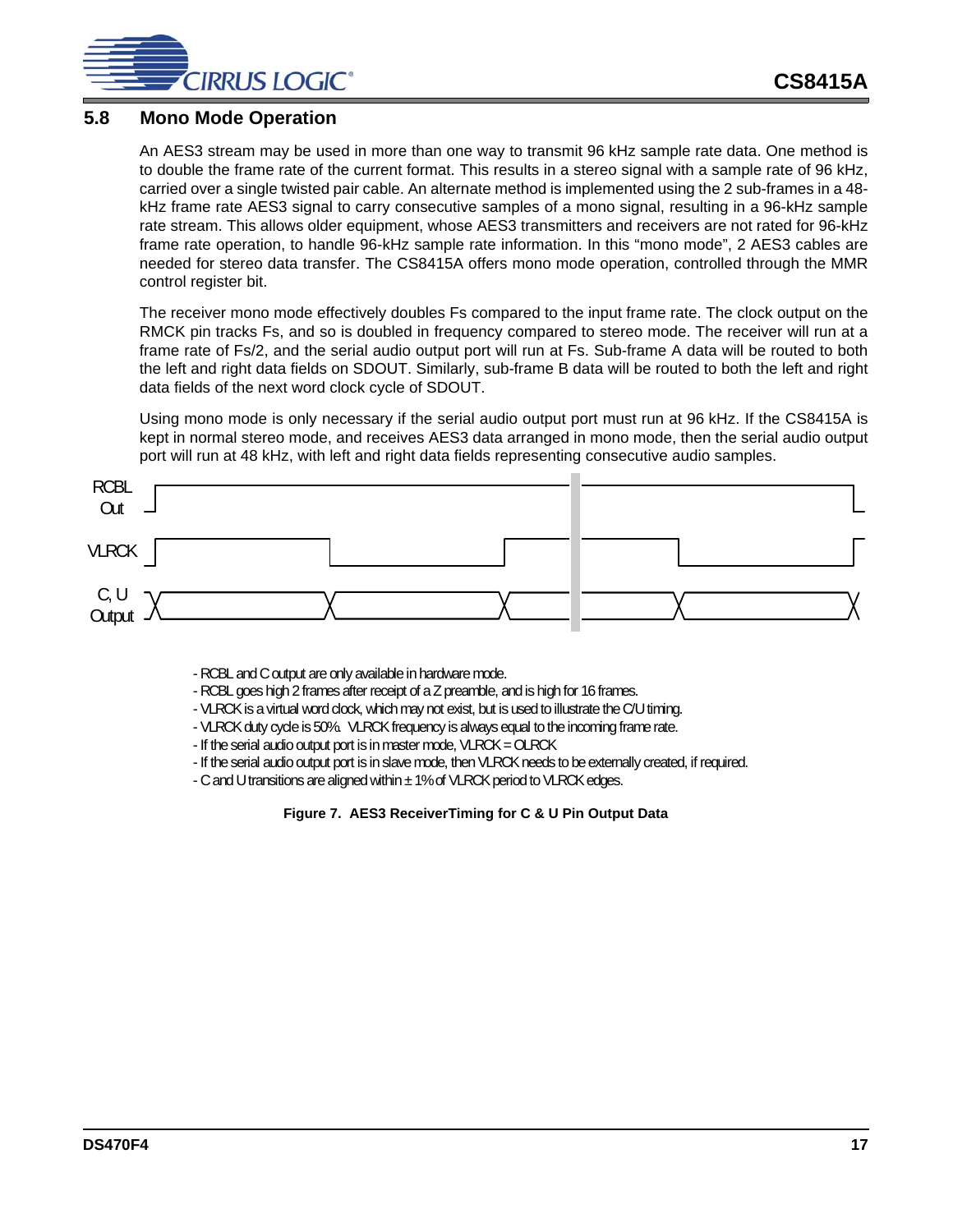## 5.8 Mono Mode Operation

An AES3 stream may be used in more than one way to transmit 96 kHz sample rate data. One method is to double the frame rate of the current format. This results in a stereo signal with a sample rate of 96 kHz, carried over a single twisted pair cable. An alternate method is implemented using the 2 sub-frames in a 48-kHz frame rate AES3 signal to carry consecutive samples of a mono signal, resulting in a 96-kHz sample rate stream. This allows older equipment, whose AES3 transmitters and receivers are not rated for 96-kHz frame rate operation, to handle 96-kHz sample rate information. In this "mono mode", 2 AES3 cables are needed for stereo data transfer. The CS8415A offers mono mode operation, controlled through the MMR control register bit.

The receiver mono mode effectively doubles Fs compared to the input frame rate. The clock output on the RMCK pin tracks Fs, and so is doubled in frequency compared to stereo mode. The receiver will run at a frame rate of Fs/2, and the serial audio output port will run at Fs. Sub-frame A data will be routed to both the left and right data fields on SDOUT. Similarly, sub-frame B data will be routed to both the left and right data fields of the next word clock cycle of SDOUT.

Using mono mode is only necessary if the serial audio output port must run at 96 kHz. If the CS8415A is kept in normal stereo mode, and receives AES3 data arranged in mono mode, then the serial audio output port will run at 48 kHz, with left and right data fields representing consecutive audio samples.

RCBL Out

VLRCK

C, U Output

- RCBL and C output are only available in hardware mode.
- RCBL goes high 2 frames after receipt of a Z preamble, and is high for 16 frames.
- VLRCK is a virtual word clock, which may not exist, but is used to illustrate the C/U timing.
- VLRCK duty cycle is 50%. VLRCK frequency is always equal to the incoming frame rate.
- If the serial audio output port is in master mode, VLRCK = OLRCK
- If the serial audio output port is in slave mode, then VLRCK needs to be externally created, if required.
- C and U transitions are aligned within ± 1% of VLRCK period to VLRCK edges.

**Figure 7. AES3 ReceiverTiming for C & U Pin Output Data**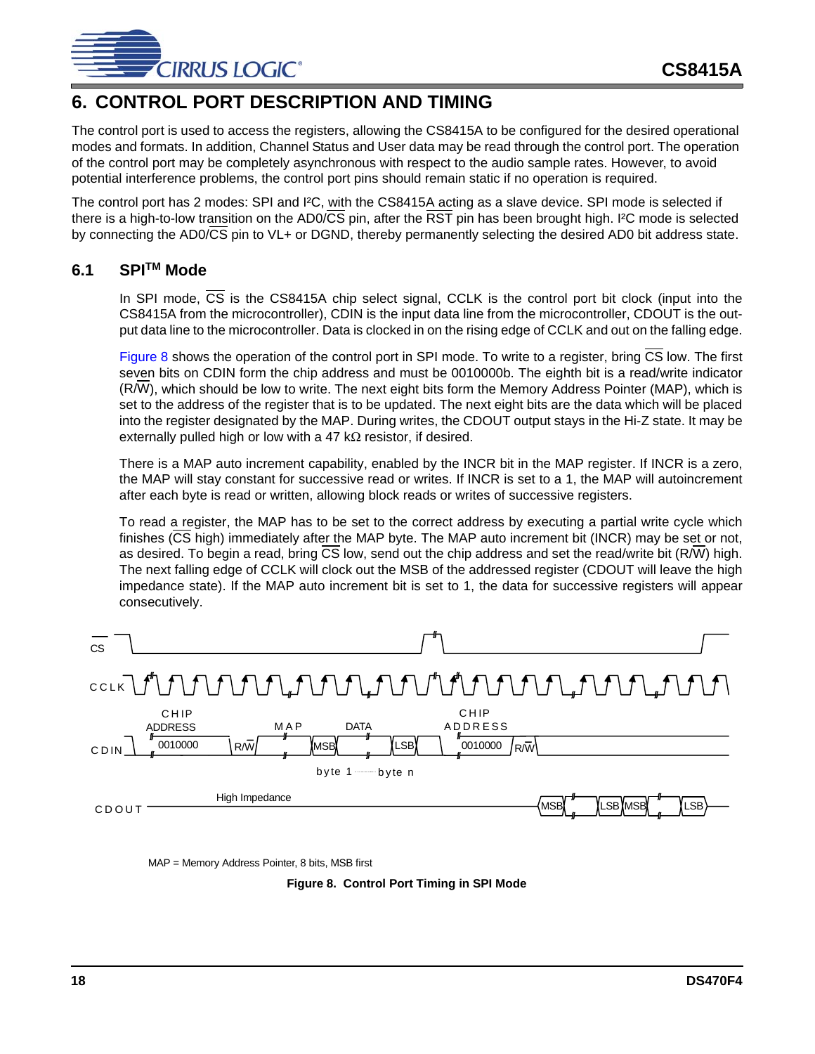# 6. CONTROL PORT DESCRIPTION AND TIMING

The control port is used to access the registers, allowing the CS8415A to be configured for the desired operational modes and formats. In addition, Channel Status and User data may be read through the control port. The operation of the control port may be completely asynchronous with respect to the audio sample rates. However, to avoid potential interference problems, the control port pins should remain static if no operation is required.

The control port has 2 modes: SPI and I²C, with the CS8415A acting as a slave device. SPI mode is selected if there is a high-to-low transition on the AD0/$\overline{\text{CS}}$ pin, after the $\overline{\text{RST}}$ pin has been brought high. I²C mode is selected by connecting the AD0/$\overline{\text{CS}}$ pin to VL+ or DGND, thereby permanently selecting the desired AD0 bit address state.

## 6.1 SPI™ Mode

In SPI mode, $\overline{\text{CS}}$ is the CS8415A chip select signal, CCLK is the control port bit clock (input into the CS8415A from the microcontroller), CDIN is the input data line from the microcontroller, CDOUT is the output data line to the microcontroller. Data is clocked in on the rising edge of CCLK and out on the falling edge.

Figure 8 shows the operation of the control port in SPI mode. To write to a register, bring $\overline{\text{CS}}$ low. The first seven bits on CDIN form the chip address and must be 0010000b. The eighth bit is a read/write indicator (R/$\overline{\text{W}}$), which should be low to write. The next eight bits form the Memory Address Pointer (MAP), which is set to the address of the register that is to be updated. The next eight bits are the data which will be placed into the register designated by the MAP. During writes, the CDOUT output stays in the Hi-Z state. It may be externally pulled high or low with a 47 kΩ resistor, if desired.

There is a MAP auto increment capability, enabled by the INCR bit in the MAP register. If INCR is a zero, the MAP will stay constant for successive read or writes. If INCR is set to a 1, the MAP will autoincrement after each byte is read or written, allowing block reads or writes of successive registers.

To read a register, the MAP has to be set to the correct address by executing a partial write cycle which finishes ($\overline{\text{CS}}$ high) immediately after the MAP byte. The MAP auto increment bit (INCR) may be set or not, as desired. To begin a read, bring $\overline{\text{CS}}$ low, send out the chip address and set the read/write bit (R/$\overline{\text{W}}$) high. The next falling edge of CCLK will clock out the MSB of the addressed register (CDOUT will leave the high impedance state). If the MAP auto increment bit is set to 1, the data for successive registers will appear consecutively.

MAP = Memory Address Pointer, 8 bits, MSB first

**Figure 8. Control Port Timing in SPI Mode**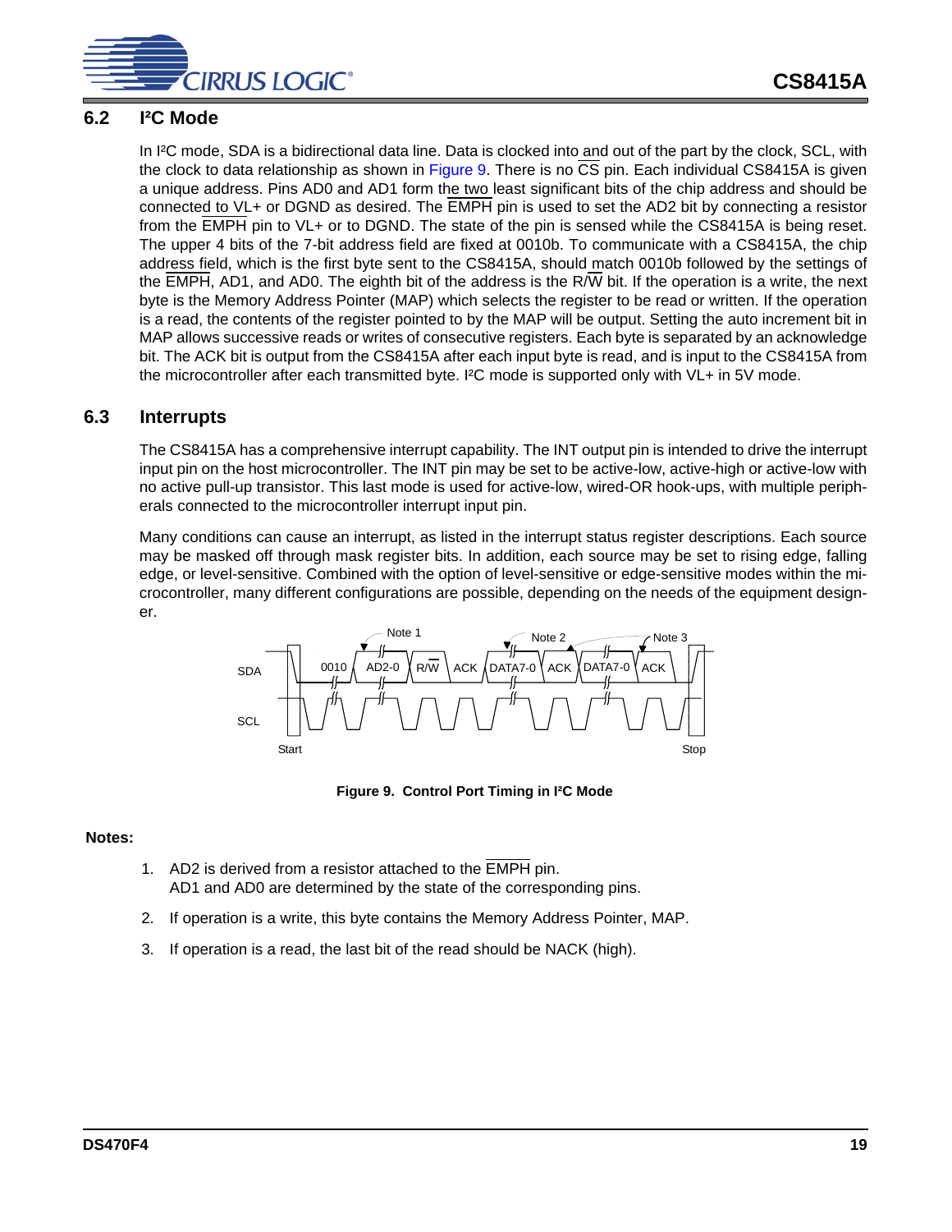## 6.2 I²C Mode

In I²C mode, SDA is a bidirectional data line. Data is clocked into and out of the part by the clock, SCL, with the clock to data relationship as shown in Figure 9. There is no $\overline{CS}$ pin. Each individual CS8415A is given a unique address. Pins AD0 and AD1 form the two least significant bits of the chip address and should be connected to VL+ or DGND as desired. The $\overline{EMPH}$ pin is used to set the AD2 bit by connecting a resistor from the $\overline{EMPH}$ pin to VL+ or to DGND. The state of the pin is sensed while the CS8415A is being reset. The upper 4 bits of the 7-bit address field are fixed at 0010b. To communicate with a CS8415A, the chip address field, which is the first byte sent to the CS8415A, should match 0010b followed by the settings of the $\overline{EMPH}$, AD1, and AD0. The eighth bit of the address is the R/$\overline{W}$ bit. If the operation is a write, the next byte is the Memory Address Pointer (MAP) which selects the register to be read or written. If the operation is a read, the contents of the register pointed to by the MAP will be output. Setting the auto increment bit in MAP allows successive reads or writes of consecutive registers. Each byte is separated by an acknowledge bit. The ACK bit is output from the CS8415A after each input byte is read, and is input to the CS8415A from the microcontroller after each transmitted byte. I²C mode is supported only with VL+ in 5V mode.

## 6.3 Interrupts

The CS8415A has a comprehensive interrupt capability. The INT output pin is intended to drive the interrupt input pin on the host microcontroller. The INT pin may be set to be active-low, active-high or active-low with no active pull-up transistor. This last mode is used for active-low, wired-OR hook-ups, with multiple peripherals connected to the microcontroller interrupt input pin.

Many conditions can cause an interrupt, as listed in the interrupt status register descriptions. Each source may be masked off through mask register bits. In addition, each source may be set to rising edge, falling edge, or level-sensitive. Combined with the option of level-sensitive or edge-sensitive modes within the microcontroller, many different configurations are possible, depending on the needs of the equipment designer.

**Figure 9. Control Port Timing in I²C Mode**

**Notes:**

1. AD2 is derived from a resistor attached to the $\overline{EMPH}$ pin.
   AD1 and AD0 are determined by the state of the corresponding pins.
2. If operation is a write, this byte contains the Memory Address Pointer, MAP.
3. If operation is a read, the last bit of the read should be NACK (high).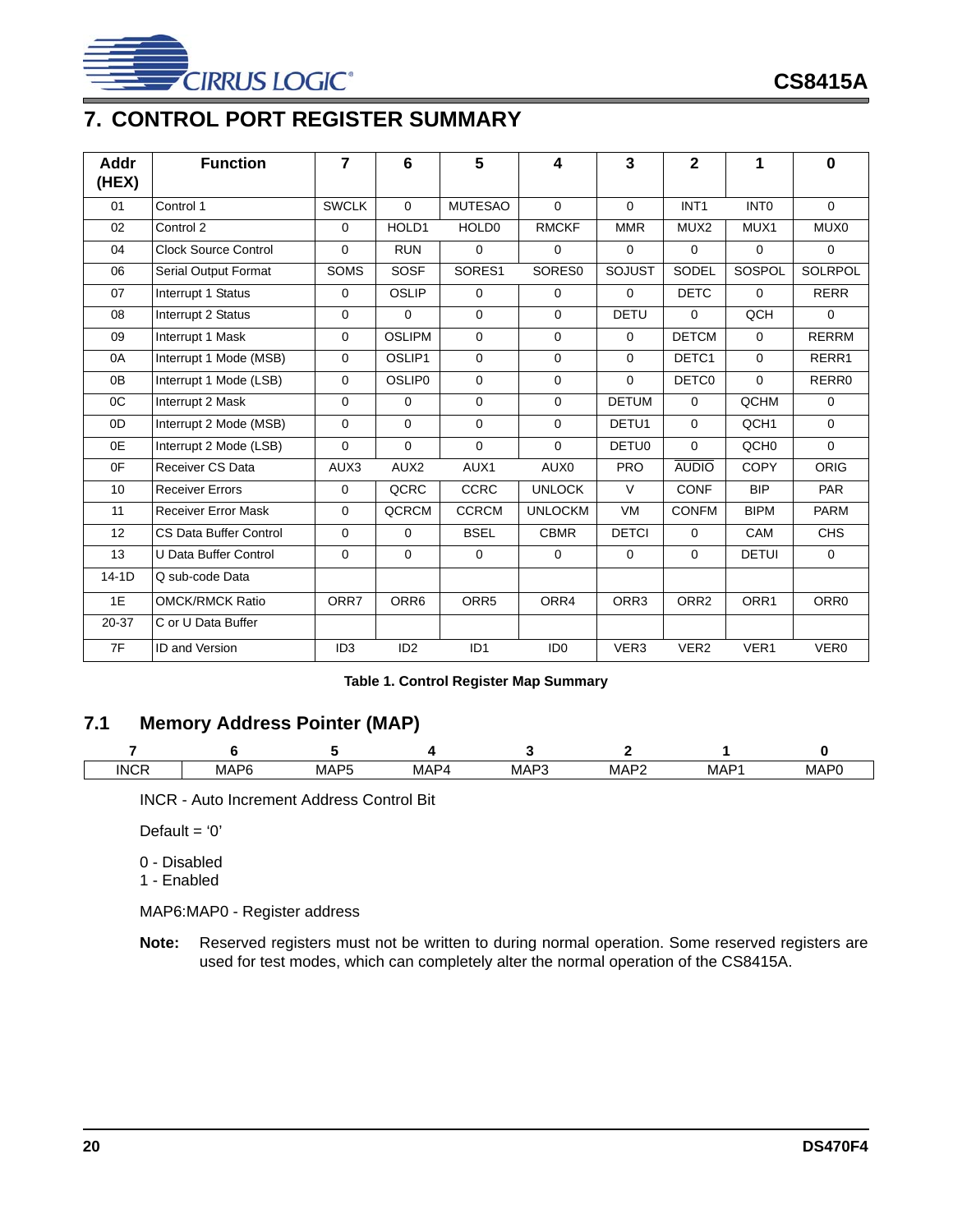# 7. CONTROL PORT REGISTER SUMMARY

| Addr (HEX) | Function | 7 | 6 | 5 | 4 | 3 | 2 | 1 | 0 |
|---|---|---|---|---|---|---|---|---|---|
| 01 | Control 1 | SWCLK | 0 | MUTESAO | 0 | 0 | INT1 | INT0 | 0 |
| 02 | Control 2 | 0 | HOLD1 | HOLD0 | RMCKF | MMR | MUX2 | MUX1 | MUX0 |
| 04 | Clock Source Control | 0 | RUN | 0 | 0 | 0 | 0 | 0 | 0 |
| 06 | Serial Output Format | SOMS | SOSF | SORES1 | SORES0 | SOJUST | SODEL | SOSPOL | SOLRPOL |
| 07 | Interrupt 1 Status | 0 | OSLIP | 0 | 0 | 0 | DETC | 0 | RERR |
| 08 | Interrupt 2 Status | 0 | 0 | 0 | 0 | DETU | 0 | QCH | 0 |
| 09 | Interrupt 1 Mask | 0 | OSLIPM | 0 | 0 | 0 | DETCM | 0 | RERRM |
| 0A | Interrupt 1 Mode (MSB) | 0 | OSLIP1 | 0 | 0 | 0 | DETC1 | 0 | RERR1 |
| 0B | Interrupt 1 Mode (LSB) | 0 | OSLIP0 | 0 | 0 | 0 | DETC0 | 0 | RERR0 |
| 0C | Interrupt 2 Mask | 0 | 0 | 0 | 0 | DETUM | 0 | QCHM | 0 |
| 0D | Interrupt 2 Mode (MSB) | 0 | 0 | 0 | 0 | DETU1 | 0 | QCH1 | 0 |
| 0E | Interrupt 2 Mode (LSB) | 0 | 0 | 0 | 0 | DETU0 | 0 | QCH0 | 0 |
| 0F | Receiver CS Data | AUX3 | AUX2 | AUX1 | AUX0 | PRO | $\overline{\text{AUDIO}}$ | COPY | ORIG |
| 10 | Receiver Errors | 0 | QCRC | CCRC | UNLOCK | V | CONF | BIP | PAR |
| 11 | Receiver Error Mask | 0 | QCRCM | CCRCM | UNLOCKM | VM | CONFM | BIPM | PARM |
| 12 | CS Data Buffer Control | 0 | 0 | BSEL | CBMR | DETCI | 0 | CAM | CHS |
| 13 | U Data Buffer Control | 0 | 0 | 0 | 0 | 0 | 0 | DETUI | 0 |
| 14-1D | Q sub-code Data | | | | | | | | |
| 1E | OMCK/RMCK Ratio | ORR7 | ORR6 | ORR5 | ORR4 | ORR3 | ORR2 | ORR1 | ORR0 |
| 20-37 | C or U Data Buffer | | | | | | | | |
| 7F | ID and Version | ID3 | ID2 | ID1 | ID0 | VER3 | VER2 | VER1 | VER0 |

**Table 1. Control Register Map Summary**

## 7.1 Memory Address Pointer (MAP)

| 7 | 6 | 5 | 4 | 3 | 2 | 1 | 0 |
|---|---|---|---|---|---|---|---|
| INCR | MAP6 | MAP5 | MAP4 | MAP3 | MAP2 | MAP1 | MAP0 |

INCR - Auto Increment Address Control Bit

Default = ‘0’

0 - Disabled
1 - Enabled

MAP6:MAP0 - Register address

**Note:** Reserved registers must not be written to during normal operation. Some reserved registers are used for test modes, which can completely alter the normal operation of the CS8415A.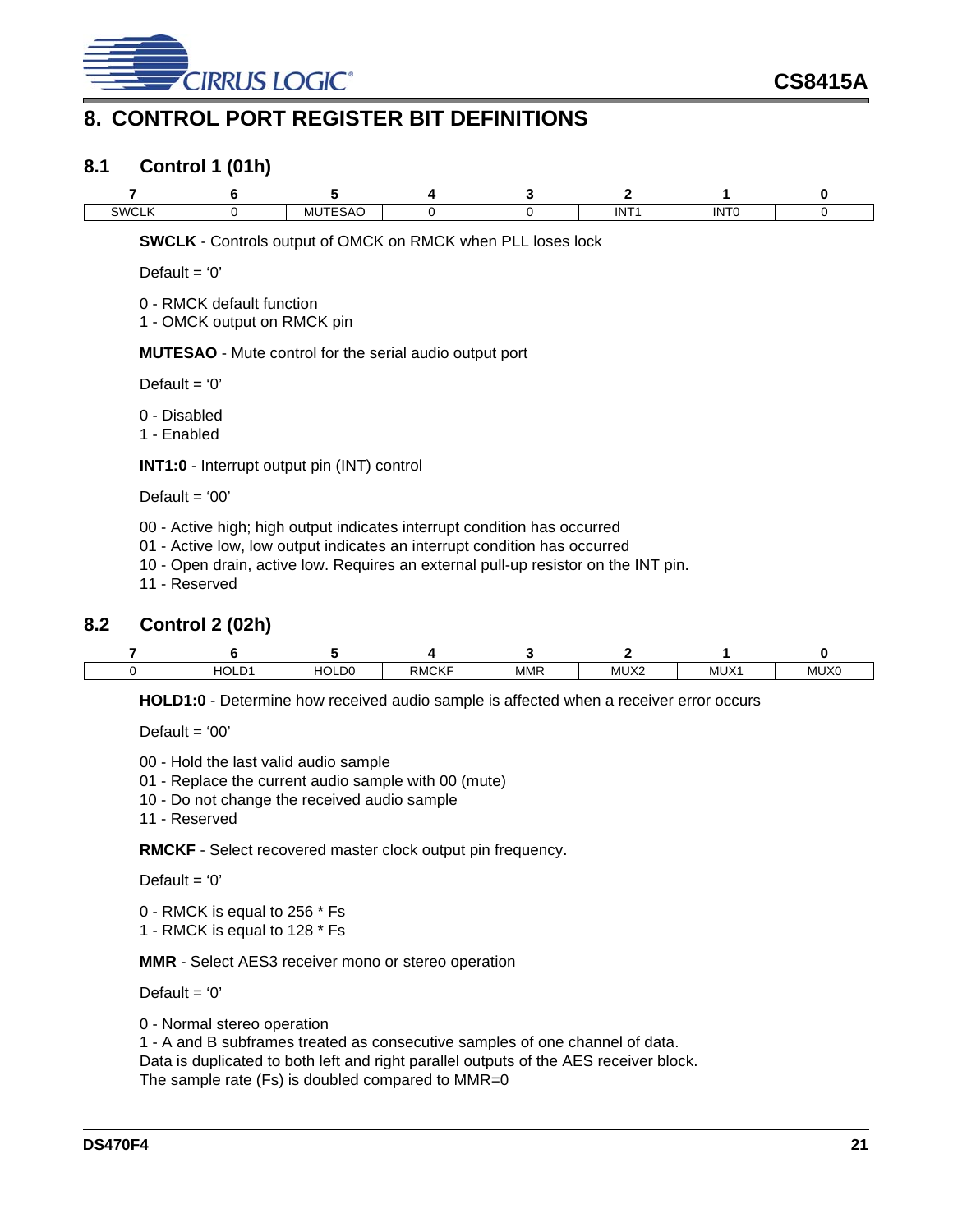// CS8415A

# 8. CONTROL PORT REGISTER BIT DEFINITIONS

## 8.1 Control 1 (01h)

| 7 | 6 | 5 | 4 | 3 | 2 | 1 | 0 |
|---|---|---|---|---|---|---|---|
| SWCLK | 0 | MUTESAO | 0 | 0 | INT1 | INT0 | 0 |

**SWCLK** - Controls output of OMCK on RMCK when PLL loses lock

Default = '0'

0 - RMCK default function
1 - OMCK output on RMCK pin

**MUTESAO** - Mute control for the serial audio output port

Default = '0'

0 - Disabled
1 - Enabled

**INT1:0** - Interrupt output pin (INT) control

Default = '00'

00 - Active high; high output indicates interrupt condition has occurred
01 - Active low, low output indicates an interrupt condition has occurred
10 - Open drain, active low. Requires an external pull-up resistor on the INT pin.
11 - Reserved

## 8.2 Control 2 (02h)

| 7 | 6 | 5 | 4 | 3 | 2 | 1 | 0 |
|---|---|---|---|---|---|---|---|
| 0 | HOLD1 | HOLD0 | RMCKF | MMR | MUX2 | MUX1 | MUX0 |

**HOLD1:0** - Determine how received audio sample is affected when a receiver error occurs

Default = '00'

00 - Hold the last valid audio sample
01 - Replace the current audio sample with 00 (mute)
10 - Do not change the received audio sample
11 - Reserved

**RMCKF** - Select recovered master clock output pin frequency.

Default = '0'

0 - RMCK is equal to 256 * Fs
1 - RMCK is equal to 128 * Fs

**MMR** - Select AES3 receiver mono or stereo operation

Default = '0'

0 - Normal stereo operation
1 - A and B subframes treated as consecutive samples of one channel of data.
Data is duplicated to both left and right parallel outputs of the AES receiver block.
The sample rate (Fs) is doubled compared to MMR=0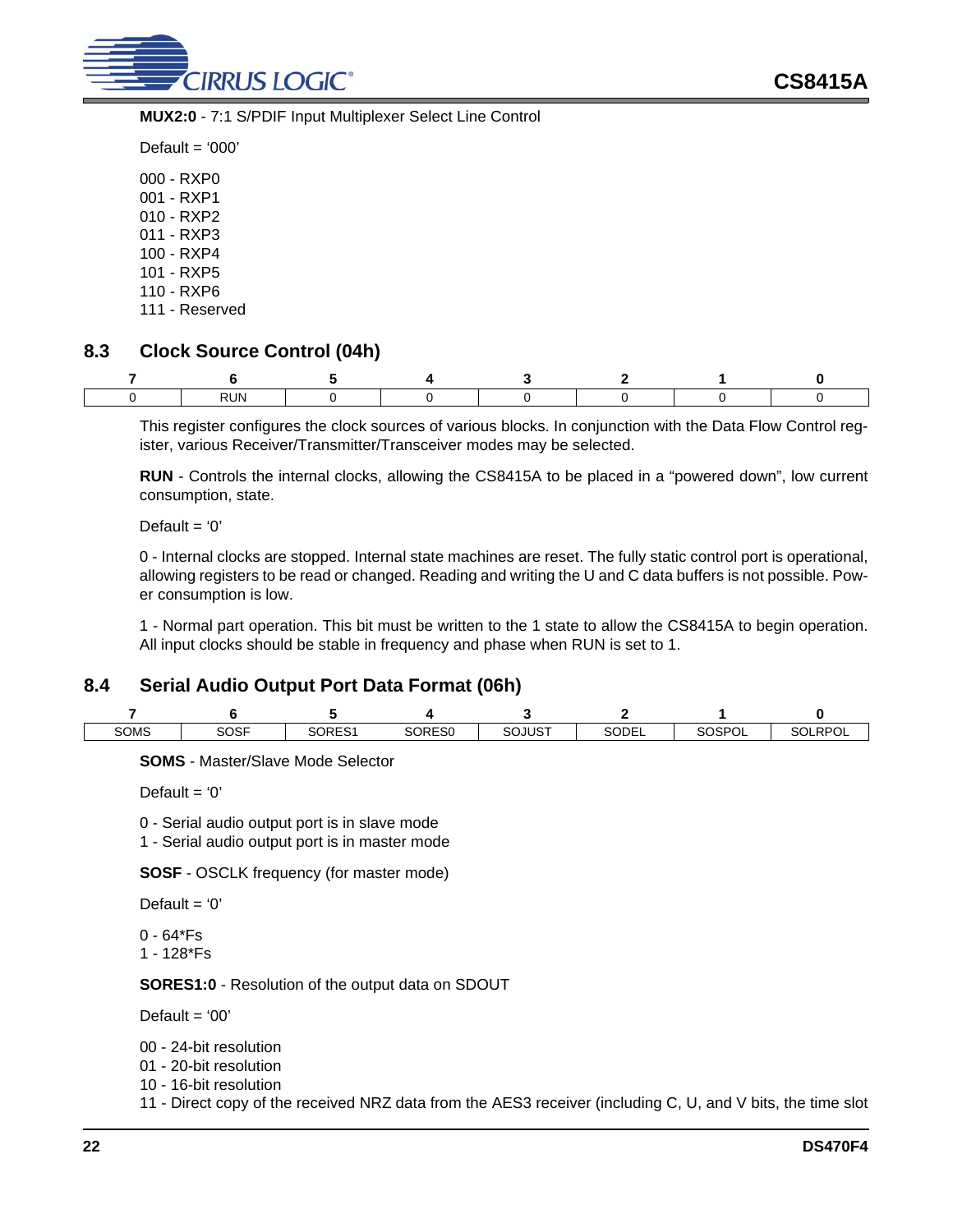**MUX2:0** - 7:1 S/PDIF Input Multiplexer Select Line Control

Default = ‘000’

000 - RXP0
001 - RXP1
010 - RXP2
011 - RXP3
100 - RXP4
101 - RXP5
110 - RXP6
111 - Reserved

## 8.3 Clock Source Control (04h)

| 7 | 6 | 5 | 4 | 3 | 2 | 1 | 0 |
|---|---|---|---|---|---|---|---|
| 0 | RUN | 0 | 0 | 0 | 0 | 0 | 0 |

This register configures the clock sources of various blocks. In conjunction with the Data Flow Control register, various Receiver/Transmitter/Transceiver modes may be selected.

**RUN** - Controls the internal clocks, allowing the CS8415A to be placed in a “powered down”, low current consumption, state.

Default = ‘0’

0 - Internal clocks are stopped. Internal state machines are reset. The fully static control port is operational, allowing registers to be read or changed. Reading and writing the U and C data buffers is not possible. Power consumption is low.

1 - Normal part operation. This bit must be written to the 1 state to allow the CS8415A to begin operation. All input clocks should be stable in frequency and phase when RUN is set to 1.

## 8.4 Serial Audio Output Port Data Format (06h)

| 7 | 6 | 5 | 4 | 3 | 2 | 1 | 0 |
|---|---|---|---|---|---|---|---|
| SOMS | SOSF | SORES1 | SORES0 | SOJUST | SODEL | SOSPOL | SOLRPOL |

**SOMS** - Master/Slave Mode Selector

Default = ‘0’

0 - Serial audio output port is in slave mode
1 - Serial audio output port is in master mode

**SOSF** - OSCLK frequency (for master mode)

Default = ‘0’

0 - 64*Fs
1 - 128*Fs

**SORES1:0** - Resolution of the output data on SDOUT

Default = ‘00’

00 - 24-bit resolution
01 - 20-bit resolution
10 - 16-bit resolution
11 - Direct copy of the received NRZ data from the AES3 receiver (including C, U, and V bits, the time slot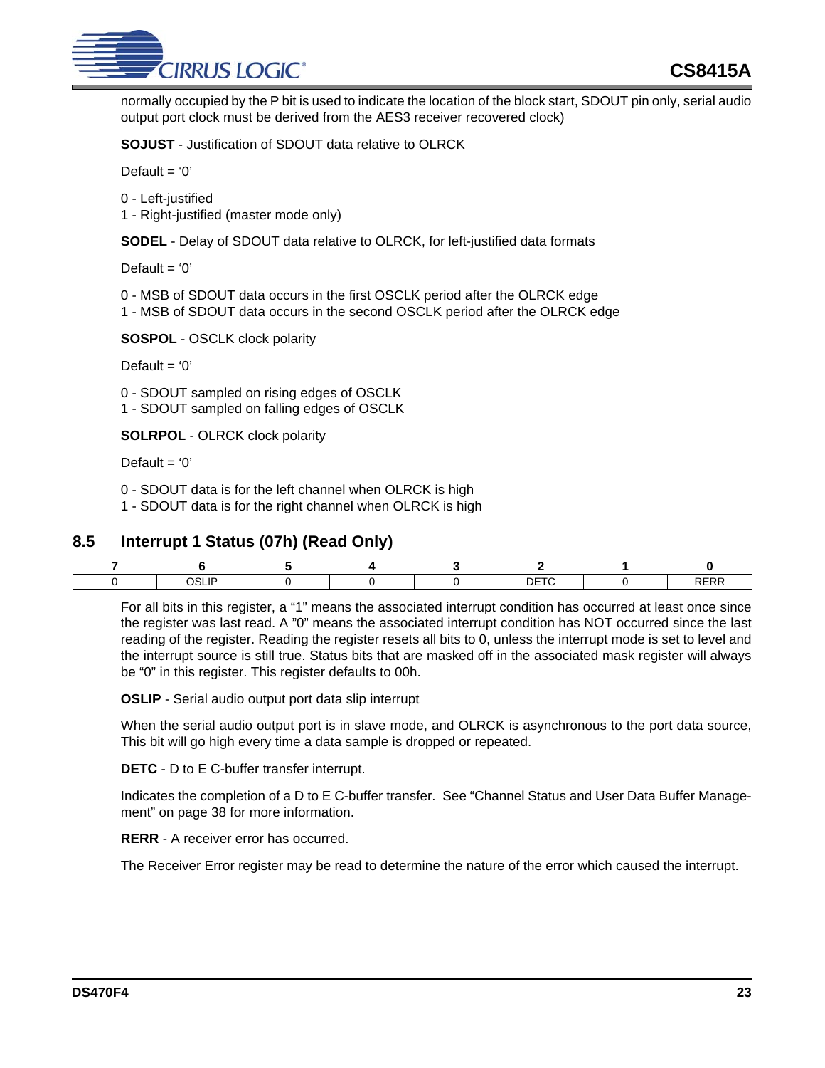normally occupied by the P bit is used to indicate the location of the block start, SDOUT pin only, serial audio output port clock must be derived from the AES3 receiver recovered clock)

**SOJUST** - Justification of SDOUT data relative to OLRCK

Default = '0'

0 - Left-justified
1 - Right-justified (master mode only)

**SODEL** - Delay of SDOUT data relative to OLRCK, for left-justified data formats

Default = '0'

0 - MSB of SDOUT data occurs in the first OSCLK period after the OLRCK edge
1 - MSB of SDOUT data occurs in the second OSCLK period after the OLRCK edge

**SOSPOL** - OSCLK clock polarity

Default = '0'

0 - SDOUT sampled on rising edges of OSCLK
1 - SDOUT sampled on falling edges of OSCLK

**SOLRPOL** - OLRCK clock polarity

Default = '0'

0 - SDOUT data is for the left channel when OLRCK is high
1 - SDOUT data is for the right channel when OLRCK is high

## 8.5 Interrupt 1 Status (07h) (Read Only)

| 7 | 6 | 5 | 4 | 3 | 2 | 1 | 0 |
|---|---|---|---|---|---|---|---|
| 0 | OSLIP | 0 | 0 | 0 | DETC | 0 | RERR |

For all bits in this register, a "1" means the associated interrupt condition has occurred at least once since the register was last read. A "0" means the associated interrupt condition has NOT occurred since the last reading of the register. Reading the register resets all bits to 0, unless the interrupt mode is set to level and the interrupt source is still true. Status bits that are masked off in the associated mask register will always be "0" in this register. This register defaults to 00h.

**OSLIP** - Serial audio output port data slip interrupt

When the serial audio output port is in slave mode, and OLRCK is asynchronous to the port data source, This bit will go high every time a data sample is dropped or repeated.

**DETC** - D to E C-buffer transfer interrupt.

Indicates the completion of a D to E C-buffer transfer. See "Channel Status and User Data Buffer Management" on page 38 for more information.

**RERR** - A receiver error has occurred.

The Receiver Error register may be read to determine the nature of the error which caused the interrupt.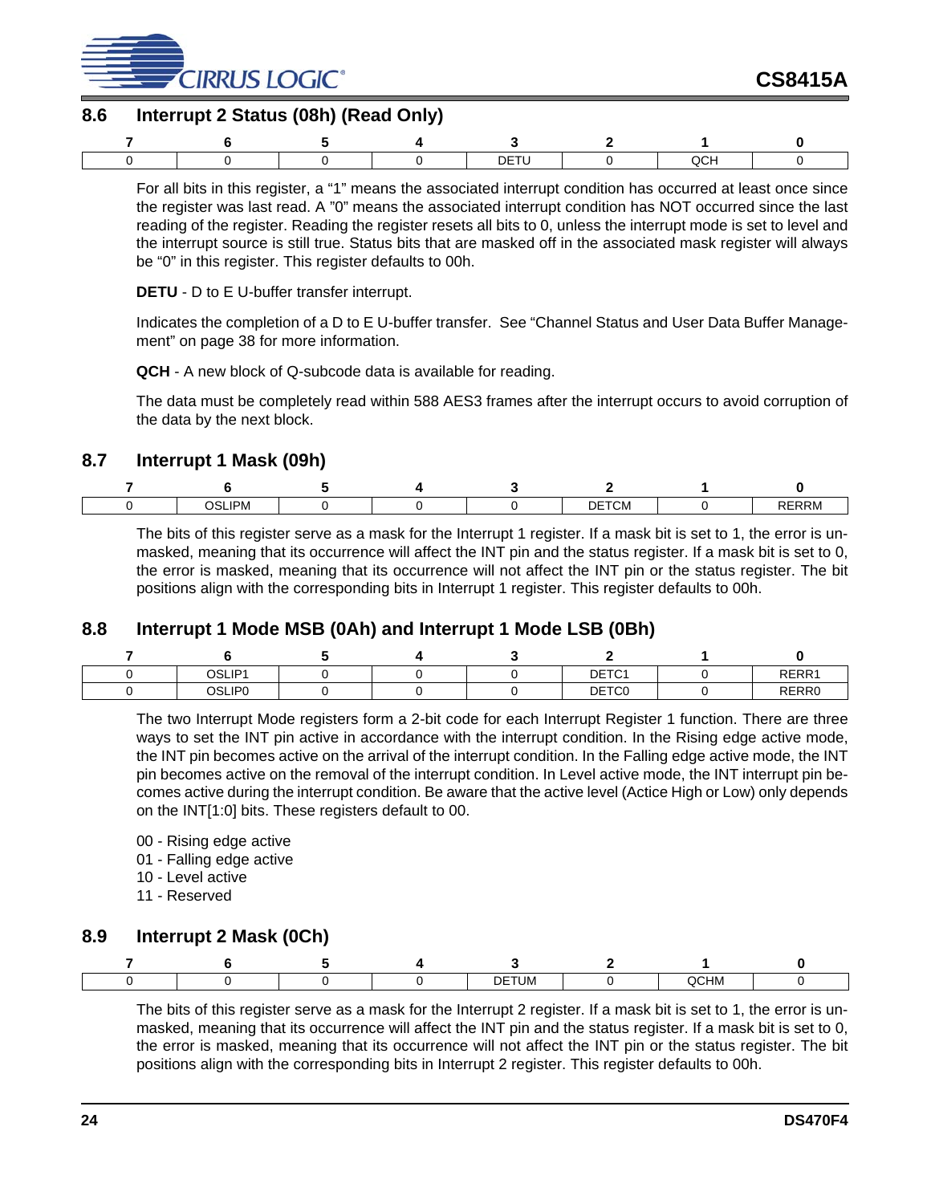## 8.6 Interrupt 2 Status (08h) (Read Only)

| 7 | 6 | 5 | 4 | 3 | 2 | 1 | 0 |
|---|---|---|---|---|---|---|---|
| 0 | 0 | 0 | 0 | DETU | 0 | QCH | 0 |

For all bits in this register, a “1” means the associated interrupt condition has occurred at least once since the register was last read. A ”0” means the associated interrupt condition has NOT occurred since the last reading of the register. Reading the register resets all bits to 0, unless the interrupt mode is set to level and the interrupt source is still true. Status bits that are masked off in the associated mask register will always be “0” in this register. This register defaults to 00h.

**DETU** - D to E U-buffer transfer interrupt.

Indicates the completion of a D to E U-buffer transfer. See “Channel Status and User Data Buffer Management” on page 38 for more information.

**QCH** - A new block of Q-subcode data is available for reading.

The data must be completely read within 588 AES3 frames after the interrupt occurs to avoid corruption of the data by the next block.

## 8.7 Interrupt 1 Mask (09h)

| 7 | 6 | 5 | 4 | 3 | 2 | 1 | 0 |
|---|---|---|---|---|---|---|---|
| 0 | OSLIPM | 0 | 0 | 0 | DETCM | 0 | RERRM |

The bits of this register serve as a mask for the Interrupt 1 register. If a mask bit is set to 1, the error is unmasked, meaning that its occurrence will affect the INT pin and the status register. If a mask bit is set to 0, the error is masked, meaning that its occurrence will not affect the INT pin or the status register. The bit positions align with the corresponding bits in Interrupt 1 register. This register defaults to 00h.

## 8.8 Interrupt 1 Mode MSB (0Ah) and Interrupt 1 Mode LSB (0Bh)

| 7 | 6 | 5 | 4 | 3 | 2 | 1 | 0 |
|---|---|---|---|---|---|---|---|
| 0 | OSLIP1 | 0 | 0 | 0 | DETC1 | 0 | RERR1 |
| 0 | OSLIP0 | 0 | 0 | 0 | DETC0 | 0 | RERR0 |

The two Interrupt Mode registers form a 2-bit code for each Interrupt Register 1 function. There are three ways to set the INT pin active in accordance with the interrupt condition. In the Rising edge active mode, the INT pin becomes active on the arrival of the interrupt condition. In the Falling edge active mode, the INT pin becomes active on the removal of the interrupt condition. In Level active mode, the INT interrupt pin becomes active during the interrupt condition. Be aware that the active level (Actice High or Low) only depends on the INT[1:0] bits. These registers default to 00.

00 - Rising edge active
01 - Falling edge active
10 - Level active
11 - Reserved

## 8.9 Interrupt 2 Mask (0Ch)

| 7 | 6 | 5 | 4 | 3 | 2 | 1 | 0 |
|---|---|---|---|---|---|---|---|
| 0 | 0 | 0 | 0 | DETUM | 0 | QCHM | 0 |

The bits of this register serve as a mask for the Interrupt 2 register. If a mask bit is set to 1, the error is unmasked, meaning that its occurrence will affect the INT pin and the status register. If a mask bit is set to 0, the error is masked, meaning that its occurrence will not affect the INT pin or the status register. The bit positions align with the corresponding bits in Interrupt 2 register. This register defaults to 00h.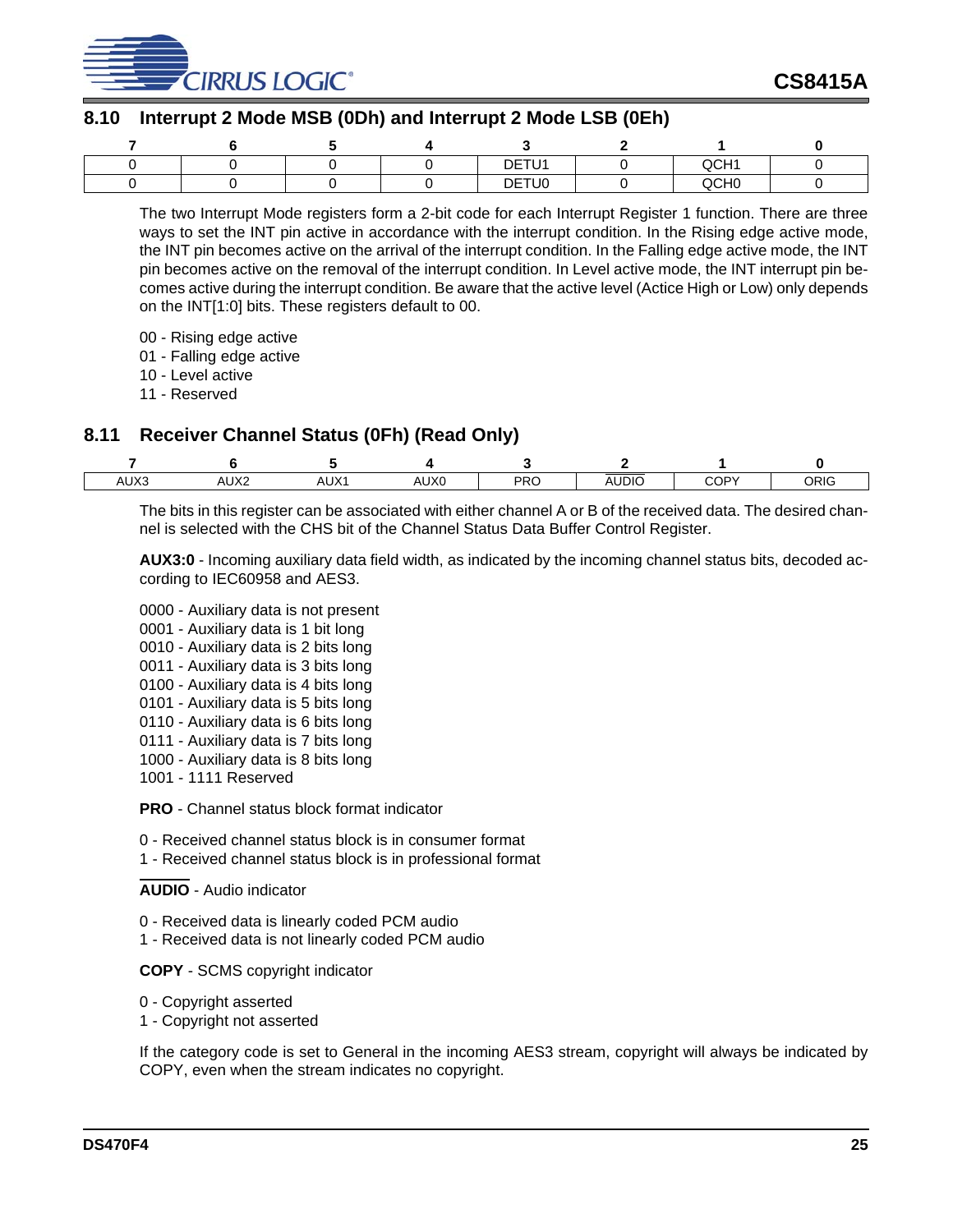## 8.10 Interrupt 2 Mode MSB (0Dh) and Interrupt 2 Mode LSB (0Eh)

| 7 | 6 | 5 | 4 | 3 | 2 | 1 | 0 |
|---|---|---|---|---|---|---|---|
| 0 | 0 | 0 | 0 | DETU1 | 0 | QCH1 | 0 |
| 0 | 0 | 0 | 0 | DETU0 | 0 | QCH0 | 0 |

The two Interrupt Mode registers form a 2-bit code for each Interrupt Register 1 function. There are three ways to set the INT pin active in accordance with the interrupt condition. In the Rising edge active mode, the INT pin becomes active on the arrival of the interrupt condition. In the Falling edge active mode, the INT pin becomes active on the removal of the interrupt condition. In Level active mode, the INT interrupt pin becomes active during the interrupt condition. Be aware that the active level (Actice High or Low) only depends on the INT[1:0] bits. These registers default to 00.

00 - Rising edge active
01 - Falling edge active
10 - Level active
11 - Reserved

## 8.11 Receiver Channel Status (0Fh) (Read Only)

| 7 | 6 | 5 | 4 | 3 | 2 | 1 | 0 |
|---|---|---|---|---|---|---|---|
| AUX3 | AUX2 | AUX1 | AUX0 | PRO | $\overline{\text{AUDIO}}$ | COPY | ORIG |

The bits in this register can be associated with either channel A or B of the received data. The desired channel is selected with the CHS bit of the Channel Status Data Buffer Control Register.

**AUX3:0** - Incoming auxiliary data field width, as indicated by the incoming channel status bits, decoded according to IEC60958 and AES3.

0000 - Auxiliary data is not present
0001 - Auxiliary data is 1 bit long
0010 - Auxiliary data is 2 bits long
0011 - Auxiliary data is 3 bits long
0100 - Auxiliary data is 4 bits long
0101 - Auxiliary data is 5 bits long
0110 - Auxiliary data is 6 bits long
0111 - Auxiliary data is 7 bits long
1000 - Auxiliary data is 8 bits long
1001 - 1111 Reserved

**PRO** - Channel status block format indicator

0 - Received channel status block is in consumer format
1 - Received channel status block is in professional format

**$\overline{\text{AUDIO}}$** - Audio indicator

0 - Received data is linearly coded PCM audio
1 - Received data is not linearly coded PCM audio

**COPY** - SCMS copyright indicator

0 - Copyright asserted
1 - Copyright not asserted

If the category code is set to General in the incoming AES3 stream, copyright will always be indicated by COPY, even when the stream indicates no copyright.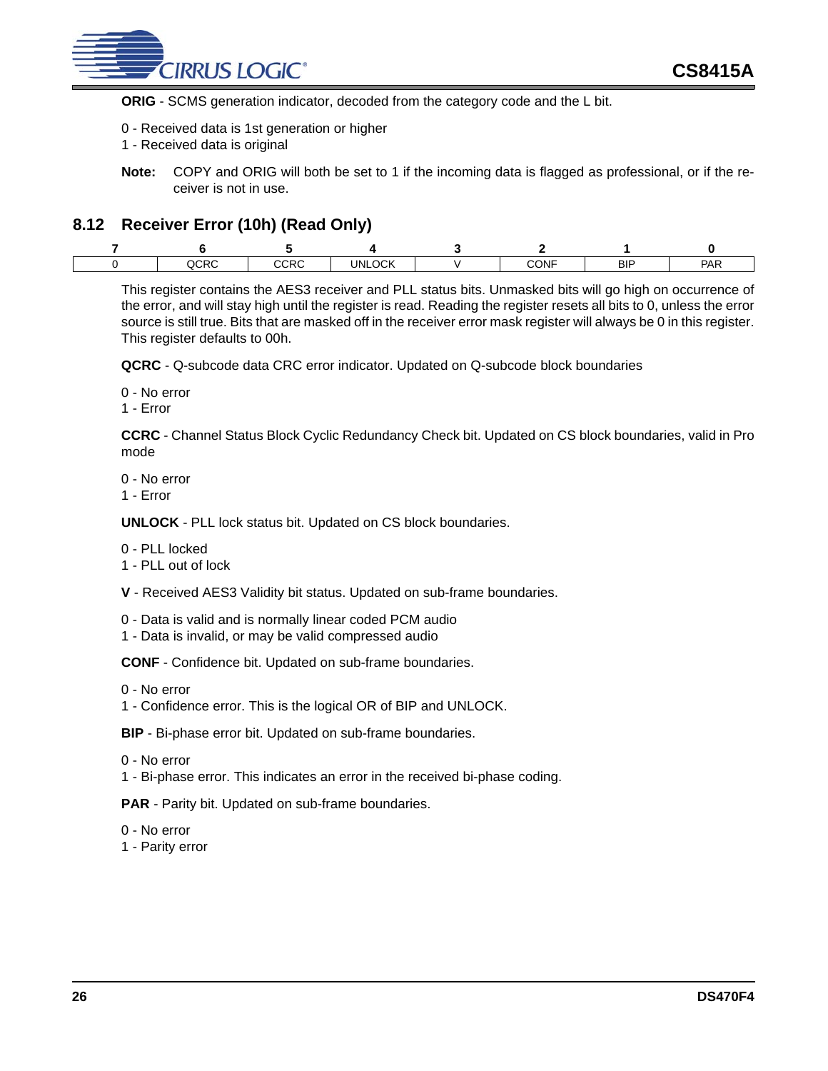**ORIG** - SCMS generation indicator, decoded from the category code and the L bit.

0 - Received data is 1st generation or higher
1 - Received data is original

**Note:** COPY and ORIG will both be set to 1 if the incoming data is flagged as professional, or if the receiver is not in use.

## 8.12 Receiver Error (10h) (Read Only)

| 7 | 6 | 5 | 4 | 3 | 2 | 1 | 0 |
|---|---|---|---|---|---|---|---|
| 0 | QCRC | CCRC | UNLOCK | V | CONF | BIP | PAR |

This register contains the AES3 receiver and PLL status bits. Unmasked bits will go high on occurrence of the error, and will stay high until the register is read. Reading the register resets all bits to 0, unless the error source is still true. Bits that are masked off in the receiver error mask register will always be 0 in this register. This register defaults to 00h.

**QCRC** - Q-subcode data CRC error indicator. Updated on Q-subcode block boundaries

0 - No error
1 - Error

**CCRC** - Channel Status Block Cyclic Redundancy Check bit. Updated on CS block boundaries, valid in Pro mode

0 - No error
1 - Error

**UNLOCK** - PLL lock status bit. Updated on CS block boundaries.

0 - PLL locked
1 - PLL out of lock

**V** - Received AES3 Validity bit status. Updated on sub-frame boundaries.

0 - Data is valid and is normally linear coded PCM audio
1 - Data is invalid, or may be valid compressed audio

**CONF** - Confidence bit. Updated on sub-frame boundaries.

0 - No error
1 - Confidence error. This is the logical OR of BIP and UNLOCK.

**BIP** - Bi-phase error bit. Updated on sub-frame boundaries.

0 - No error
1 - Bi-phase error. This indicates an error in the received bi-phase coding.

**PAR** - Parity bit. Updated on sub-frame boundaries.

0 - No error
1 - Parity error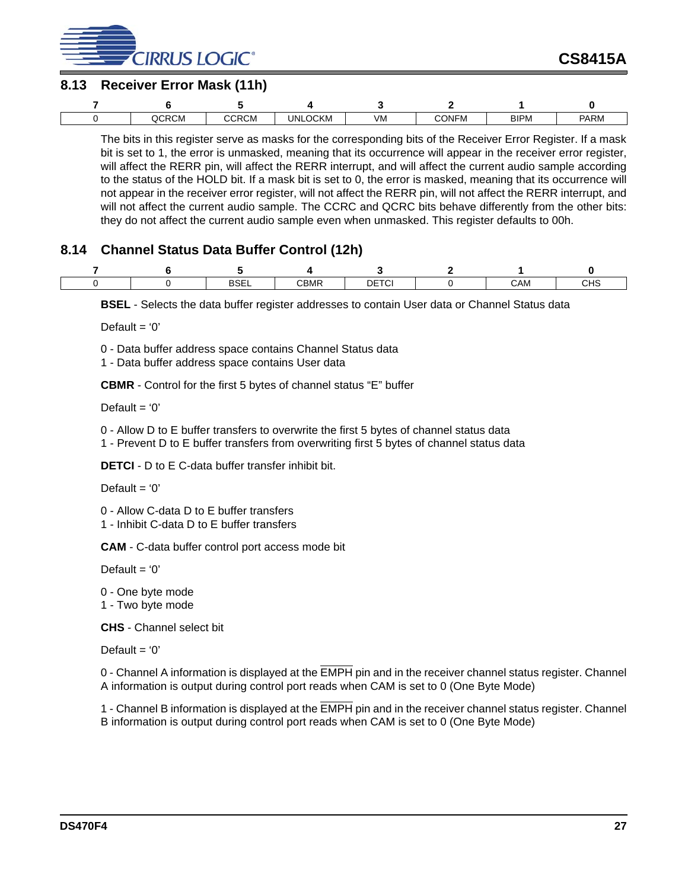## 8.13 Receiver Error Mask (11h)

| 7 | 6 | 5 | 4 | 3 | 2 | 1 | 0 |
|---|---|---|---|---|---|---|---|
| 0 | QCRCM | CCRCM | UNLOCKM | VM | CONFM | BIPM | PARM |

The bits in this register serve as masks for the corresponding bits of the Receiver Error Register. If a mask bit is set to 1, the error is unmasked, meaning that its occurrence will appear in the receiver error register, will affect the RERR pin, will affect the RERR interrupt, and will affect the current audio sample according to the status of the HOLD bit. If a mask bit is set to 0, the error is masked, meaning that its occurrence will not appear in the receiver error register, will not affect the RERR pin, will not affect the RERR interrupt, and will not affect the current audio sample. The CCRC and QCRC bits behave differently from the other bits: they do not affect the current audio sample even when unmasked. This register defaults to 00h.

## 8.14 Channel Status Data Buffer Control (12h)

| 7 | 6 | 5 | 4 | 3 | 2 | 1 | 0 |
|---|---|---|---|---|---|---|---|
| 0 | 0 | BSEL | CBMR | DETCI | 0 | CAM | CHS |

**BSEL** - Selects the data buffer register addresses to contain User data or Channel Status data

Default = ‘0’

0 - Data buffer address space contains Channel Status data
1 - Data buffer address space contains User data

**CBMR** - Control for the first 5 bytes of channel status “E” buffer

Default = ‘0’

0 - Allow D to E buffer transfers to overwrite the first 5 bytes of channel status data
1 - Prevent D to E buffer transfers from overwriting first 5 bytes of channel status data

**DETCI** - D to E C-data buffer transfer inhibit bit.

Default = ‘0’

0 - Allow C-data D to E buffer transfers
1 - Inhibit C-data D to E buffer transfers

**CAM** - C-data buffer control port access mode bit

Default = ‘0’

0 - One byte mode
1 - Two byte mode

**CHS** - Channel select bit

Default = ‘0’

0 - Channel A information is displayed at the $\overline{\text{EMPH}}$ pin and in the receiver channel status register. Channel A information is output during control port reads when CAM is set to 0 (One Byte Mode)

1 - Channel B information is displayed at the $\overline{\text{EMPH}}$ pin and in the receiver channel status register. Channel B information is output during control port reads when CAM is set to 0 (One Byte Mode)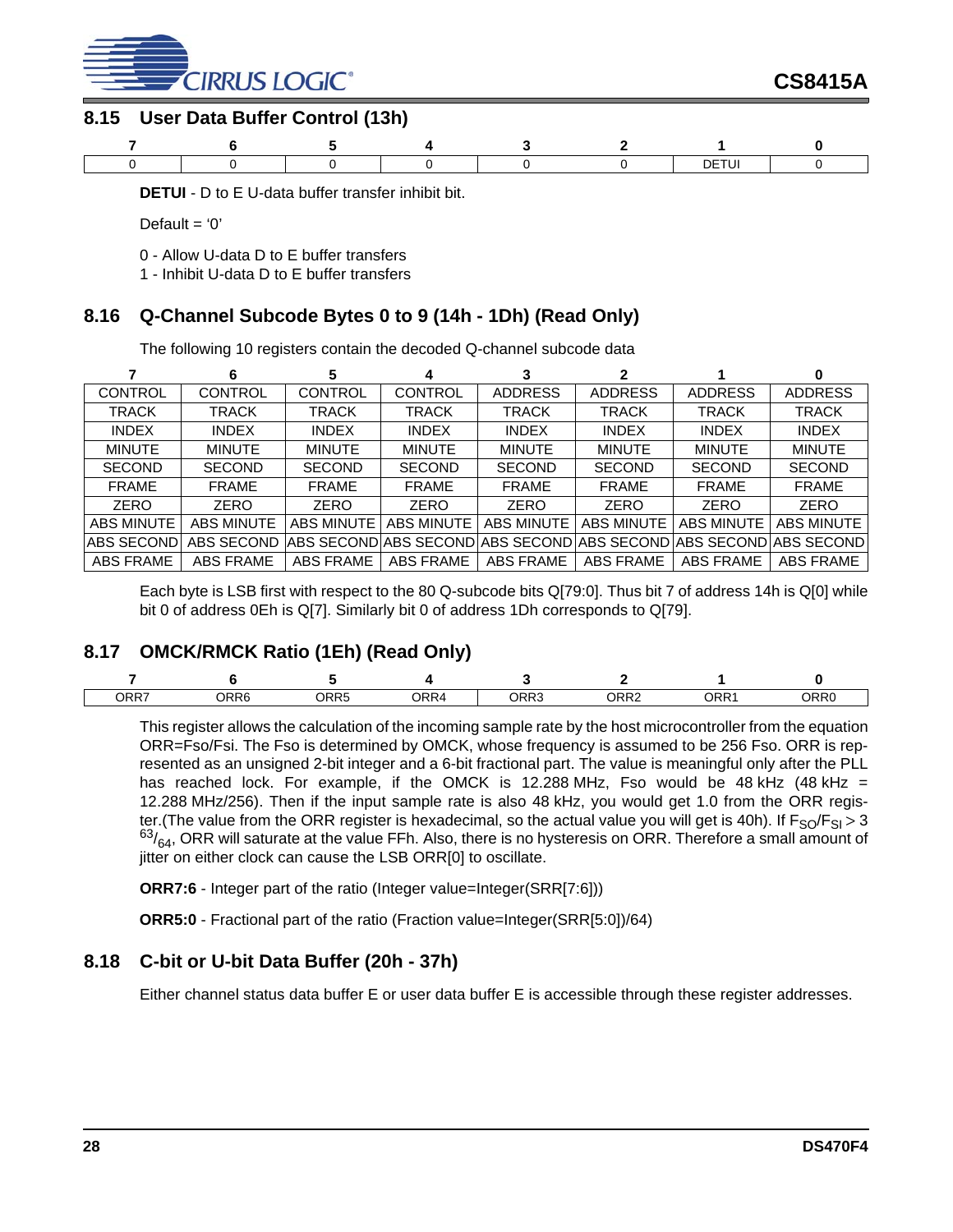## 8.15 User Data Buffer Control (13h)

| 7 | 6 | 5 | 4 | 3 | 2 | 1 | 0 |
|---|---|---|---|---|---|---|---|
| 0 | 0 | 0 | 0 | 0 | 0 | DETUI | 0 |

**DETUI** - D to E U-data buffer transfer inhibit bit.

Default = '0'

0 - Allow U-data D to E buffer transfers
1 - Inhibit U-data D to E buffer transfers

## 8.16 Q-Channel Subcode Bytes 0 to 9 (14h - 1Dh) (Read Only)

The following 10 registers contain the decoded Q-channel subcode data

| 7 | 6 | 5 | 4 | 3 | 2 | 1 | 0 |
|---|---|---|---|---|---|---|---|
| CONTROL | CONTROL | CONTROL | CONTROL | ADDRESS | ADDRESS | ADDRESS | ADDRESS |
| TRACK | TRACK | TRACK | TRACK | TRACK | TRACK | TRACK | TRACK |
| INDEX | INDEX | INDEX | INDEX | INDEX | INDEX | INDEX | INDEX |
| MINUTE | MINUTE | MINUTE | MINUTE | MINUTE | MINUTE | MINUTE | MINUTE |
| SECOND | SECOND | SECOND | SECOND | SECOND | SECOND | SECOND | SECOND |
| FRAME | FRAME | FRAME | FRAME | FRAME | FRAME | FRAME | FRAME |
| ZERO | ZERO | ZERO | ZERO | ZERO | ZERO | ZERO | ZERO |
| ABS MINUTE | ABS MINUTE | ABS MINUTE | ABS MINUTE | ABS MINUTE | ABS MINUTE | ABS MINUTE | ABS MINUTE |
| ABS SECOND | ABS SECOND | ABS SECOND | ABS SECOND | ABS SECOND | ABS SECOND | ABS SECOND | ABS SECOND |
| ABS FRAME | ABS FRAME | ABS FRAME | ABS FRAME | ABS FRAME | ABS FRAME | ABS FRAME | ABS FRAME |

Each byte is LSB first with respect to the 80 Q-subcode bits Q[79:0]. Thus bit 7 of address 14h is Q[0] while bit 0 of address 0Eh is Q[7]. Similarly bit 0 of address 1Dh corresponds to Q[79].

## 8.17 OMCK/RMCK Ratio (1Eh) (Read Only)

| 7 | 6 | 5 | 4 | 3 | 2 | 1 | 0 |
|---|---|---|---|---|---|---|---|
| ORR7 | ORR6 | ORR5 | ORR4 | ORR3 | ORR2 | ORR1 | ORR0 |

This register allows the calculation of the incoming sample rate by the host microcontroller from the equation ORR=Fso/Fsi. The Fso is determined by OMCK, whose frequency is assumed to be 256 Fso. ORR is represented as an unsigned 2-bit integer and a 6-bit fractional part. The value is meaningful only after the PLL has reached lock. For example, if the OMCK is 12.288 MHz, Fso would be 48 kHz (48 kHz = 12.288 MHz/256). Then if the input sample rate is also 48 kHz, you would get 1.0 from the ORR register.(The value from the ORR register is hexadecimal, so the actual value you will get is 40h). If $F_{SO}/F_{SI} > 3\ ^{63}/_{64}$, ORR will saturate at the value FFh. Also, there is no hysteresis on ORR. Therefore a small amount of jitter on either clock can cause the LSB ORR[0] to oscillate.

**ORR7:6** - Integer part of the ratio (Integer value=Integer(SRR[7:6]))

**ORR5:0** - Fractional part of the ratio (Fraction value=Integer(SRR[5:0])/64)

## 8.18 C-bit or U-bit Data Buffer (20h - 37h)

Either channel status data buffer E or user data buffer E is accessible through these register addresses.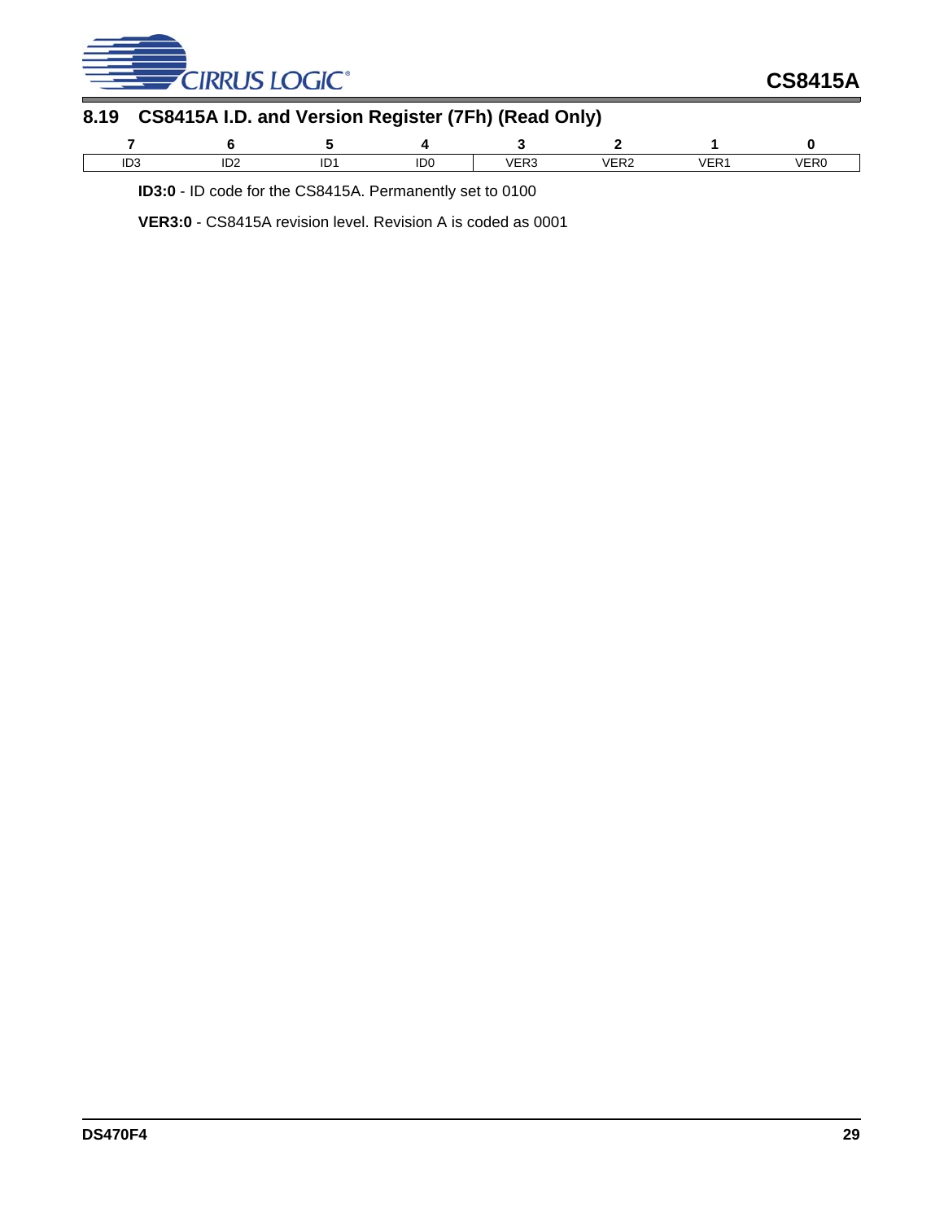## 8.19 CS8415A I.D. and Version Register (7Fh) (Read Only)

| 7 | 6 | 5 | 4 | 3 | 2 | 1 | 0 |
|---|---|---|---|---|---|---|---|
| ID3 | ID2 | ID1 | ID0 | VER3 | VER2 | VER1 | VER0 |

**ID3:0** - ID code for the CS8415A. Permanently set to 0100

**VER3:0** - CS8415A revision level. Revision A is coded as 0001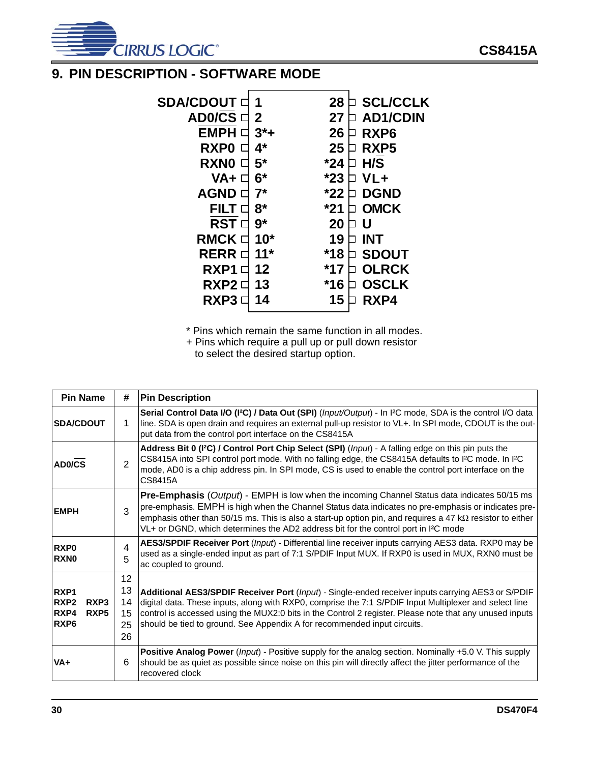## 9. PIN DESCRIPTION - SOFTWARE MODE

| Pin Name | # | | # | Pin Name |
|---|---|---|---|---|
| SDA/CDOUT | 1 | | 28 | SCL/CCLK |
| AD0/CS | 2 | | 27 | AD1/CDIN |
| EMPH | 3*+ | | 26 | RXP6 |
| RXP0 | 4* | | 25 | RXP5 |
| RXN0 | 5* | | *24 | H/S |
| VA+ | 6* | | *23 | VL+ |
| AGND | 7* | | *22 | DGND |
| FILT | 8* | | *21 | OMCK |
| RST | 9* | | 20 | U |
| RMCK | 10* | | 19 | INT |
| RERR | 11* | | *18 | SDOUT |
| RXP1 | 12 | | *17 | OLRCK |
| RXP2 | 13 | | *16 | OSCLK |
| RXP3 | 14 | | 15 | RXP4 |

\* Pins which remain the same function in all modes.
\+ Pins which require a pull up or pull down resistor to select the desired startup option.

| Pin Name | # | Pin Description |
|---|---|---|
| SDA/CDOUT | 1 | **Serial Control Data I/O (I²C) / Data Out (SPI)** (*Input/Output*) - In I²C mode, SDA is the control I/O data line. SDA is open drain and requires an external pull-up resistor to VL+. In SPI mode, CDOUT is the output data from the control port interface on the CS8415A |
| AD0/CS | 2 | **Address Bit 0 (I²C) / Control Port Chip Select (SPI)** (*Input*) - A falling edge on this pin puts the CS8415A into SPI control port mode. With no falling edge, the CS8415A defaults to I²C mode. In I²C mode, AD0 is a chip address pin. In SPI mode, CS is used to enable the control port interface on the CS8415A |
| EMPH | 3 | **Pre-Emphasis** (*Output*) - EMPH is low when the incoming Channel Status data indicates 50/15 ms pre-emphasis. EMPH is high when the Channel Status data indicates no pre-emphasis or indicates pre-emphasis other than 50/15 ms. This is also a start-up option pin, and requires a 47 kΩ resistor to either VL+ or DGND, which determines the AD2 address bit for the control port in I²C mode |
| RXP0<br>RXN0 | 4<br>5 | **AES3/SPDIF Receiver Port** (*Input*) - Differential line receiver inputs carrying AES3 data. RXP0 may be used as a single-ended input as part of 7:1 S/PDIF Input MUX. If RXP0 is used in MUX, RXN0 must be ac coupled to ground. |
| RXP1<br>RXP2 RXP3<br>RXP4 RXP5<br>RXP6 | 12<br>13<br>14<br>15<br>25<br>26 | **Additional AES3/SPDIF Receiver Port** (*Input*) - Single-ended receiver inputs carrying AES3 or S/PDIF digital data. These inputs, along with RXP0, comprise the 7:1 S/PDIF Input Multiplexer and select line control is accessed using the MUX2:0 bits in the Control 2 register. Please note that any unused inputs should be tied to ground. See Appendix A for recommended input circuits. |
| VA+ | 6 | **Positive Analog Power** (*Input*) - Positive supply for the analog section. Nominally +5.0 V. This supply should be as quiet as possible since noise on this pin will directly affect the jitter performance of the recovered clock |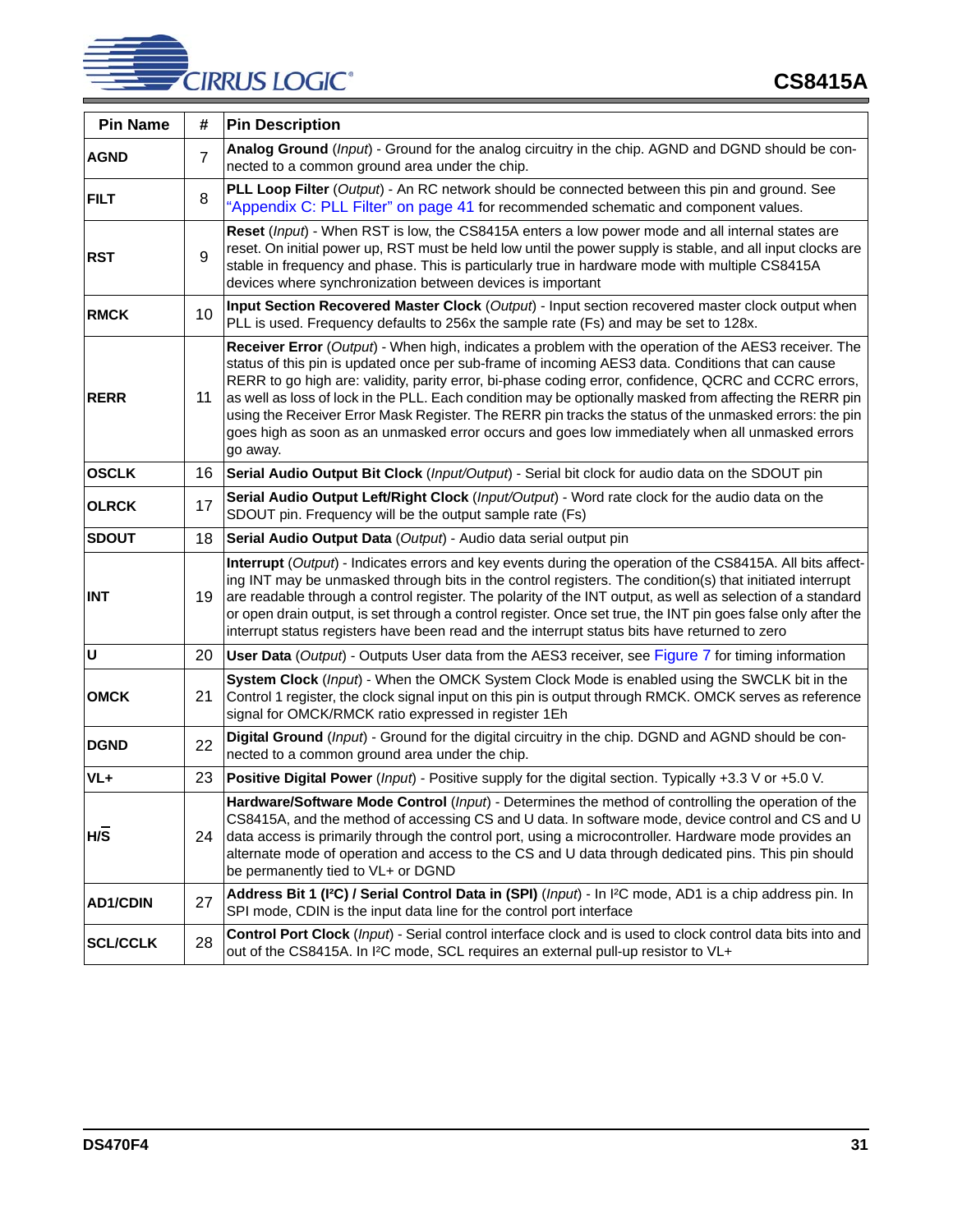| Pin Name | # | Pin Description |
|---|---|---|
| **AGND** | 7 | **Analog Ground** (*Input*) - Ground for the analog circuitry in the chip. AGND and DGND should be connected to a common ground area under the chip. |
| **FILT** | 8 | **PLL Loop Filter** (*Output*) - An RC network should be connected between this pin and ground. See "Appendix C: PLL Filter" on page 41 for recommended schematic and component values. |
| **RST** | 9 | **Reset** (*Input*) - When RST is low, the CS8415A enters a low power mode and all internal states are reset. On initial power up, RST must be held low until the power supply is stable, and all input clocks are stable in frequency and phase. This is particularly true in hardware mode with multiple CS8415A devices where synchronization between devices is important |
| **RMCK** | 10 | **Input Section Recovered Master Clock** (*Output*) - Input section recovered master clock output when PLL is used. Frequency defaults to 256x the sample rate (Fs) and may be set to 128x. |
| **RERR** | 11 | **Receiver Error** (*Output*) - When high, indicates a problem with the operation of the AES3 receiver. The status of this pin is updated once per sub-frame of incoming AES3 data. Conditions that can cause RERR to go high are: validity, parity error, bi-phase coding error, confidence, QCRC and CCRC errors, as well as loss of lock in the PLL. Each condition may be optionally masked from affecting the RERR pin using the Receiver Error Mask Register. The RERR pin tracks the status of the unmasked errors: the pin goes high as soon as an unmasked error occurs and goes low immediately when all unmasked errors go away. |
| **OSCLK** | 16 | **Serial Audio Output Bit Clock** (*Input/Output*) - Serial bit clock for audio data on the SDOUT pin |
| **OLRCK** | 17 | **Serial Audio Output Left/Right Clock** (*Input/Output*) - Word rate clock for the audio data on the SDOUT pin. Frequency will be the output sample rate (Fs) |
| **SDOUT** | 18 | **Serial Audio Output Data** (*Output*) - Audio data serial output pin |
| **INT** | 19 | **Interrupt** (*Output*) - Indicates errors and key events during the operation of the CS8415A. All bits affecting INT may be unmasked through bits in the control registers. The condition(s) that initiated interrupt are readable through a control register. The polarity of the INT output, as well as selection of a standard or open drain output, is set through a control register. Once set true, the INT pin goes false only after the interrupt status registers have been read and the interrupt status bits have returned to zero |
| **U** | 20 | **User Data** (*Output*) - Outputs User data from the AES3 receiver, see Figure 7 for timing information |
| **OMCK** | 21 | **System Clock** (*Input*) - When the OMCK System Clock Mode is enabled using the SWCLK bit in the Control 1 register, the clock signal input on this pin is output through RMCK. OMCK serves as reference signal for OMCK/RMCK ratio expressed in register 1Eh |
| **DGND** | 22 | **Digital Ground** (*Input*) - Ground for the digital circuitry in the chip. DGND and AGND should be connected to a common ground area under the chip. |
| **VL+** | 23 | **Positive Digital Power** (*Input*) - Positive supply for the digital section. Typically +3.3 V or +5.0 V. |
| **H/$\overline{\text{S}}$** | 24 | **Hardware/Software Mode Control** (*Input*) - Determines the method of controlling the operation of the CS8415A, and the method of accessing CS and U data. In software mode, device control and CS and U data access is primarily through the control port, using a microcontroller. Hardware mode provides an alternate mode of operation and access to the CS and U data through dedicated pins. This pin should be permanently tied to VL+ or DGND |
| **AD1/CDIN** | 27 | **Address Bit 1 (I²C) / Serial Control Data in (SPI)** (*Input*) - In I²C mode, AD1 is a chip address pin. In SPI mode, CDIN is the input data line for the control port interface |
| **SCL/CCLK** | 28 | **Control Port Clock** (*Input*) - Serial control interface clock and is used to clock control data bits into and out of the CS8415A. In I²C mode, SCL requires an external pull-up resistor to VL+ |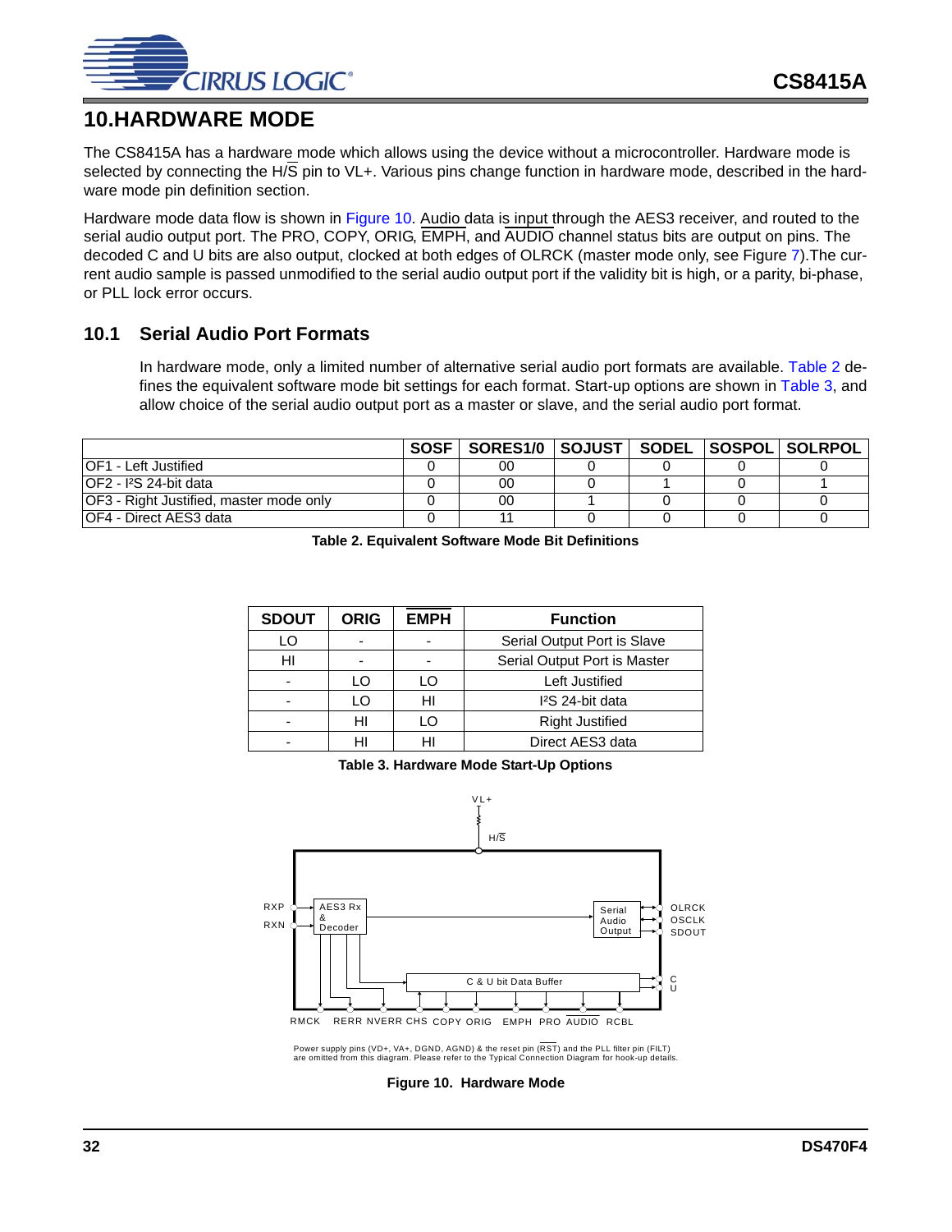# 10.HARDWARE MODE

The CS8415A has a hardware mode which allows using the device without a microcontroller. Hardware mode is selected by connecting the H/S pin to VL+. Various pins change function in hardware mode, described in the hardware mode pin definition section.

Hardware mode data flow is shown in Figure 10. Audio data is input through the AES3 receiver, and routed to the serial audio output port. The PRO, COPY, ORIG, EMPH, and AUDIO channel status bits are output on pins. The decoded C and U bits are also output, clocked at both edges of OLRCK (master mode only, see Figure 7).The current audio sample is passed unmodified to the serial audio output port if the validity bit is high, or a parity, bi-phase, or PLL lock error occurs.

## 10.1 Serial Audio Port Formats

In hardware mode, only a limited number of alternative serial audio port formats are available. Table 2 defines the equivalent software mode bit settings for each format. Start-up options are shown in Table 3, and allow choice of the serial audio output port as a master or slave, and the serial audio port format.

| | SOSF | SORES1/0 | SOJUST | SODEL | SOSPOL | SOLRPOL |
|---|---|---|---|---|---|---|
| OF1 - Left Justified | 0 | 00 | 0 | 0 | 0 | 0 |
| OF2 - I²S 24-bit data | 0 | 00 | 0 | 1 | 0 | 1 |
| OF3 - Right Justified, master mode only | 0 | 00 | 1 | 0 | 0 | 0 |
| OF4 - Direct AES3 data | 0 | 11 | 0 | 0 | 0 | 0 |

**Table 2. Equivalent Software Mode Bit Definitions**

| SDOUT | ORIG | EMPH | Function |
|---|---|---|---|
| LO | - | - | Serial Output Port is Slave |
| HI | - | - | Serial Output Port is Master |
| - | LO | LO | Left Justified |
| - | LO | HI | I²S 24-bit data |
| - | HI | LO | Right Justified |
| - | HI | HI | Direct AES3 data |

**Table 3. Hardware Mode Start-Up Options**

VL+ H/S RXP RXN AES3 Rx & Decoder Serial Audio Output OLRCK OSCLK SDOUT C & U bit Data Buffer C U RMCK RERR NVERR CHS COPY ORIG EMPH PRO AUDIO RCBL

Power supply pins (VD+, VA+, DGND, AGND) & the reset pin (RST) and the PLL filter pin (FILT) are omitted from this diagram. Please refer to the Typical Connection Diagram for hook-up details.

**Figure 10. Hardware Mode**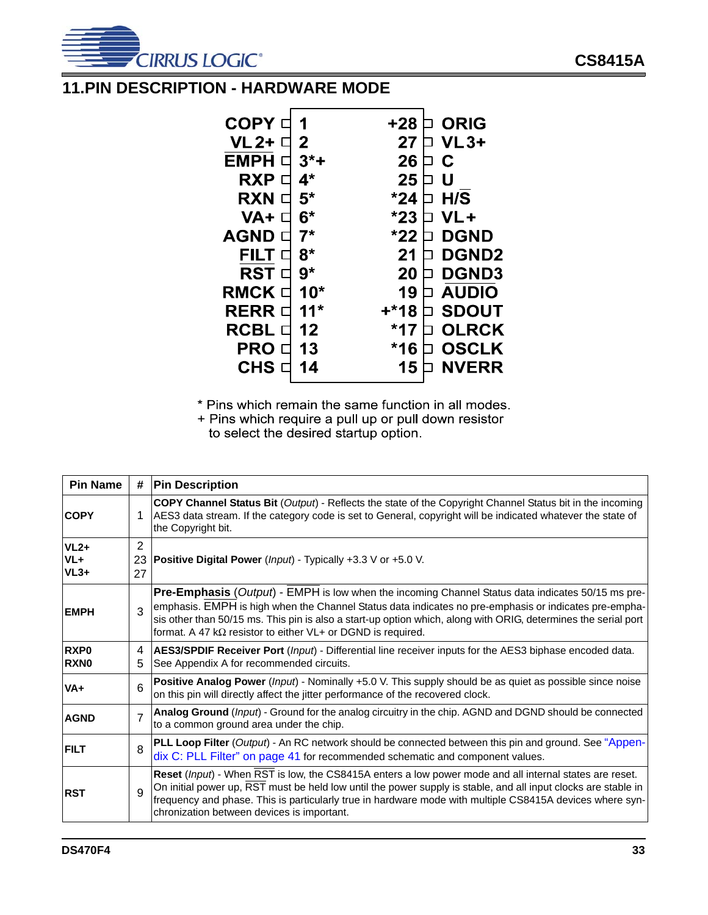## 11.PIN DESCRIPTION - HARDWARE MODE

| Pin Name | Pin | Pin | Pin Name |
|---|---|---|---|
| COPY | 1 | +28 | ORIG |
| VL2+ | 2 | 27 | VL3+ |
| EMPH | 3*+ | 26 | C |
| RXP | 4* | 25 | U |
| RXN | 5* | *24 | H/S |
| VA+ | 6* | *23 | VL+ |
| AGND | 7* | *22 | DGND |
| FILT | 8* | 21 | DGND2 |
| RST | 9* | 20 | DGND3 |
| RMCK | 10* | 19 | AUDIO |
| RERR | 11* | +*18 | SDOUT |
| RCBL | 12 | *17 | OLRCK |
| PRO | 13 | *16 | OSCLK |
| CHS | 14 | 15 | NVERR |

* Pins which remain the same function in all modes.
+ Pins which require a pull up or pull down resistor to select the desired startup option.

| Pin Name | # | Pin Description |
|---|---|---|
| **COPY** | 1 | **COPY Channel Status Bit** (*Output*) - Reflects the state of the Copyright Channel Status bit in the incoming AES3 data stream. If the category code is set to General, copyright will be indicated whatever the state of the Copyright bit. |
| **VL2+** **VL+** **VL3+** | 2 23 27 | **Positive Digital Power** (*Input*) - Typically +3.3 V or +5.0 V. |
| **EMPH** | 3 | **Pre-Emphasis** (*Output*) - EMPH is low when the incoming Channel Status data indicates 50/15 ms pre-emphasis. EMPH is high when the Channel Status data indicates no pre-emphasis or indicates pre-emphasis other than 50/15 ms. This pin is also a start-up option which, along with ORIG, determines the serial port format. A 47 kΩ resistor to either VL+ or DGND is required. |
| **RXP0** **RXN0** | 4 5 | **AES3/SPDIF Receiver Port** (*Input*) - Differential line receiver inputs for the AES3 biphase encoded data. See Appendix A for recommended circuits. |
| **VA+** | 6 | **Positive Analog Power** (*Input*) - Nominally +5.0 V. This supply should be as quiet as possible since noise on this pin will directly affect the jitter performance of the recovered clock. |
| **AGND** | 7 | **Analog Ground** (*Input*) - Ground for the analog circuitry in the chip. AGND and DGND should be connected to a common ground area under the chip. |
| **FILT** | 8 | **PLL Loop Filter** (*Output*) - An RC network should be connected between this pin and ground. See "Appendix C: PLL Filter" on page 41 for recommended schematic and component values. |
| **RST** | 9 | **Reset** (*Input*) - When RST is low, the CS8415A enters a low power mode and all internal states are reset. On initial power up, RST must be held low until the power supply is stable, and all input clocks are stable in frequency and phase. This is particularly true in hardware mode with multiple CS8415A devices where synchronization between devices is important. |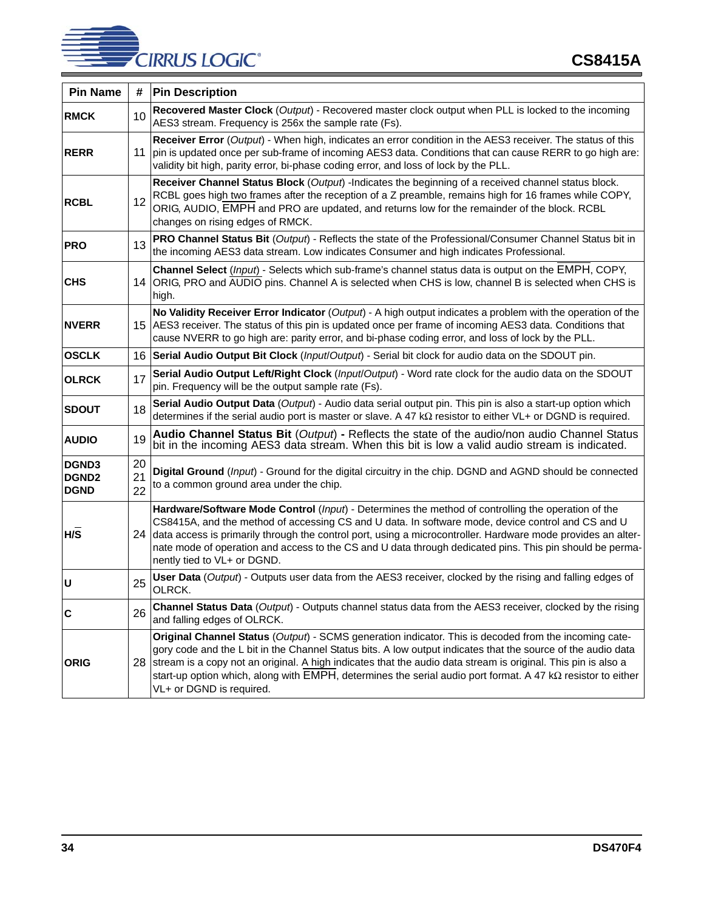| Pin Name | # | Pin Description |
|---|---|---|
| **RMCK** | 10 | **Recovered Master Clock** (*Output*) - Recovered master clock output when PLL is locked to the incoming AES3 stream. Frequency is 256x the sample rate (Fs). |
| **RERR** | 11 | **Receiver Error** (*Output*) - When high, indicates an error condition in the AES3 receiver. The status of this pin is updated once per sub-frame of incoming AES3 data. Conditions that can cause RERR to go high are: validity bit high, parity error, bi-phase coding error, and loss of lock by the PLL. |
| **RCBL** | 12 | **Receiver Channel Status Block** (*Output*) -Indicates the beginning of a received channel status block. RCBL goes high two frames after the reception of a Z preamble, remains high for 16 frames while COPY, ORIG, AUDIO, $\overline{\text{EMPH}}$ and PRO are updated, and returns low for the remainder of the block. RCBL changes on rising edges of RMCK. |
| **PRO** | 13 | **PRO Channel Status Bit** (*Output*) - Reflects the state of the Professional/Consumer Channel Status bit in the incoming AES3 data stream. Low indicates Consumer and high indicates Professional. |
| **CHS** | 14 | **Channel Select** (*Input*) - Selects which sub-frame's channel status data is output on the $\overline{\text{EMPH}}$, COPY, ORIG, PRO and $\overline{\text{AUDIO}}$ pins. Channel A is selected when CHS is low, channel B is selected when CHS is high. |
| **NVERR** | 15 | **No Validity Receiver Error Indicator** (*Output*) - A high output indicates a problem with the operation of the AES3 receiver. The status of this pin is updated once per frame of incoming AES3 data. Conditions that cause NVERR to go high are: parity error, and bi-phase coding error, and loss of lock by the PLL. |
| **OSCLK** | 16 | **Serial Audio Output Bit Clock** (*Input*/*Output*) - Serial bit clock for audio data on the SDOUT pin. |
| **OLRCK** | 17 | **Serial Audio Output Left/Right Clock** (*Input*/*Output*) - Word rate clock for the audio data on the SDOUT pin. Frequency will be the output sample rate (Fs). |
| **SDOUT** | 18 | **Serial Audio Output Data** (*Output*) - Audio data serial output pin. This pin is also a start-up option which determines if the serial audio port is master or slave. A 47 kΩ resistor to either VL+ or DGND is required. |
| **AUDIO** | 19 | **Audio Channel Status Bit** (*Output*) **-** Reflects the state of the audio/non audio Channel Status bit in the incoming AES3 data stream. When this bit is low a valid audio stream is indicated. |
| **DGND3**<br>**DGND2**<br>**DGND** | 20<br>21<br>22 | **Digital Ground** (*Input*) - Ground for the digital circuitry in the chip. DGND and AGND should be connected to a common ground area under the chip. |
| **H/$\overline{\text{S}}$** | 24 | **Hardware/Software Mode Control** (*Input*) - Determines the method of controlling the operation of the CS8415A, and the method of accessing CS and U data. In software mode, device control and CS and U data access is primarily through the control port, using a microcontroller. Hardware mode provides an alternate mode of operation and access to the CS and U data through dedicated pins. This pin should be permanently tied to VL+ or DGND. |
| **U** | 25 | **User Data** (*Output*) - Outputs user data from the AES3 receiver, clocked by the rising and falling edges of OLRCK. |
| **C** | 26 | **Channel Status Data** (*Output*) - Outputs channel status data from the AES3 receiver, clocked by the rising and falling edges of OLRCK. |
| **ORIG** | 28 | **Original Channel Status** (*Output*) - SCMS generation indicator. This is decoded from the incoming category code and the L bit in the Channel Status bits. A low output indicates that the source of the audio data stream is a copy not an original. A high indicates that the audio data stream is original. This pin is also a start-up option which, along with $\overline{\text{EMPH}}$, determines the serial audio port format. A 47 kΩ resistor to either VL+ or DGND is required. |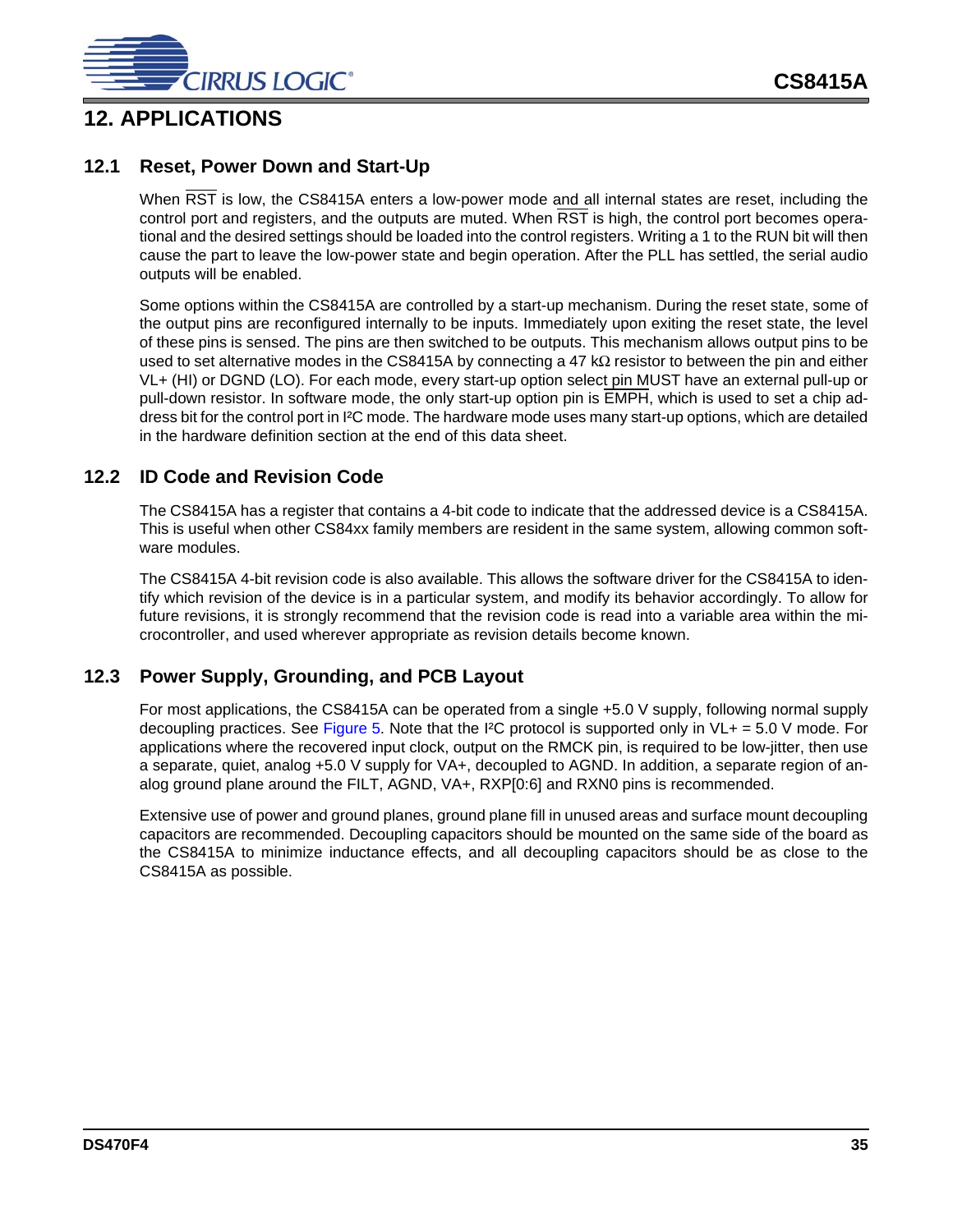# 12. APPLICATIONS

## 12.1 Reset, Power Down and Start-Up

When RST is low, the CS8415A enters a low-power mode and all internal states are reset, including the control port and registers, and the outputs are muted. When RST is high, the control port becomes operational and the desired settings should be loaded into the control registers. Writing a 1 to the RUN bit will then cause the part to leave the low-power state and begin operation. After the PLL has settled, the serial audio outputs will be enabled.

Some options within the CS8415A are controlled by a start-up mechanism. During the reset state, some of the output pins are reconfigured internally to be inputs. Immediately upon exiting the reset state, the level of these pins is sensed. The pins are then switched to be outputs. This mechanism allows output pins to be used to set alternative modes in the CS8415A by connecting a 47 kΩ resistor to between the pin and either VL+ (HI) or DGND (LO). For each mode, every start-up option select pin MUST have an external pull-up or pull-down resistor. In software mode, the only start-up option pin is EMPH, which is used to set a chip address bit for the control port in I²C mode. The hardware mode uses many start-up options, which are detailed in the hardware definition section at the end of this data sheet.

## 12.2 ID Code and Revision Code

The CS8415A has a register that contains a 4-bit code to indicate that the addressed device is a CS8415A. This is useful when other CS84xx family members are resident in the same system, allowing common software modules.

The CS8415A 4-bit revision code is also available. This allows the software driver for the CS8415A to identify which revision of the device is in a particular system, and modify its behavior accordingly. To allow for future revisions, it is strongly recommend that the revision code is read into a variable area within the microcontroller, and used wherever appropriate as revision details become known.

## 12.3 Power Supply, Grounding, and PCB Layout

For most applications, the CS8415A can be operated from a single +5.0 V supply, following normal supply decoupling practices. See Figure 5. Note that the I²C protocol is supported only in VL+ = 5.0 V mode. For applications where the recovered input clock, output on the RMCK pin, is required to be low-jitter, then use a separate, quiet, analog +5.0 V supply for VA+, decoupled to AGND. In addition, a separate region of analog ground plane around the FILT, AGND, VA+, RXP[0:6] and RXN0 pins is recommended.

Extensive use of power and ground planes, ground plane fill in unused areas and surface mount decoupling capacitors are recommended. Decoupling capacitors should be mounted on the same side of the board as the CS8415A to minimize inductance effects, and all decoupling capacitors should be as close to the CS8415A as possible.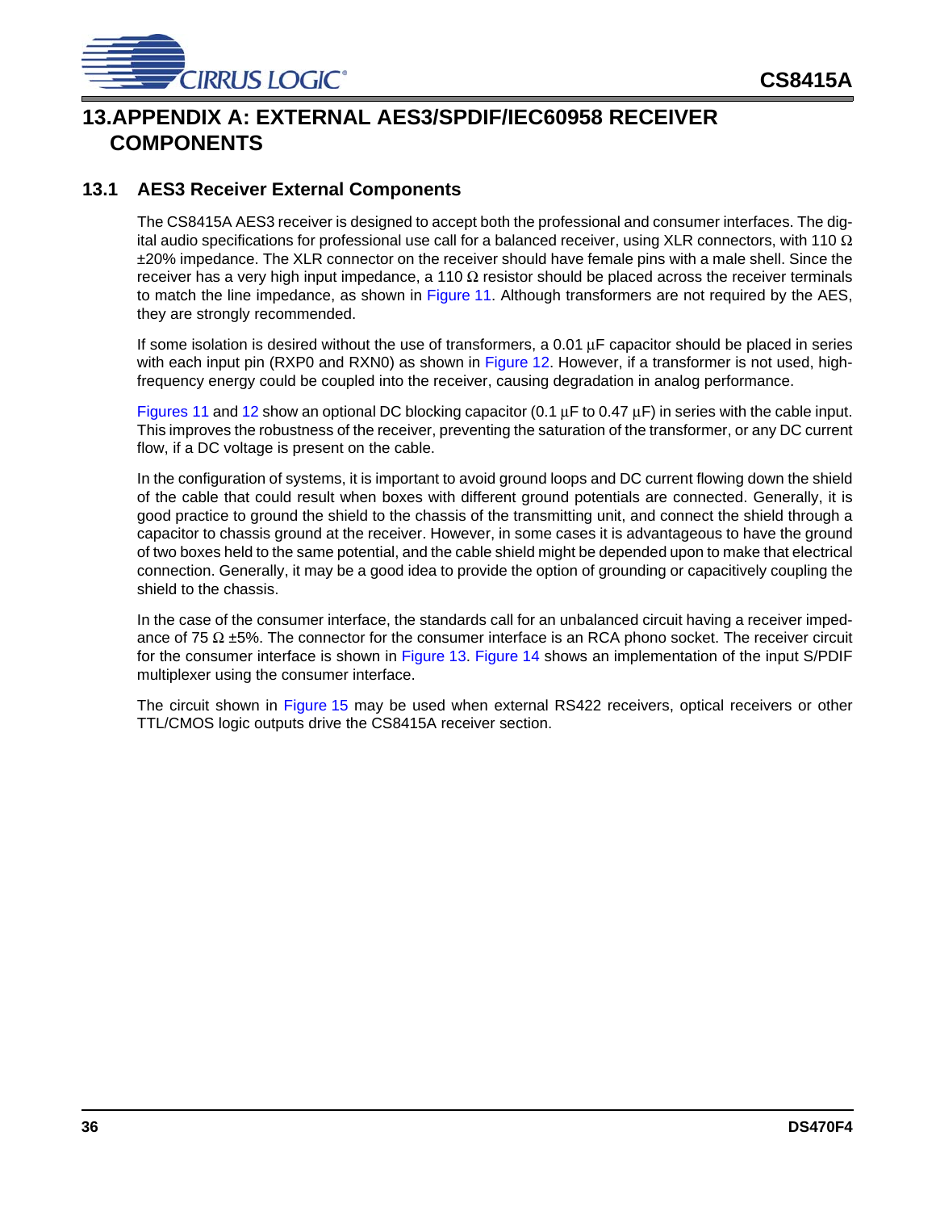# 13. APPENDIX A: EXTERNAL AES3/SPDIF/IEC60958 RECEIVER COMPONENTS

## 13.1 AES3 Receiver External Components

The CS8415A AES3 receiver is designed to accept both the professional and consumer interfaces. The digital audio specifications for professional use call for a balanced receiver, using XLR connectors, with 110 Ω ±20% impedance. The XLR connector on the receiver should have female pins with a male shell. Since the receiver has a very high input impedance, a 110 Ω resistor should be placed across the receiver terminals to match the line impedance, as shown in Figure 11. Although transformers are not required by the AES, they are strongly recommended.

If some isolation is desired without the use of transformers, a 0.01 µF capacitor should be placed in series with each input pin (RXP0 and RXN0) as shown in Figure 12. However, if a transformer is not used, high-frequency energy could be coupled into the receiver, causing degradation in analog performance.

Figures 11 and 12 show an optional DC blocking capacitor (0.1 µF to 0.47 µF) in series with the cable input. This improves the robustness of the receiver, preventing the saturation of the transformer, or any DC current flow, if a DC voltage is present on the cable.

In the configuration of systems, it is important to avoid ground loops and DC current flowing down the shield of the cable that could result when boxes with different ground potentials are connected. Generally, it is good practice to ground the shield to the chassis of the transmitting unit, and connect the shield through a capacitor to chassis ground at the receiver. However, in some cases it is advantageous to have the ground of two boxes held to the same potential, and the cable shield might be depended upon to make that electrical connection. Generally, it may be a good idea to provide the option of grounding or capacitively coupling the shield to the chassis.

In the case of the consumer interface, the standards call for an unbalanced circuit having a receiver impedance of 75 Ω ±5%. The connector for the consumer interface is an RCA phono socket. The receiver circuit for the consumer interface is shown in Figure 13. Figure 14 shows an implementation of the input S/PDIF multiplexer using the consumer interface.

The circuit shown in Figure 15 may be used when external RS422 receivers, optical receivers or other TTL/CMOS logic outputs drive the CS8415A receiver section.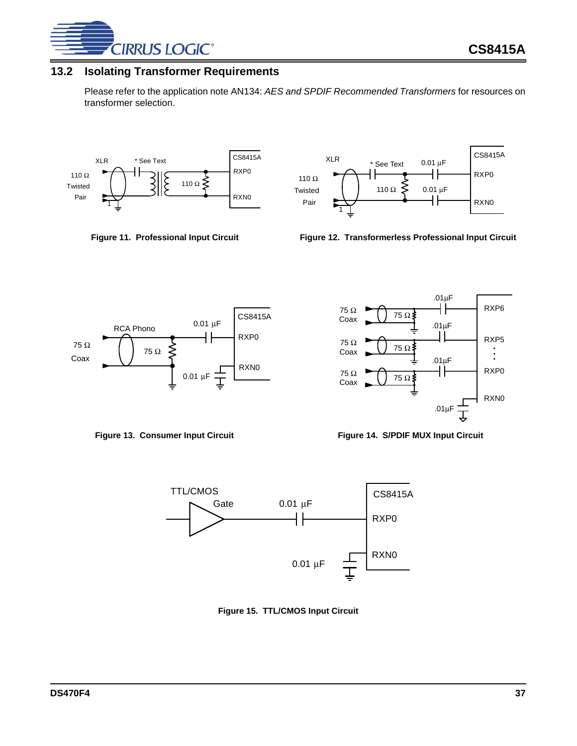## 13.2 Isolating Transformer Requirements

Please refer to the application note AN134: *AES and SPDIF Recommended Transformers* for resources on transformer selection.

**Figure 11. Professional Input Circuit**

**Figure 12. Transformerless Professional Input Circuit**

**Figure 13. Consumer Input Circuit**

**Figure 14. S/PDIF MUX Input Circuit**

**Figure 15. TTL/CMOS Input Circuit**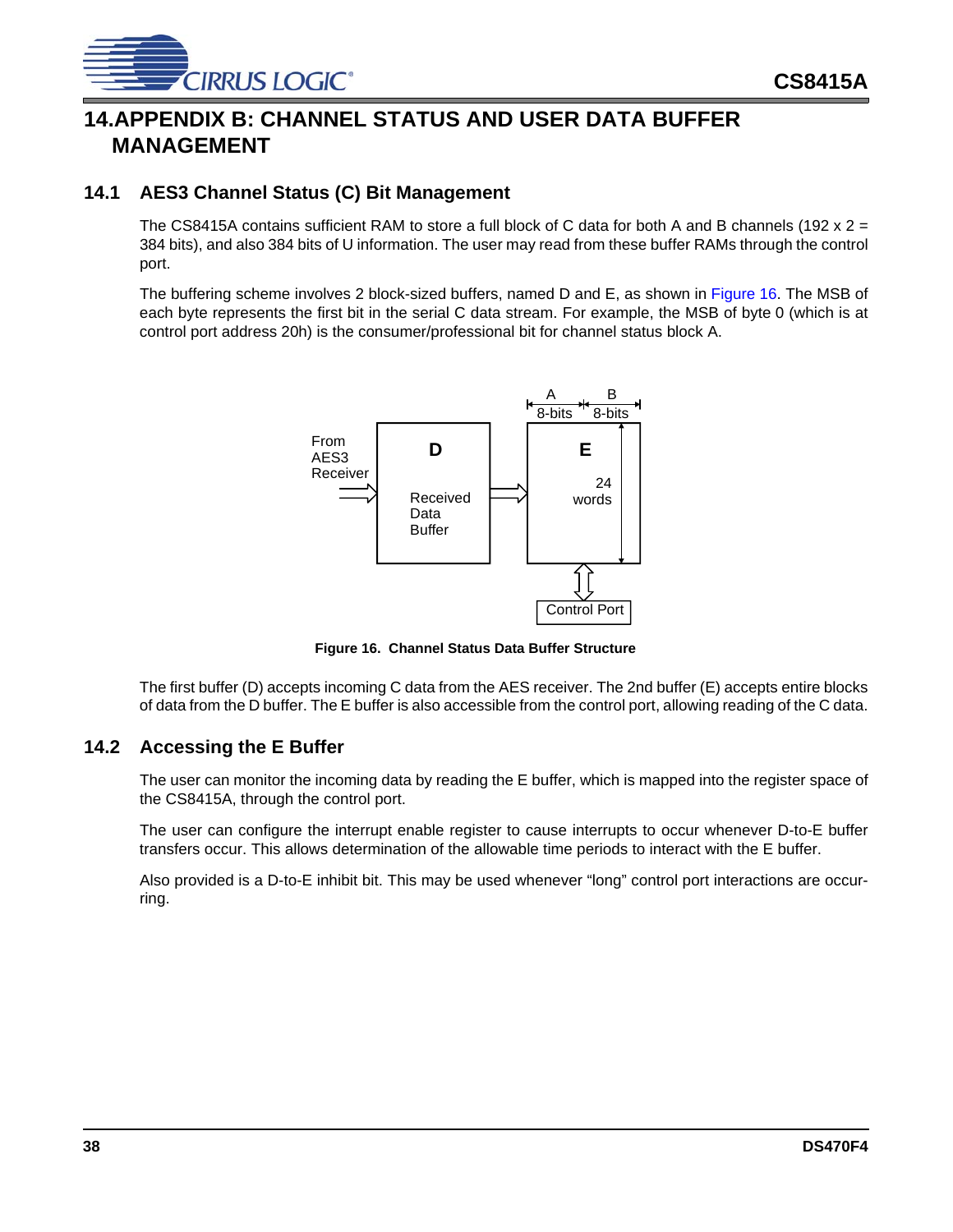# 14. APPENDIX B: CHANNEL STATUS AND USER DATA BUFFER MANAGEMENT

## 14.1 AES3 Channel Status (C) Bit Management

The CS8415A contains sufficient RAM to store a full block of C data for both A and B channels (192 x 2 = 384 bits), and also 384 bits of U information. The user may read from these buffer RAMs through the control port.

The buffering scheme involves 2 block-sized buffers, named D and E, as shown in Figure 16. The MSB of each byte represents the first bit in the serial C data stream. For example, the MSB of byte 0 (which is at control port address 20h) is the consumer/professional bit for channel status block A.

**Figure 16. Channel Status Data Buffer Structure**

The first buffer (D) accepts incoming C data from the AES receiver. The 2nd buffer (E) accepts entire blocks of data from the D buffer. The E buffer is also accessible from the control port, allowing reading of the C data.

## 14.2 Accessing the E Buffer

The user can monitor the incoming data by reading the E buffer, which is mapped into the register space of the CS8415A, through the control port.

The user can configure the interrupt enable register to cause interrupts to occur whenever D-to-E buffer transfers occur. This allows determination of the allowable time periods to interact with the E buffer.

Also provided is a D-to-E inhibit bit. This may be used whenever "long" control port interactions are occurring.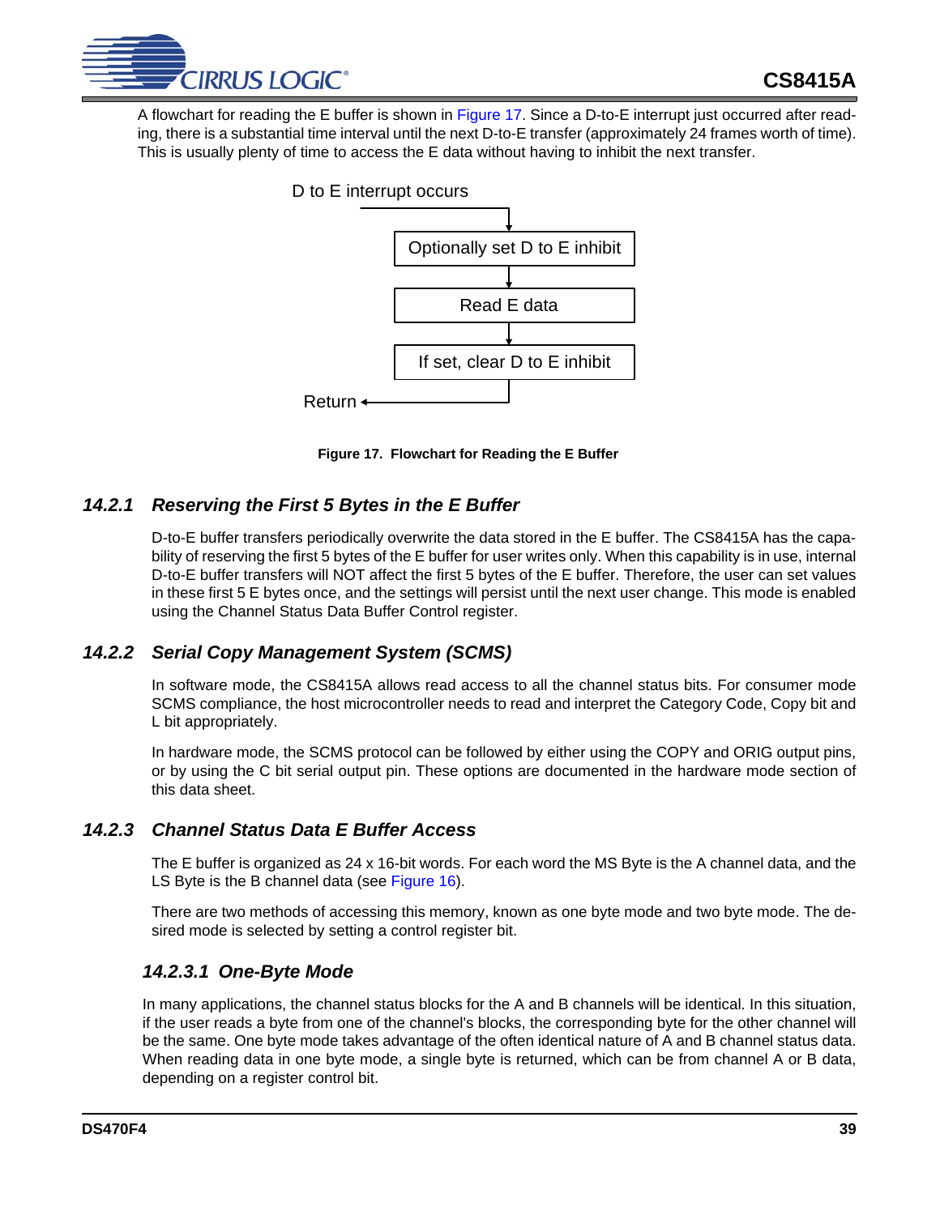A flowchart for reading the E buffer is shown in Figure 17. Since a D-to-E interrupt just occurred after reading, there is a substantial time interval until the next D-to-E transfer (approximately 24 frames worth of time). This is usually plenty of time to access the E data without having to inhibit the next transfer.

D to E interrupt occurs

Optionally set D to E inhibit

Read E data

If set, clear D to E inhibit

Return

**Figure 17. Flowchart for Reading the E Buffer**

### 14.2.1 Reserving the First 5 Bytes in the E Buffer

D-to-E buffer transfers periodically overwrite the data stored in the E buffer. The CS8415A has the capability of reserving the first 5 bytes of the E buffer for user writes only. When this capability is in use, internal D-to-E buffer transfers will NOT affect the first 5 bytes of the E buffer. Therefore, the user can set values in these first 5 E bytes once, and the settings will persist until the next user change. This mode is enabled using the Channel Status Data Buffer Control register.

### 14.2.2 Serial Copy Management System (SCMS)

In software mode, the CS8415A allows read access to all the channel status bits. For consumer mode SCMS compliance, the host microcontroller needs to read and interpret the Category Code, Copy bit and L bit appropriately.

In hardware mode, the SCMS protocol can be followed by either using the COPY and ORIG output pins, or by using the C bit serial output pin. These options are documented in the hardware mode section of this data sheet.

### 14.2.3 Channel Status Data E Buffer Access

The E buffer is organized as 24 x 16-bit words. For each word the MS Byte is the A channel data, and the LS Byte is the B channel data (see Figure 16).

There are two methods of accessing this memory, known as one byte mode and two byte mode. The desired mode is selected by setting a control register bit.

#### 14.2.3.1 One-Byte Mode

In many applications, the channel status blocks for the A and B channels will be identical. In this situation, if the user reads a byte from one of the channel's blocks, the corresponding byte for the other channel will be the same. One byte mode takes advantage of the often identical nature of A and B channel status data. When reading data in one byte mode, a single byte is returned, which can be from channel A or B data, depending on a register control bit.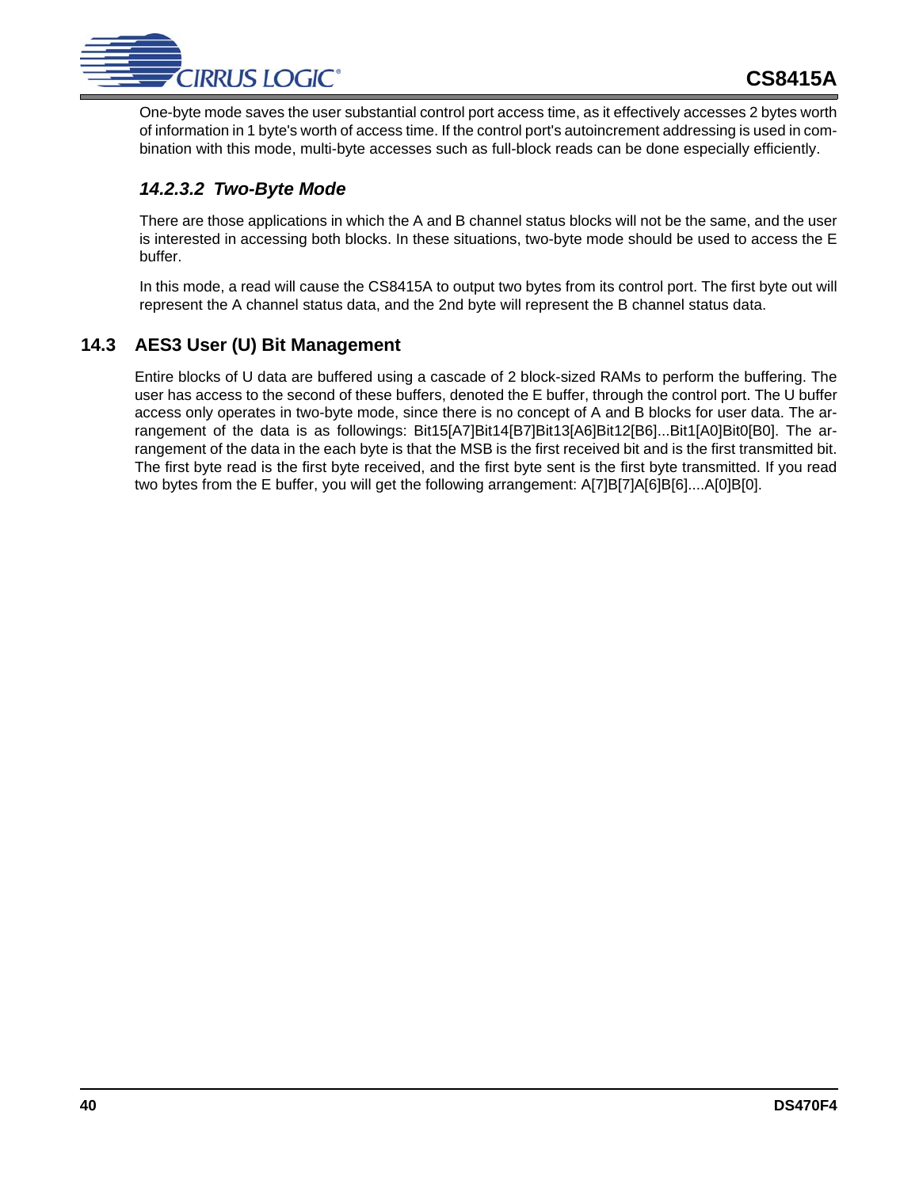One-byte mode saves the user substantial control port access time, as it effectively accesses 2 bytes worth of information in 1 byte's worth of access time. If the control port's autoincrement addressing is used in combination with this mode, multi-byte accesses such as full-block reads can be done especially efficiently.

#### *14.2.3.2 Two-Byte Mode*

There are those applications in which the A and B channel status blocks will not be the same, and the user is interested in accessing both blocks. In these situations, two-byte mode should be used to access the E buffer.

In this mode, a read will cause the CS8415A to output two bytes from its control port. The first byte out will represent the A channel status data, and the 2nd byte will represent the B channel status data.

## 14.3 AES3 User (U) Bit Management

Entire blocks of U data are buffered using a cascade of 2 block-sized RAMs to perform the buffering. The user has access to the second of these buffers, denoted the E buffer, through the control port. The U buffer access only operates in two-byte mode, since there is no concept of A and B blocks for user data. The arrangement of the data is as followings: Bit15[A7]Bit14[B7]Bit13[A6]Bit12[B6]...Bit1[A0]Bit0[B0]. The arrangement of the data in the each byte is that the MSB is the first received bit and is the first transmitted bit. The first byte read is the first byte received, and the first byte sent is the first byte transmitted. If you read two bytes from the E buffer, you will get the following arrangement: A[7]B[7]A[6]B[6]....A[0]B[0].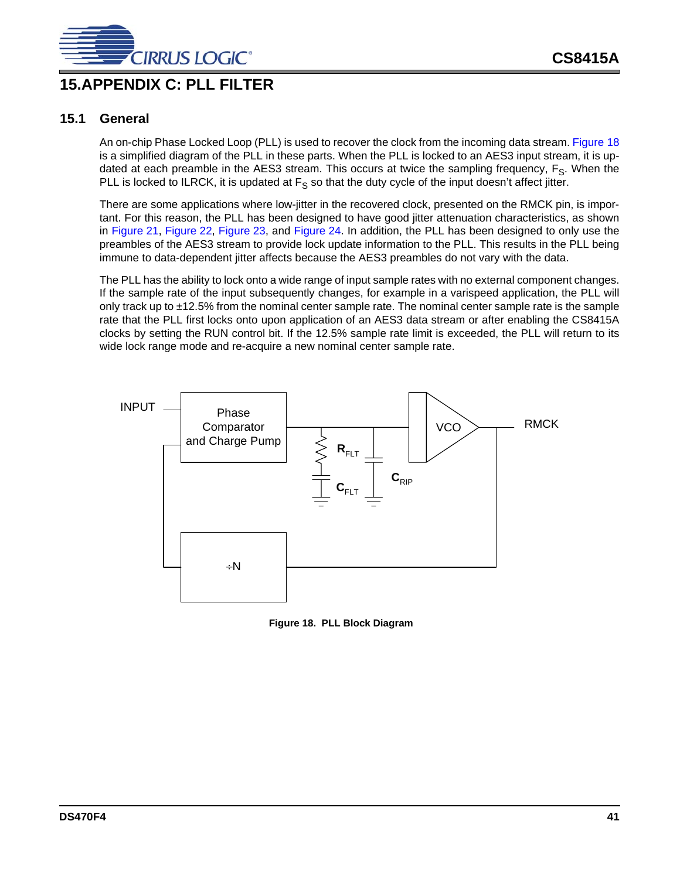# 15.APPENDIX C: PLL FILTER

## 15.1 General

An on-chip Phase Locked Loop (PLL) is used to recover the clock from the incoming data stream. Figure 18 is a simplified diagram of the PLL in these parts. When the PLL is locked to an AES3 input stream, it is updated at each preamble in the AES3 stream. This occurs at twice the sampling frequency, $F_S$. When the PLL is locked to ILRCK, it is updated at $F_S$ so that the duty cycle of the input doesn't affect jitter.

There are some applications where low-jitter in the recovered clock, presented on the RMCK pin, is important. For this reason, the PLL has been designed to have good jitter attenuation characteristics, as shown in Figure 21, Figure 22, Figure 23, and Figure 24. In addition, the PLL has been designed to only use the preambles of the AES3 stream to provide lock update information to the PLL. This results in the PLL being immune to data-dependent jitter affects because the AES3 preambles do not vary with the data.

The PLL has the ability to lock onto a wide range of input sample rates with no external component changes. If the sample rate of the input subsequently changes, for example in a varispeed application, the PLL will only track up to ±12.5% from the nominal center sample rate. The nominal center sample rate is the sample rate that the PLL first locks onto upon application of an AES3 data stream or after enabling the CS8415A clocks by setting the RUN control bit. If the 12.5% sample rate limit is exceeded, the PLL will return to its wide lock range mode and re-acquire a new nominal center sample rate.

**Figure 18. PLL Block Diagram**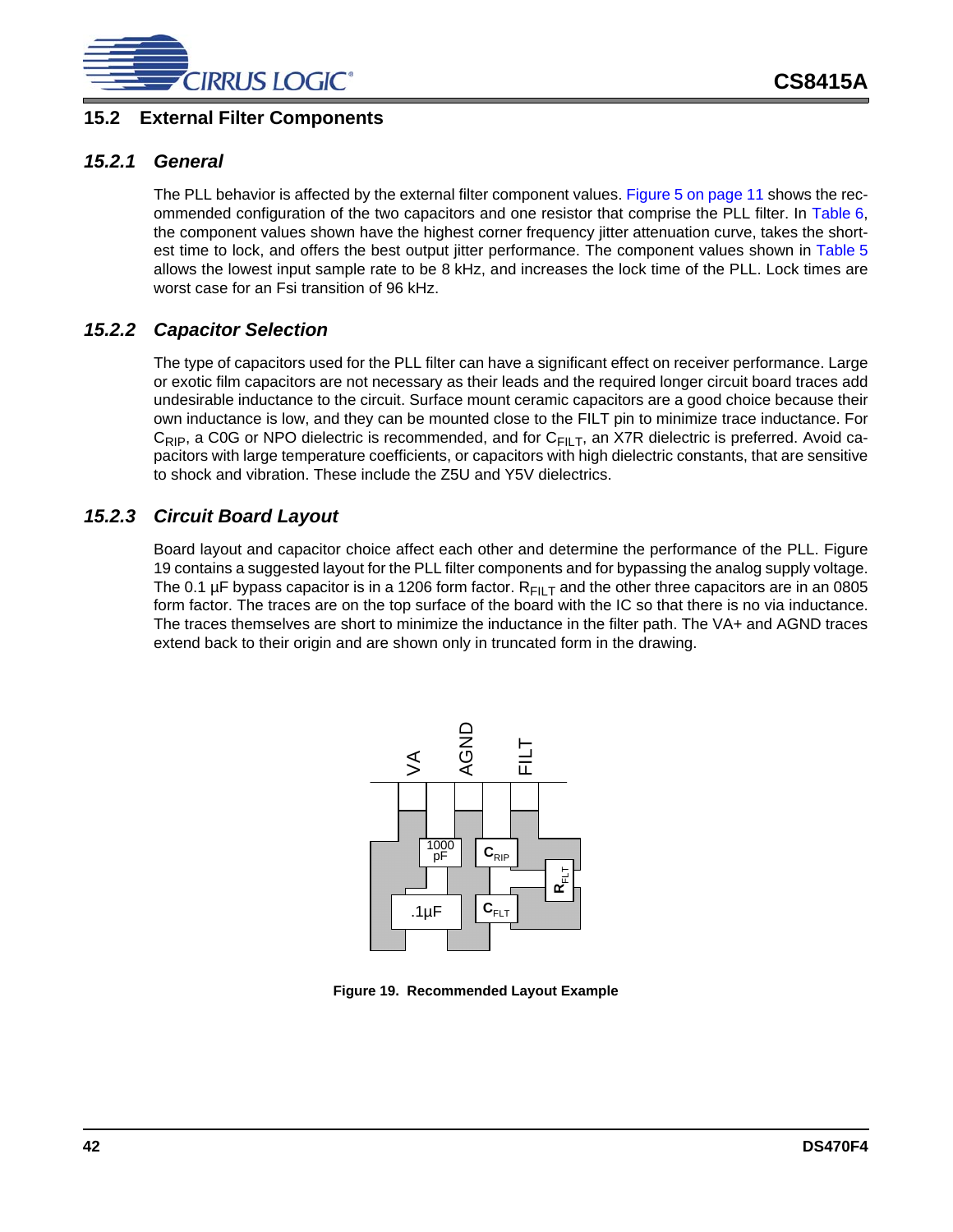## 15.2 External Filter Components

### 15.2.1 General

The PLL behavior is affected by the external filter component values. Figure 5 on page 11 shows the recommended configuration of the two capacitors and one resistor that comprise the PLL filter. In Table 6, the component values shown have the highest corner frequency jitter attenuation curve, takes the shortest time to lock, and offers the best output jitter performance. The component values shown in Table 5 allows the lowest input sample rate to be 8 kHz, and increases the lock time of the PLL. Lock times are worst case for an Fsi transition of 96 kHz.

### 15.2.2 Capacitor Selection

The type of capacitors used for the PLL filter can have a significant effect on receiver performance. Large or exotic film capacitors are not necessary as their leads and the required longer circuit board traces add undesirable inductance to the circuit. Surface mount ceramic capacitors are a good choice because their own inductance is low, and they can be mounted close to the FILT pin to minimize trace inductance. For $C_{RIP}$, a C0G or NPO dielectric is recommended, and for $C_{FILT}$, an X7R dielectric is preferred. Avoid capacitors with large temperature coefficients, or capacitors with high dielectric constants, that are sensitive to shock and vibration. These include the Z5U and Y5V dielectrics.

### 15.2.3 Circuit Board Layout

Board layout and capacitor choice affect each other and determine the performance of the PLL. Figure 19 contains a suggested layout for the PLL filter components and for bypassing the analog supply voltage. The 0.1 µF bypass capacitor is in a 1206 form factor. $R_{FILT}$ and the other three capacitors are in an 0805 form factor. The traces are on the top surface of the board with the IC so that there is no via inductance. The traces themselves are short to minimize the inductance in the filter path. The VA+ and AGND traces extend back to their origin and are shown only in truncated form in the drawing.

VA AGND FILT

1000 pF   $C_{RIP}$   $R_{FLT}$

.1µF   $C_{FLT}$

**Figure 19. Recommended Layout Example**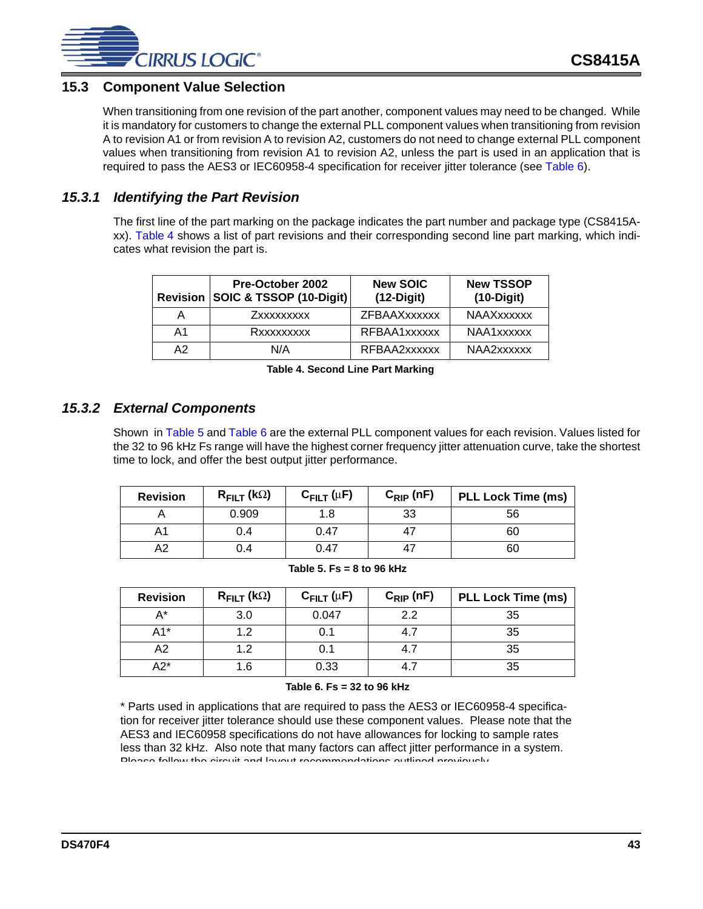## 15.3 Component Value Selection

When transitioning from one revision of the part another, component values may need to be changed. While it is mandatory for customers to change the external PLL component values when transitioning from revision A to revision A1 or from revision A to revision A2, customers do not need to change external PLL component values when transitioning from revision A1 to revision A2, unless the part is used in an application that is required to pass the AES3 or IEC60958-4 specification for receiver jitter tolerance (see Table 6).

### *15.3.1 Identifying the Part Revision*

The first line of the part marking on the package indicates the part number and package type (CS8415A-xx). Table 4 shows a list of part revisions and their corresponding second line part marking, which indicates what revision the part is.

| Revision | Pre-October 2002 SOIC & TSSOP (10-Digit) | New SOIC (12-Digit) | New TSSOP (10-Digit) |
|---|---|---|---|
| A | Zxxxxxxxxx | ZFBAAXxxxxxx | NAAXxxxxxx |
| A1 | Rxxxxxxxxx | RFBAA1xxxxxx | NAA1xxxxxx |
| A2 | N/A | RFBAA2xxxxxx | NAA2xxxxxx |

**Table 4. Second Line Part Marking**

### *15.3.2 External Components*

Shown in Table 5 and Table 6 are the external PLL component values for each revision. Values listed for the 32 to 96 kHz Fs range will have the highest corner frequency jitter attenuation curve, take the shortest time to lock, and offer the best output jitter performance.

| Revision | $R_{FILT}$ (kΩ) | $C_{FILT}$ (μF) | $C_{RIP}$ (nF) | PLL Lock Time (ms) |
|---|---|---|---|---|
| A | 0.909 | 1.8 | 33 | 56 |
| A1 | 0.4 | 0.47 | 47 | 60 |
| A2 | 0.4 | 0.47 | 47 | 60 |

**Table 5. Fs = 8 to 96 kHz**

| Revision | $R_{FILT}$ (kΩ) | $C_{FILT}$ (μF) | $C_{RIP}$ (nF) | PLL Lock Time (ms) |
|---|---|---|---|---|
| A* | 3.0 | 0.047 | 2.2 | 35 |
| A1* | 1.2 | 0.1 | 4.7 | 35 |
| A2 | 1.2 | 0.1 | 4.7 | 35 |
| A2* | 1.6 | 0.33 | 4.7 | 35 |

**Table 6. Fs = 32 to 96 kHz**

* Parts used in applications that are required to pass the AES3 or IEC60958-4 specification for receiver jitter tolerance should use these component values. Please note that the AES3 and IEC60958 specifications do not have allowances for locking to sample rates less than 32 kHz. Also note that many factors can affect jitter performance in a system. Please follow the circuit and layout recommendations outlined previously.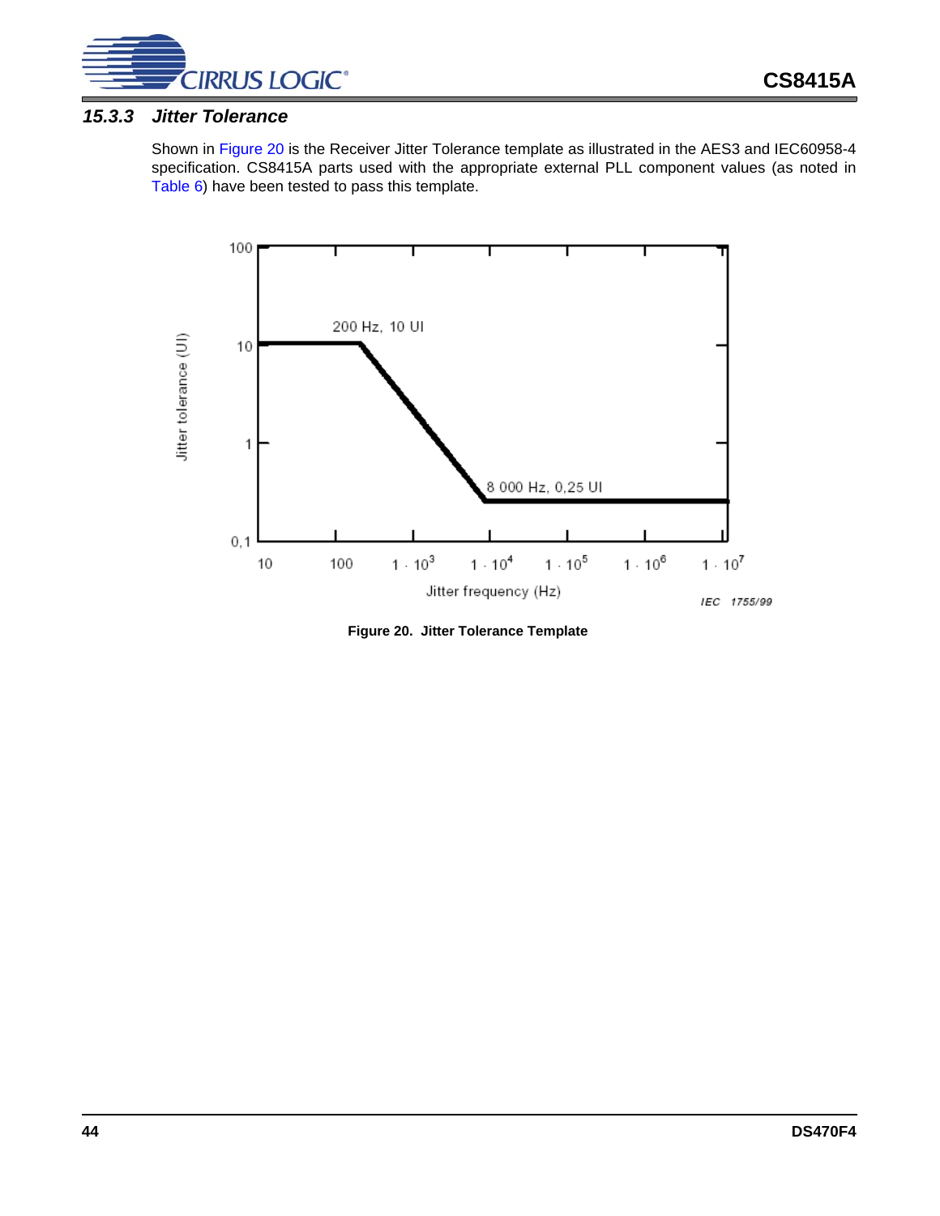### 15.3.3 Jitter Tolerance

Shown in Figure 20 is the Receiver Jitter Tolerance template as illustrated in the AES3 and IEC60958-4 specification. CS8415A parts used with the appropriate external PLL component values (as noted in Table 6) have been tested to pass this template.

Figure 20. Jitter Tolerance Template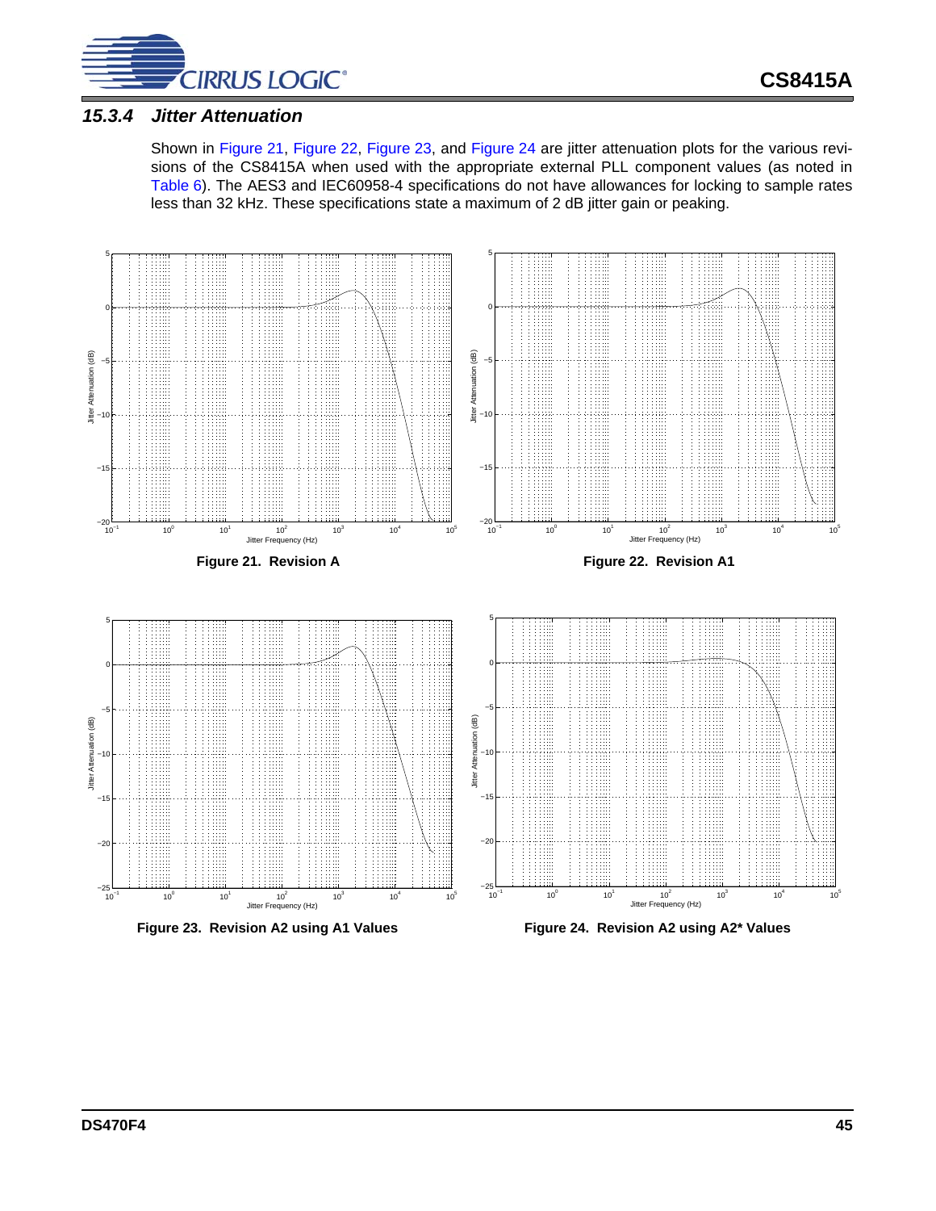### 15.3.4 Jitter Attenuation

Shown in Figure 21, Figure 22, Figure 23, and Figure 24 are jitter attenuation plots for the various revisions of the CS8415A when used with the appropriate external PLL component values (as noted in Table 6). The AES3 and IEC60958-4 specifications do not have allowances for locking to sample rates less than 32 kHz. These specifications state a maximum of 2 dB jitter gain or peaking.

**Figure 21. Revision A**

**Figure 22. Revision A1**

**Figure 23. Revision A2 using A1 Values**

**Figure 24. Revision A2 using A2* Values**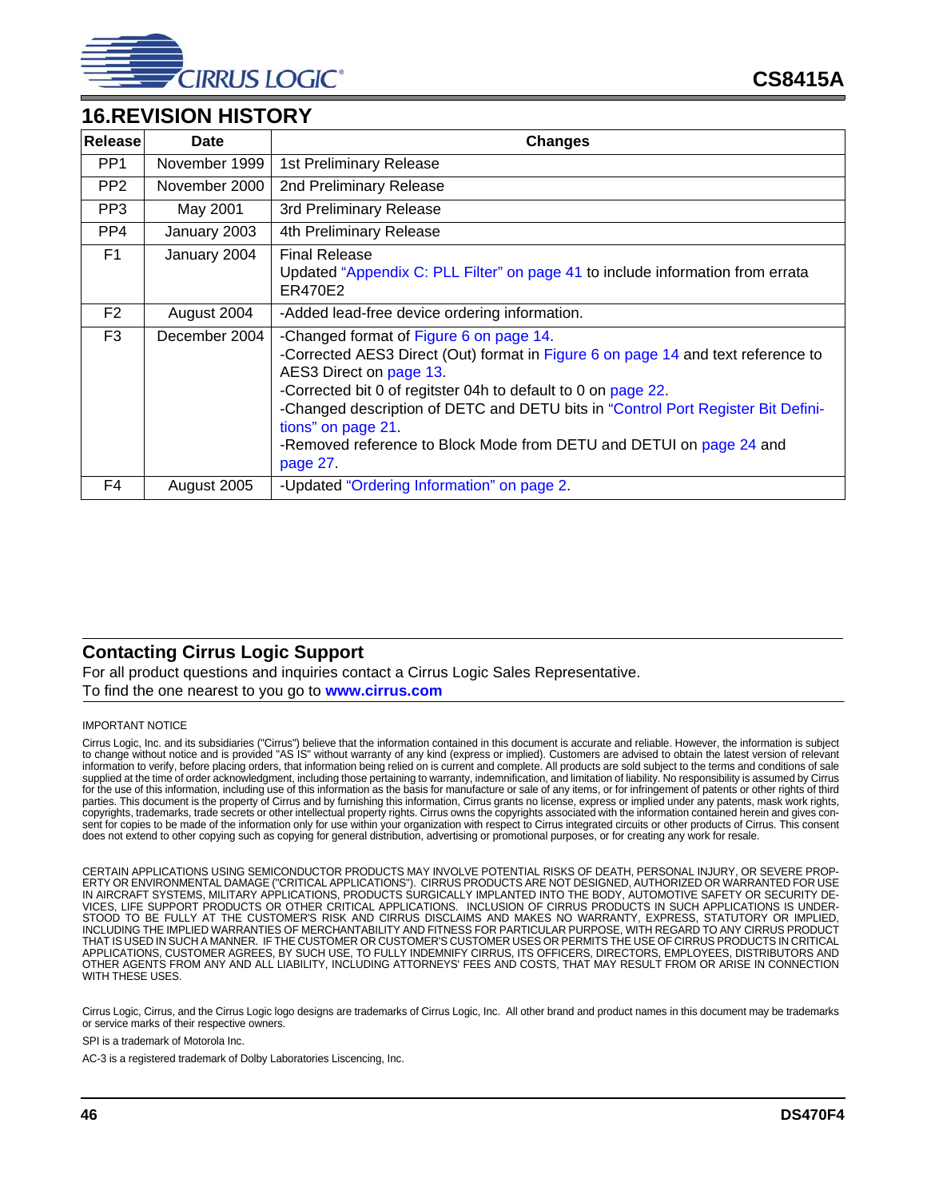## 16.REVISION HISTORY

| Release | Date | Changes |
|---|---|---|
| PP1 | November 1999 | 1st Preliminary Release |
| PP2 | November 2000 | 2nd Preliminary Release |
| PP3 | May 2001 | 3rd Preliminary Release |
| PP4 | January 2003 | 4th Preliminary Release |
| F1 | January 2004 | Final Release<br>Updated "Appendix C: PLL Filter" on page 41 to include information from errata ER470E2 |
| F2 | August 2004 | -Added lead-free device ordering information. |
| F3 | December 2004 | -Changed format of Figure 6 on page 14.<br>-Corrected AES3 Direct (Out) format in Figure 6 on page 14 and text reference to AES3 Direct on page 13.<br>-Corrected bit 0 of regitster 04h to default to 0 on page 22.<br>-Changed description of DETC and DETU bits in "Control Port Register Bit Definitions" on page 21.<br>-Removed reference to Block Mode from DETU and DETUI on page 24 and page 27. |
| F4 | August 2005 | -Updated "Ordering Information" on page 2. |

### Contacting Cirrus Logic Support

For all product questions and inquiries contact a Cirrus Logic Sales Representative.
To find the one nearest to you go to **www.cirrus.com**

IMPORTANT NOTICE

Cirrus Logic, Inc. and its subsidiaries ("Cirrus") believe that the information contained in this document is accurate and reliable. However, the information is subject to change without notice and is provided "AS IS" without warranty of any kind (express or implied). Customers are advised to obtain the latest version of relevant information to verify, before placing orders, that information being relied on is current and complete. All products are sold subject to the terms and conditions of sale supplied at the time of order acknowledgment, including those pertaining to warranty, indemnification, and limitation of liability. No responsibility is assumed by Cirrus for the use of this information, including use of this information as the basis for manufacture or sale of any items, or for infringement of patents or other rights of third parties. This document is the property of Cirrus and by furnishing this information, Cirrus grants no license, express or implied under any patents, mask work rights, copyrights, trademarks, trade secrets or other intellectual property rights. Cirrus owns the copyrights associated with the information contained herein and gives consent for copies to be made of the information only for use within your organization with respect to Cirrus integrated circuits or other products of Cirrus. This consent does not extend to other copying such as copying for general distribution, advertising or promotional purposes, or for creating any work for resale.

CERTAIN APPLICATIONS USING SEMICONDUCTOR PRODUCTS MAY INVOLVE POTENTIAL RISKS OF DEATH, PERSONAL INJURY, OR SEVERE PROPERTY OR ENVIRONMENTAL DAMAGE ("CRITICAL APPLICATIONS"). CIRRUS PRODUCTS ARE NOT DESIGNED, AUTHORIZED OR WARRANTED FOR USE IN AIRCRAFT SYSTEMS, MILITARY APPLICATIONS, PRODUCTS SURGICALLY IMPLANTED INTO THE BODY, AUTOMOTIVE SAFETY OR SECURITY DEVICES, LIFE SUPPORT PRODUCTS OR OTHER CRITICAL APPLICATIONS. INCLUSION OF CIRRUS PRODUCTS IN SUCH APPLICATIONS IS UNDERSTOOD TO BE FULLY AT THE CUSTOMER'S RISK AND CIRRUS DISCLAIMS AND MAKES NO WARRANTY, EXPRESS, STATUTORY OR IMPLIED, INCLUDING THE IMPLIED WARRANTIES OF MERCHANTABILITY AND FITNESS FOR PARTICULAR PURPOSE, WITH REGARD TO ANY CIRRUS PRODUCT THAT IS USED IN SUCH A MANNER. IF THE CUSTOMER OR CUSTOMER'S CUSTOMER USES OR PERMITS THE USE OF CIRRUS PRODUCTS IN CRITICAL APPLICATIONS, CUSTOMER AGREES, BY SUCH USE, TO FULLY INDEMNIFY CIRRUS, ITS OFFICERS, DIRECTORS, EMPLOYEES, DISTRIBUTORS AND OTHER AGENTS FROM ANY AND ALL LIABILITY, INCLUDING ATTORNEYS' FEES AND COSTS, THAT MAY RESULT FROM OR ARISE IN CONNECTION WITH THESE USES.

Cirrus Logic, Cirrus, and the Cirrus Logic logo designs are trademarks of Cirrus Logic, Inc. All other brand and product names in this document may be trademarks or service marks of their respective owners.

SPI is a trademark of Motorola Inc.

AC-3 is a registered trademark of Dolby Laboratories Liscencing, Inc.